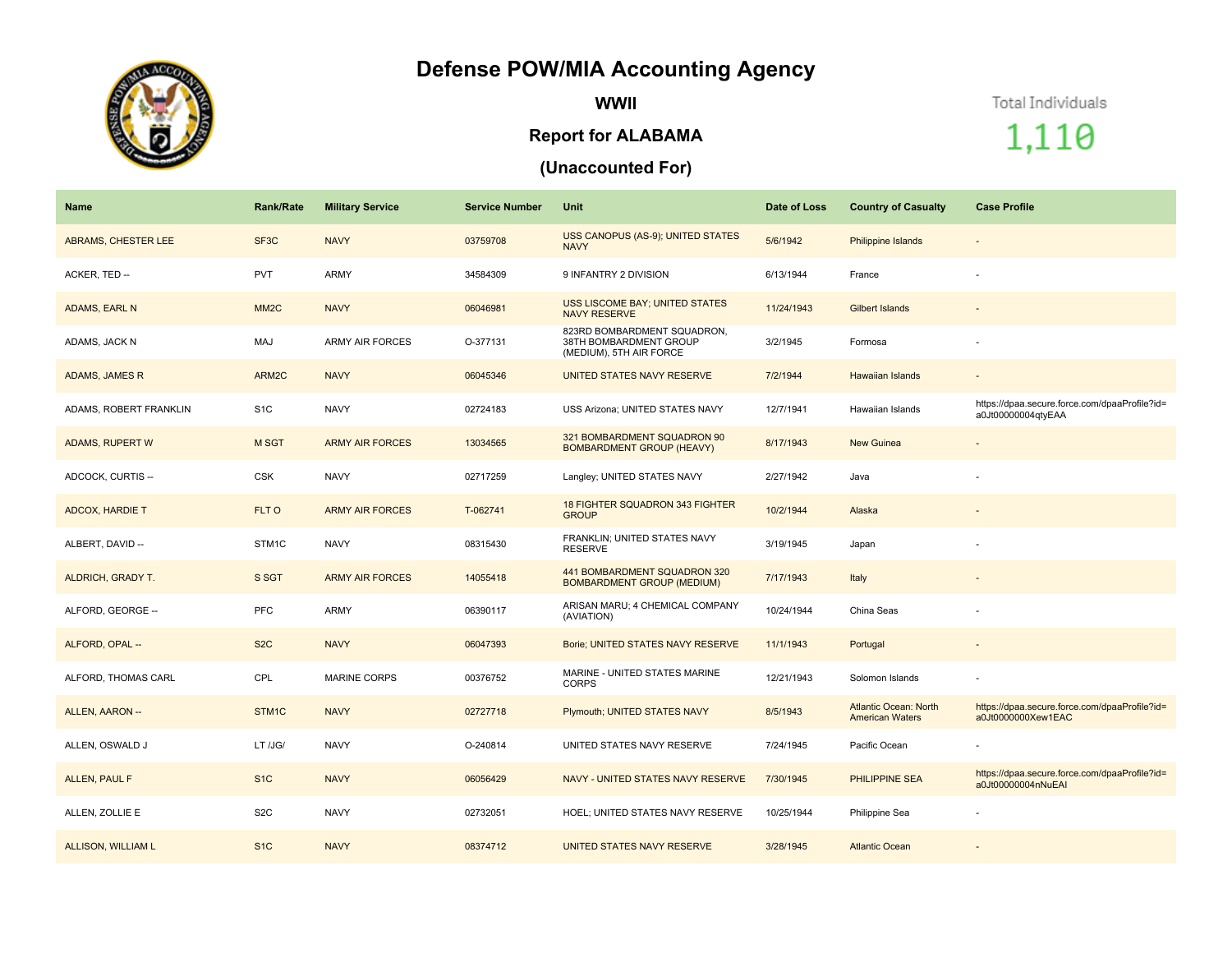# Defense POW/MIA Accounting Agency

## WWII

## Report for ALABAMA

## (Unaccounted For)

Total Individuals

1,110

| Name | Rank/Rate | Military Service | Service Number | Unit | Date of Loss | Country of Casualty | Case Profile |
|---|---|---|---|---|---|---|---|
| ABRAMS, CHESTER LEE | SF3C | NAVY | 03759708 | USS CANOPUS (AS-9); UNITED STATES NAVY | 5/6/1942 | Philippine Islands | - |
| ACKER, TED -- | PVT | ARMY | 34584309 | 9 INFANTRY 2 DIVISION | 6/13/1944 | France | - |
| ADAMS, EARL N | MM2C | NAVY | 06046981 | USS LISCOME BAY; UNITED STATES NAVY RESERVE | 11/24/1943 | Gilbert Islands | - |
| ADAMS, JACK N | MAJ | ARMY AIR FORCES | O-377131 | 823RD BOMBARDMENT SQUADRON, 38TH BOMBARDMENT GROUP (MEDIUM), 5TH AIR FORCE | 3/2/1945 | Formosa | - |
| ADAMS, JAMES R | ARM2C | NAVY | 06045346 | UNITED STATES NAVY RESERVE | 7/2/1944 | Hawaiian Islands | - |
| ADAMS, ROBERT FRANKLIN | S1C | NAVY | 02724183 | USS Arizona; UNITED STATES NAVY | 12/7/1941 | Hawaiian Islands | https://dpaa.secure.force.com/dpaaProfile?id=a0Jt00000004qtyEAA |
| ADAMS, RUPERT W | M SGT | ARMY AIR FORCES | 13034565 | 321 BOMBARDMENT SQUADRON 90 BOMBARDMENT GROUP (HEAVY) | 8/17/1943 | New Guinea | - |
| ADCOCK, CURTIS -- | CSK | NAVY | 02717259 | Langley; UNITED STATES NAVY | 2/27/1942 | Java | - |
| ADCOX, HARDIE T | FLT O | ARMY AIR FORCES | T-062741 | 18 FIGHTER SQUADRON 343 FIGHTER GROUP | 10/2/1944 | Alaska | - |
| ALBERT, DAVID -- | STM1C | NAVY | 08315430 | FRANKLIN; UNITED STATES NAVY RESERVE | 3/19/1945 | Japan | - |
| ALDRICH, GRADY T. | S SGT | ARMY AIR FORCES | 14055418 | 441 BOMBARDMENT SQUADRON 320 BOMBARDMENT GROUP (MEDIUM) | 7/17/1943 | Italy | - |
| ALFORD, GEORGE -- | PFC | ARMY | 06390117 | ARISAN MARU; 4 CHEMICAL COMPANY (AVIATION) | 10/24/1944 | China Seas | - |
| ALFORD, OPAL -- | S2C | NAVY | 06047393 | Borie; UNITED STATES NAVY RESERVE | 11/1/1943 | Portugal | - |
| ALFORD, THOMAS CARL | CPL | MARINE CORPS | 00376752 | MARINE - UNITED STATES MARINE CORPS | 12/21/1943 | Solomon Islands | - |
| ALLEN, AARON -- | STM1C | NAVY | 02727718 | Plymouth; UNITED STATES NAVY | 8/5/1943 | Atlantic Ocean: North American Waters | https://dpaa.secure.force.com/dpaaProfile?id=a0Jt0000000Xew1EAC |
| ALLEN, OSWALD J | LT /JG/ | NAVY | O-240814 | UNITED STATES NAVY RESERVE | 7/24/1945 | Pacific Ocean | - |
| ALLEN, PAUL F | S1C | NAVY | 06056429 | NAVY - UNITED STATES NAVY RESERVE | 7/30/1945 | PHILIPPINE SEA | https://dpaa.secure.force.com/dpaaProfile?id=a0Jt00000004nNuEAI |
| ALLEN, ZOLLIE E | S2C | NAVY | 02732051 | HOEL; UNITED STATES NAVY RESERVE | 10/25/1944 | Philippine Sea | - |
| ALLISON, WILLIAM L | S1C | NAVY | 08374712 | UNITED STATES NAVY RESERVE | 3/28/1945 | Atlantic Ocean | - |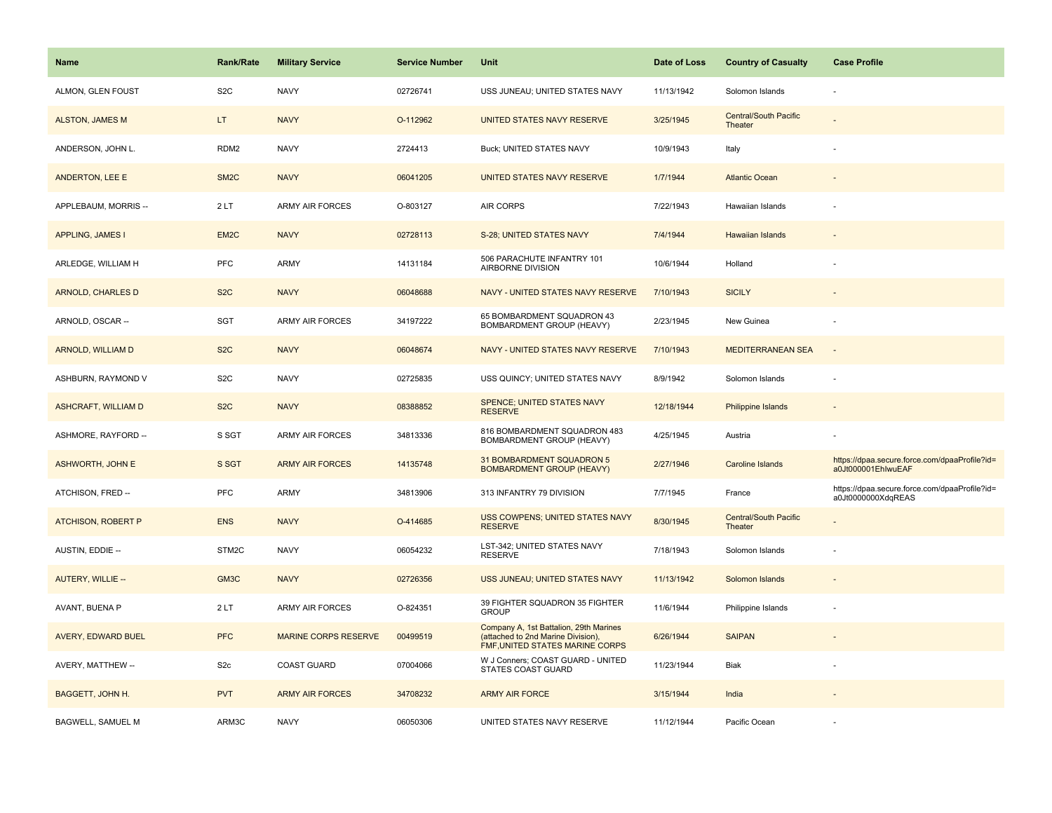| Name | Rank/Rate | Military Service | Service Number | Unit | Date of Loss | Country of Casualty | Case Profile |
|---|---|---|---|---|---|---|---|
| ALMON, GLEN FOUST | S2C | NAVY | 02726741 | USS JUNEAU; UNITED STATES NAVY | 11/13/1942 | Solomon Islands | - |
| ALSTON, JAMES M | LT | NAVY | O-112962 | UNITED STATES NAVY RESERVE | 3/25/1945 | Central/South Pacific Theater | - |
| ANDERSON, JOHN L. | RDM2 | NAVY | 2724413 | Buck; UNITED STATES NAVY | 10/9/1943 | Italy | - |
| ANDERTON, LEE E | SM2C | NAVY | 06041205 | UNITED STATES NAVY RESERVE | 1/7/1944 | Atlantic Ocean | - |
| APPLEBAUM, MORRIS -- | 2 LT | ARMY AIR FORCES | O-803127 | AIR CORPS | 7/22/1943 | Hawaiian Islands | - |
| APPLING, JAMES I | EM2C | NAVY | 02728113 | S-28; UNITED STATES NAVY | 7/4/1944 | Hawaiian Islands | - |
| ARLEDGE, WILLIAM H | PFC | ARMY | 14131184 | 506 PARACHUTE INFANTRY 101 AIRBORNE DIVISION | 10/6/1944 | Holland | - |
| ARNOLD, CHARLES D | S2C | NAVY | 06048688 | NAVY - UNITED STATES NAVY RESERVE | 7/10/1943 | SICILY | - |
| ARNOLD, OSCAR -- | SGT | ARMY AIR FORCES | 34197222 | 65 BOMBARDMENT SQUADRON 43 BOMBARDMENT GROUP (HEAVY) | 2/23/1945 | New Guinea | - |
| ARNOLD, WILLIAM D | S2C | NAVY | 06048674 | NAVY - UNITED STATES NAVY RESERVE | 7/10/1943 | MEDITERRANEAN SEA | - |
| ASHBURN, RAYMOND V | S2C | NAVY | 02725835 | USS QUINCY; UNITED STATES NAVY | 8/9/1942 | Solomon Islands | - |
| ASHCRAFT, WILLIAM D | S2C | NAVY | 08388852 | SPENCE; UNITED STATES NAVY RESERVE | 12/18/1944 | Philippine Islands | - |
| ASHMORE, RAYFORD -- | S SGT | ARMY AIR FORCES | 34813336 | 816 BOMBARDMENT SQUADRON 483 BOMBARDMENT GROUP (HEAVY) | 4/25/1945 | Austria | - |
| ASHWORTH, JOHN E | S SGT | ARMY AIR FORCES | 14135748 | 31 BOMBARDMENT SQUADRON 5 BOMBARDMENT GROUP (HEAVY) | 2/27/1946 | Caroline Islands | https://dpaa.secure.force.com/dpaaProfile?id=a0Jt000001EhIwuEAF |
| ATCHISON, FRED -- | PFC | ARMY | 34813906 | 313 INFANTRY 79 DIVISION | 7/7/1945 | France | https://dpaa.secure.force.com/dpaaProfile?id=a0Jt0000000XdqREAS |
| ATCHISON, ROBERT P | ENS | NAVY | O-414685 | USS COWPENS; UNITED STATES NAVY RESERVE | 8/30/1945 | Central/South Pacific Theater | - |
| AUSTIN, EDDIE -- | STM2C | NAVY | 06054232 | LST-342; UNITED STATES NAVY RESERVE | 7/18/1943 | Solomon Islands | - |
| AUTERY, WILLIE -- | GM3C | NAVY | 02726356 | USS JUNEAU; UNITED STATES NAVY | 11/13/1942 | Solomon Islands | - |
| AVANT, BUENA P | 2 LT | ARMY AIR FORCES | O-824351 | 39 FIGHTER SQUADRON 35 FIGHTER GROUP | 11/6/1944 | Philippine Islands | - |
| AVERY, EDWARD BUEL | PFC | MARINE CORPS RESERVE | 00499519 | Company A, 1st Battalion, 29th Marines (attached to 2nd Marine Division), FMF,UNITED STATES MARINE CORPS | 6/26/1944 | SAIPAN | - |
| AVERY, MATTHEW -- | S2c | COAST GUARD | 07004066 | W J Conners; COAST GUARD - UNITED STATES COAST GUARD | 11/23/1944 | Biak | - |
| BAGGETT, JOHN H. | PVT | ARMY AIR FORCES | 34708232 | ARMY AIR FORCE | 3/15/1944 | India | - |
| BAGWELL, SAMUEL M | ARM3C | NAVY | 06050306 | UNITED STATES NAVY RESERVE | 11/12/1944 | Pacific Ocean | - |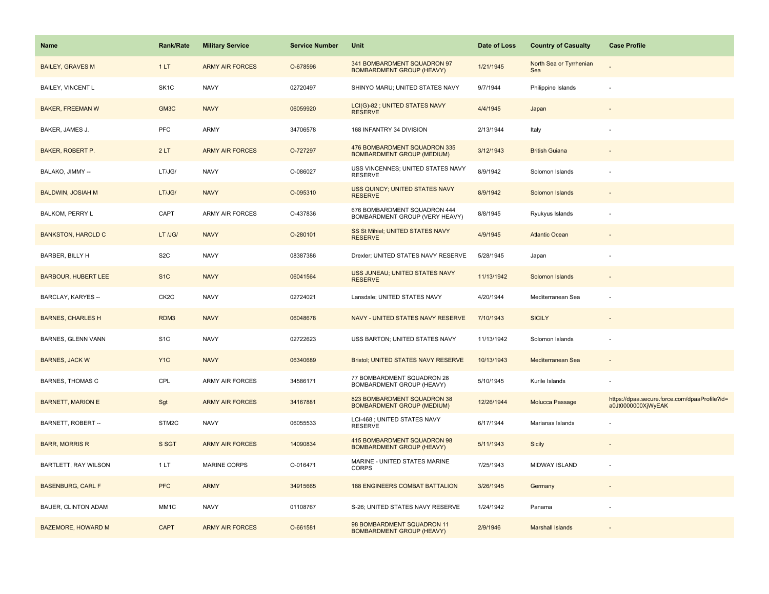| Name | Rank/Rate | Military Service | Service Number | Unit | Date of Loss | Country of Casualty | Case Profile |
|---|---|---|---|---|---|---|---|
| BAILEY, GRAVES M | 1 LT | ARMY AIR FORCES | O-678596 | 341 BOMBARDMENT SQUADRON 97 BOMBARDMENT GROUP (HEAVY) | 1/21/1945 | North Sea or Tyrrhenian Sea | - |
| BAILEY, VINCENT L | SK1C | NAVY | 02720497 | SHINYO MARU; UNITED STATES NAVY | 9/7/1944 | Philippine Islands | - |
| BAKER, FREEMAN W | GM3C | NAVY | 06059920 | LCI(G)-82 ; UNITED STATES NAVY RESERVE | 4/4/1945 | Japan | - |
| BAKER, JAMES J. | PFC | ARMY | 34706578 | 168 INFANTRY 34 DIVISION | 2/13/1944 | Italy | - |
| BAKER, ROBERT P. | 2 LT | ARMY AIR FORCES | O-727297 | 476 BOMBARDMENT SQUADRON 335 BOMBARDMENT GROUP (MEDIUM) | 3/12/1943 | British Guiana | - |
| BALAKO, JIMMY -- | LT/JG/ | NAVY | O-086027 | USS VINCENNES; UNITED STATES NAVY RESERVE | 8/9/1942 | Solomon Islands | - |
| BALDWIN, JOSIAH M | LT/JG/ | NAVY | O-095310 | USS QUINCY; UNITED STATES NAVY RESERVE | 8/9/1942 | Solomon Islands | - |
| BALKOM, PERRY L | CAPT | ARMY AIR FORCES | O-437836 | 676 BOMBARDMENT SQUADRON 444 BOMBARDMENT GROUP (VERY HEAVY) | 8/8/1945 | Ryukyus Islands | - |
| BANKSTON, HAROLD C | LT /JG/ | NAVY | O-280101 | SS St Mihiel; UNITED STATES NAVY RESERVE | 4/9/1945 | Atlantic Ocean | - |
| BARBER, BILLY H | S2C | NAVY | 08387386 | Drexler; UNITED STATES NAVY RESERVE | 5/28/1945 | Japan | - |
| BARBOUR, HUBERT LEE | S1C | NAVY | 06041564 | USS JUNEAU; UNITED STATES NAVY RESERVE | 11/13/1942 | Solomon Islands | - |
| BARCLAY, KARYES -- | CK2C | NAVY | 02724021 | Lansdale; UNITED STATES NAVY | 4/20/1944 | Mediterranean Sea | - |
| BARNES, CHARLES H | RDM3 | NAVY | 06048678 | NAVY - UNITED STATES NAVY RESERVE | 7/10/1943 | SICILY | - |
| BARNES, GLENN VANN | S1C | NAVY | 02722623 | USS BARTON; UNITED STATES NAVY | 11/13/1942 | Solomon Islands | - |
| BARNES, JACK W | Y1C | NAVY | 06340689 | Bristol; UNITED STATES NAVY RESERVE | 10/13/1943 | Mediterranean Sea | - |
| BARNES, THOMAS C | CPL | ARMY AIR FORCES | 34586171 | 77 BOMBARDMENT SQUADRON 28 BOMBARDMENT GROUP (HEAVY) | 5/10/1945 | Kurile Islands | - |
| BARNETT, MARION E | Sgt | ARMY AIR FORCES | 34167881 | 823 BOMBARDMENT SQUADRON 38 BOMBARDMENT GROUP (MEDIUM) | 12/26/1944 | Molucca Passage | https://dpaa.secure.force.com/dpaaProfile?id=a0Jt0000000XjWyEAK |
| BARNETT, ROBERT -- | STM2C | NAVY | 06055533 | LCI-468 ; UNITED STATES NAVY RESERVE | 6/17/1944 | Marianas Islands | - |
| BARR, MORRIS R | S SGT | ARMY AIR FORCES | 14090834 | 415 BOMBARDMENT SQUADRON 98 BOMBARDMENT GROUP (HEAVY) | 5/11/1943 | Sicily | - |
| BARTLETT, RAY WILSON | 1 LT | MARINE CORPS | O-016471 | MARINE - UNITED STATES MARINE CORPS | 7/25/1943 | MIDWAY ISLAND | - |
| BASENBURG, CARL F | PFC | ARMY | 34915665 | 188 ENGINEERS COMBAT BATTALION | 3/26/1945 | Germany | - |
| BAUER, CLINTON ADAM | MM1C | NAVY | 01108767 | S-26; UNITED STATES NAVY RESERVE | 1/24/1942 | Panama | - |
| BAZEMORE, HOWARD M | CAPT | ARMY AIR FORCES | O-661581 | 98 BOMBARDMENT SQUADRON 11 BOMBARDMENT GROUP (HEAVY) | 2/9/1946 | Marshall Islands | - |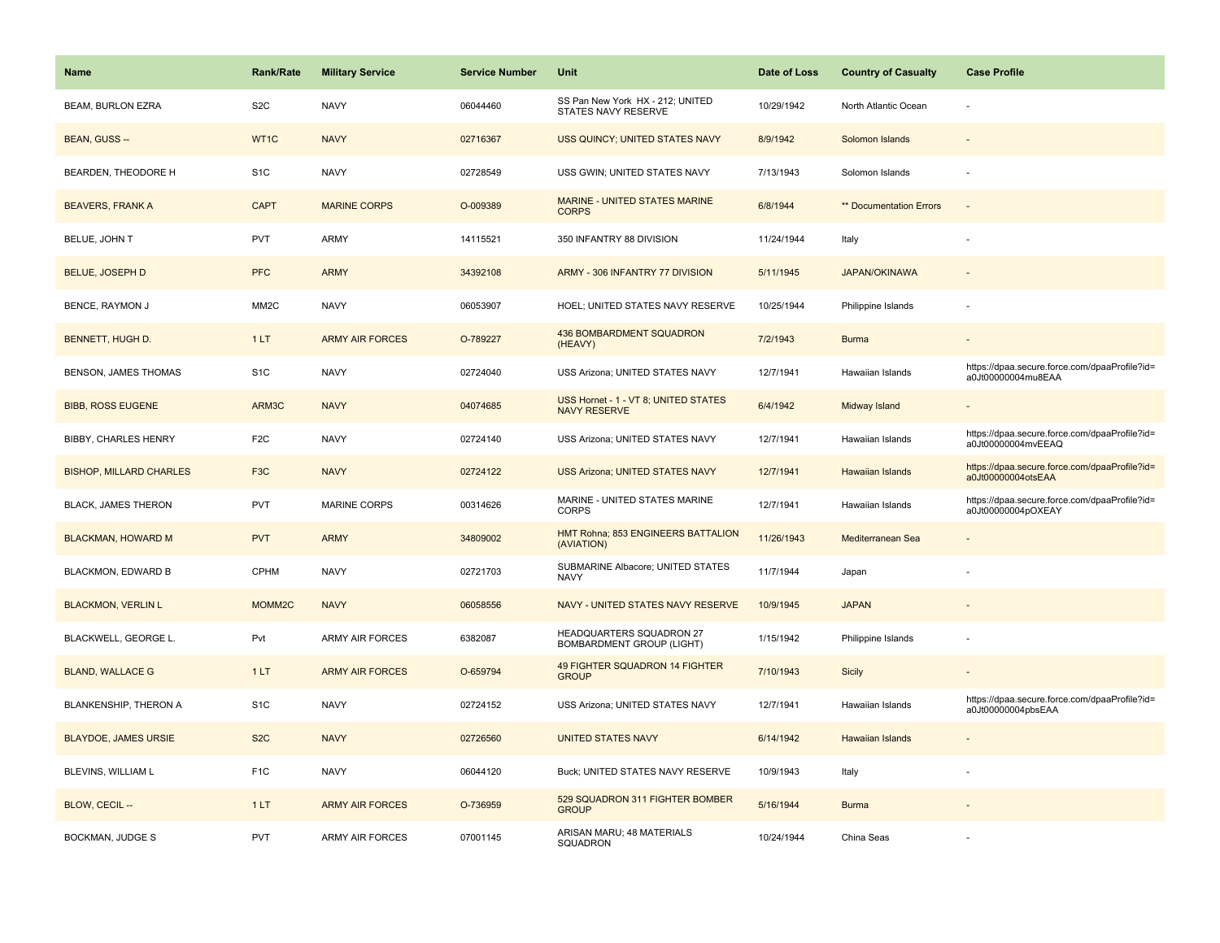| Name | Rank/Rate | Military Service | Service Number | Unit | Date of Loss | Country of Casualty | Case Profile |
|---|---|---|---|---|---|---|---|
| BEAM, BURLON EZRA | S2C | NAVY | 06044460 | SS Pan New York HX - 212; UNITED STATES NAVY RESERVE | 10/29/1942 | North Atlantic Ocean | - |
| BEAN, GUSS -- | WT1C | NAVY | 02716367 | USS QUINCY; UNITED STATES NAVY | 8/9/1942 | Solomon Islands | - |
| BEARDEN, THEODORE H | S1C | NAVY | 02728549 | USS GWIN; UNITED STATES NAVY | 7/13/1943 | Solomon Islands | - |
| BEAVERS, FRANK A | CAPT | MARINE CORPS | O-009389 | MARINE - UNITED STATES MARINE CORPS | 6/8/1944 | ** Documentation Errors | - |
| BELUE, JOHN T | PVT | ARMY | 14115521 | 350 INFANTRY 88 DIVISION | 11/24/1944 | Italy | - |
| BELUE, JOSEPH D | PFC | ARMY | 34392108 | ARMY - 306 INFANTRY 77 DIVISION | 5/11/1945 | JAPAN/OKINAWA | - |
| BENCE, RAYMON J | MM2C | NAVY | 06053907 | HOEL; UNITED STATES NAVY RESERVE | 10/25/1944 | Philippine Islands | - |
| BENNETT, HUGH D. | 1 LT | ARMY AIR FORCES | O-789227 | 436 BOMBARDMENT SQUADRON (HEAVY) | 7/2/1943 | Burma | - |
| BENSON, JAMES THOMAS | S1C | NAVY | 02724040 | USS Arizona; UNITED STATES NAVY | 12/7/1941 | Hawaiian Islands | https://dpaa.secure.force.com/dpaaProfile?id=a0Jt00000004mu8EAA |
| BIBB, ROSS EUGENE | ARM3C | NAVY | 04074685 | USS Hornet - 1 - VT 8; UNITED STATES NAVY RESERVE | 6/4/1942 | Midway Island | - |
| BIBBY, CHARLES HENRY | F2C | NAVY | 02724140 | USS Arizona; UNITED STATES NAVY | 12/7/1941 | Hawaiian Islands | https://dpaa.secure.force.com/dpaaProfile?id=a0Jt00000004mvEEAQ |
| BISHOP, MILLARD CHARLES | F3C | NAVY | 02724122 | USS Arizona; UNITED STATES NAVY | 12/7/1941 | Hawaiian Islands | https://dpaa.secure.force.com/dpaaProfile?id=a0Jt00000004otsEAA |
| BLACK, JAMES THERON | PVT | MARINE CORPS | 00314626 | MARINE - UNITED STATES MARINE CORPS | 12/7/1941 | Hawaiian Islands | https://dpaa.secure.force.com/dpaaProfile?id=a0Jt00000004pOXEAY |
| BLACKMAN, HOWARD M | PVT | ARMY | 34809002 | HMT Rohna; 853 ENGINEERS BATTALION (AVIATION) | 11/26/1943 | Mediterranean Sea | - |
| BLACKMON, EDWARD B | CPHM | NAVY | 02721703 | SUBMARINE Albacore; UNITED STATES NAVY | 11/7/1944 | Japan | - |
| BLACKMON, VERLIN L | MOMM2C | NAVY | 06058556 | NAVY - UNITED STATES NAVY RESERVE | 10/9/1945 | JAPAN | - |
| BLACKWELL, GEORGE L. | Pvt | ARMY AIR FORCES | 6382087 | HEADQUARTERS SQUADRON 27 BOMBARDMENT GROUP (LIGHT) | 1/15/1942 | Philippine Islands | - |
| BLAND, WALLACE G | 1 LT | ARMY AIR FORCES | O-659794 | 49 FIGHTER SQUADRON 14 FIGHTER GROUP | 7/10/1943 | Sicily | - |
| BLANKENSHIP, THERON A | S1C | NAVY | 02724152 | USS Arizona; UNITED STATES NAVY | 12/7/1941 | Hawaiian Islands | https://dpaa.secure.force.com/dpaaProfile?id=a0Jt00000004pbsEAA |
| BLAYDOE, JAMES URSIE | S2C | NAVY | 02726560 | UNITED STATES NAVY | 6/14/1942 | Hawaiian Islands | - |
| BLEVINS, WILLIAM L | F1C | NAVY | 06044120 | Buck; UNITED STATES NAVY RESERVE | 10/9/1943 | Italy | - |
| BLOW, CECIL -- | 1 LT | ARMY AIR FORCES | O-736959 | 529 SQUADRON 311 FIGHTER BOMBER GROUP | 5/16/1944 | Burma | - |
| BOCKMAN, JUDGE S | PVT | ARMY AIR FORCES | 07001145 | ARISAN MARU; 48 MATERIALS SQUADRON | 10/24/1944 | China Seas | - |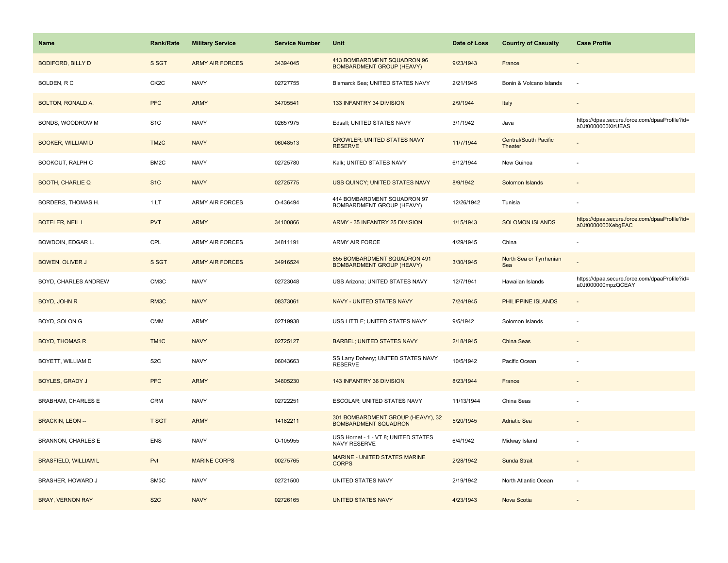| Name | Rank/Rate | Military Service | Service Number | Unit | Date of Loss | Country of Casualty | Case Profile |
|---|---|---|---|---|---|---|---|
| BODIFORD, BILLY D | S SGT | ARMY AIR FORCES | 34394045 | 413 BOMBARDMENT SQUADRON 96 BOMBARDMENT GROUP (HEAVY) | 9/23/1943 | France | - |
| BOLDEN, R C | CK2C | NAVY | 02727755 | Bismarck Sea; UNITED STATES NAVY | 2/21/1945 | Bonin & Volcano Islands | - |
| BOLTON, RONALD A. | PFC | ARMY | 34705541 | 133 INFANTRY 34 DIVISION | 2/9/1944 | Italy | - |
| BONDS, WOODROW M | S1C | NAVY | 02657975 | Edsall; UNITED STATES NAVY | 3/1/1942 | Java | https://dpaa.secure.force.com/dpaaProfile?id=a0Jt0000000XlrUEAS |
| BOOKER, WILLIAM D | TM2C | NAVY | 06048513 | GROWLER; UNITED STATES NAVY RESERVE | 11/7/1944 | Central/South Pacific Theater | - |
| BOOKOUT, RALPH C | BM2C | NAVY | 02725780 | Kalk; UNITED STATES NAVY | 6/12/1944 | New Guinea | - |
| BOOTH, CHARLIE Q | S1C | NAVY | 02725775 | USS QUINCY; UNITED STATES NAVY | 8/9/1942 | Solomon Islands | - |
| BORDERS, THOMAS H. | 1 LT | ARMY AIR FORCES | O-436494 | 414 BOMBARDMENT SQUADRON 97 BOMBARDMENT GROUP (HEAVY) | 12/26/1942 | Tunisia | - |
| BOTELER, NEIL L | PVT | ARMY | 34100866 | ARMY - 35 INFANTRY 25 DIVISION | 1/15/1943 | SOLOMON ISLANDS | https://dpaa.secure.force.com/dpaaProfile?id=a0Jt0000000XebgEAC |
| BOWDOIN, EDGAR L. | CPL | ARMY AIR FORCES | 34811191 | ARMY AIR FORCE | 4/29/1945 | China | - |
| BOWEN, OLIVER J | S SGT | ARMY AIR FORCES | 34916524 | 855 BOMBARDMENT SQUADRON 491 BOMBARDMENT GROUP (HEAVY) | 3/30/1945 | North Sea or Tyrrhenian Sea | - |
| BOYD, CHARLES ANDREW | CM3C | NAVY | 02723048 | USS Arizona; UNITED STATES NAVY | 12/7/1941 | Hawaiian Islands | https://dpaa.secure.force.com/dpaaProfile?id=a0Jt000000mpzQCEAY |
| BOYD, JOHN R | RM3C | NAVY | 08373061 | NAVY - UNITED STATES NAVY | 7/24/1945 | PHILIPPINE ISLANDS | - |
| BOYD, SOLON G | CMM | ARMY | 02719938 | USS LITTLE; UNITED STATES NAVY | 9/5/1942 | Solomon Islands | - |
| BOYD, THOMAS R | TM1C | NAVY | 02725127 | BARBEL; UNITED STATES NAVY | 2/18/1945 | China Seas | - |
| BOYETT, WILLIAM D | S2C | NAVY | 06043663 | SS Larry Doheny; UNITED STATES NAVY RESERVE | 10/5/1942 | Pacific Ocean | - |
| BOYLES, GRADY J | PFC | ARMY | 34805230 | 143 INFANTRY 36 DIVISION | 8/23/1944 | France | - |
| BRABHAM, CHARLES E | CRM | NAVY | 02722251 | ESCOLAR; UNITED STATES NAVY | 11/13/1944 | China Seas | - |
| BRACKIN, LEON -- | T SGT | ARMY | 14182211 | 301 BOMBARDMENT GROUP (HEAVY), 32 BOMBARDMENT SQUADRON | 5/20/1945 | Adriatic Sea | - |
| BRANNON, CHARLES E | ENS | NAVY | O-105955 | USS Hornet - 1 - VT 8; UNITED STATES NAVY RESERVE | 6/4/1942 | Midway Island | - |
| BRASFIELD, WILLIAM L | Pvt | MARINE CORPS | 00275765 | MARINE - UNITED STATES MARINE CORPS | 2/28/1942 | Sunda Strait | - |
| BRASHER, HOWARD J | SM3C | NAVY | 02721500 | UNITED STATES NAVY | 2/19/1942 | North Atlantic Ocean | - |
| BRAY, VERNON RAY | S2C | NAVY | 02726165 | UNITED STATES NAVY | 4/23/1943 | Nova Scotia | - |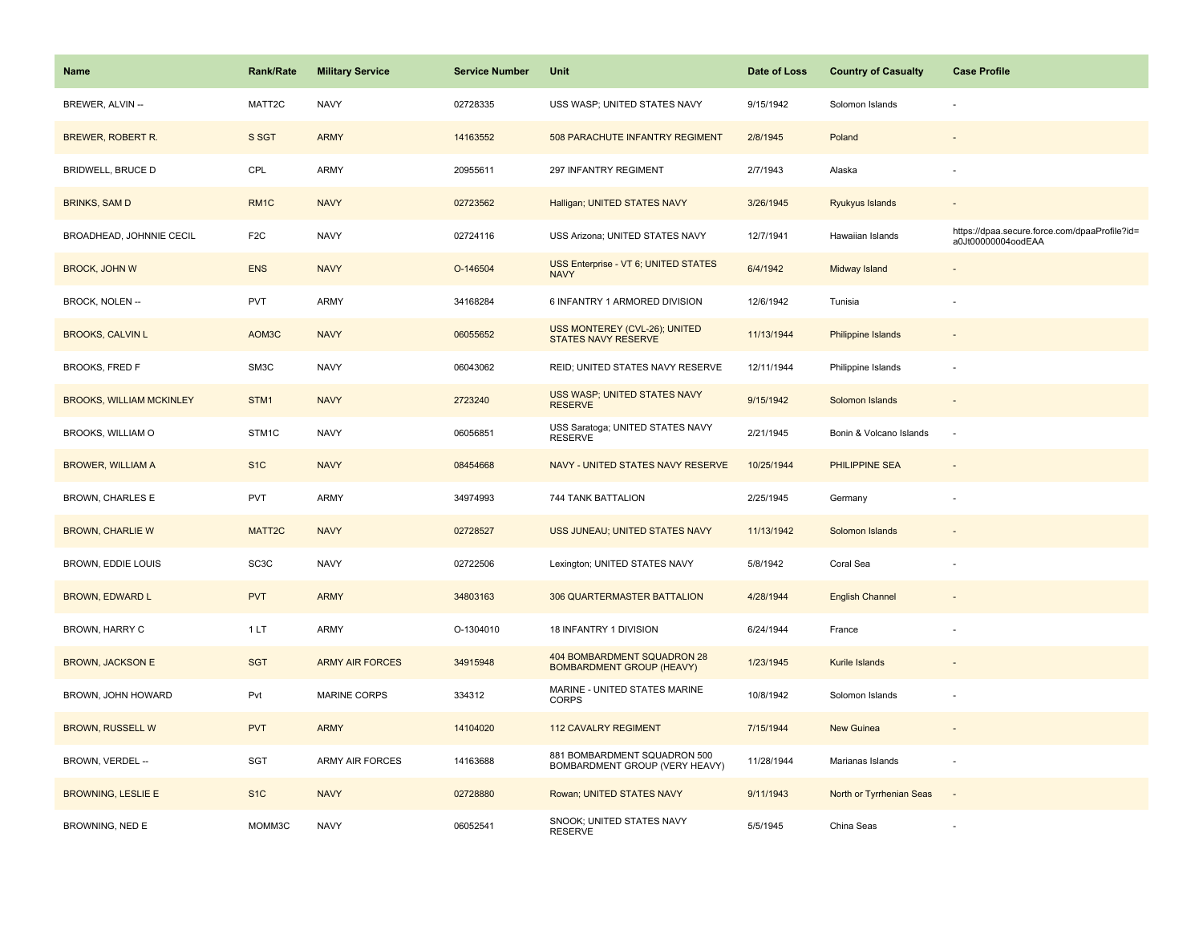| Name | Rank/Rate | Military Service | Service Number | Unit | Date of Loss | Country of Casualty | Case Profile |
|---|---|---|---|---|---|---|---|
| BREWER, ALVIN -- | MATT2C | NAVY | 02728335 | USS WASP; UNITED STATES NAVY | 9/15/1942 | Solomon Islands | - |
| BREWER, ROBERT R. | S SGT | ARMY | 14163552 | 508 PARACHUTE INFANTRY REGIMENT | 2/8/1945 | Poland | - |
| BRIDWELL, BRUCE D | CPL | ARMY | 20955611 | 297 INFANTRY REGIMENT | 2/7/1943 | Alaska | - |
| BRINKS, SAM D | RM1C | NAVY | 02723562 | Halligan; UNITED STATES NAVY | 3/26/1945 | Ryukyus Islands | - |
| BROADHEAD, JOHNNIE CECIL | F2C | NAVY | 02724116 | USS Arizona; UNITED STATES NAVY | 12/7/1941 | Hawaiian Islands | https://dpaa.secure.force.com/dpaaProfile?id=a0Jt00000004oodEAA |
| BROCK, JOHN W | ENS | NAVY | O-146504 | USS Enterprise - VT 6; UNITED STATES NAVY | 6/4/1942 | Midway Island | - |
| BROCK, NOLEN -- | PVT | ARMY | 34168284 | 6 INFANTRY 1 ARMORED DIVISION | 12/6/1942 | Tunisia | - |
| BROOKS, CALVIN L | AOM3C | NAVY | 06055652 | USS MONTEREY (CVL-26); UNITED STATES NAVY RESERVE | 11/13/1944 | Philippine Islands | - |
| BROOKS, FRED F | SM3C | NAVY | 06043062 | REID; UNITED STATES NAVY RESERVE | 12/11/1944 | Philippine Islands | - |
| BROOKS, WILLIAM MCKINLEY | STM1 | NAVY | 2723240 | USS WASP; UNITED STATES NAVY RESERVE | 9/15/1942 | Solomon Islands | - |
| BROOKS, WILLIAM O | STM1C | NAVY | 06056851 | USS Saratoga; UNITED STATES NAVY RESERVE | 2/21/1945 | Bonin & Volcano Islands | - |
| BROWER, WILLIAM A | S1C | NAVY | 08454668 | NAVY - UNITED STATES NAVY RESERVE | 10/25/1944 | PHILIPPINE SEA | - |
| BROWN, CHARLES E | PVT | ARMY | 34974993 | 744 TANK BATTALION | 2/25/1945 | Germany | - |
| BROWN, CHARLIE W | MATT2C | NAVY | 02728527 | USS JUNEAU; UNITED STATES NAVY | 11/13/1942 | Solomon Islands | - |
| BROWN, EDDIE LOUIS | SC3C | NAVY | 02722506 | Lexington; UNITED STATES NAVY | 5/8/1942 | Coral Sea | - |
| BROWN, EDWARD L | PVT | ARMY | 34803163 | 306 QUARTERMASTER BATTALION | 4/28/1944 | English Channel | - |
| BROWN, HARRY C | 1 LT | ARMY | O-1304010 | 18 INFANTRY 1 DIVISION | 6/24/1944 | France | - |
| BROWN, JACKSON E | SGT | ARMY AIR FORCES | 34915948 | 404 BOMBARDMENT SQUADRON 28 BOMBARDMENT GROUP (HEAVY) | 1/23/1945 | Kurile Islands | - |
| BROWN, JOHN HOWARD | Pvt | MARINE CORPS | 334312 | MARINE - UNITED STATES MARINE CORPS | 10/8/1942 | Solomon Islands | - |
| BROWN, RUSSELL W | PVT | ARMY | 14104020 | 112 CAVALRY REGIMENT | 7/15/1944 | New Guinea | - |
| BROWN, VERDEL -- | SGT | ARMY AIR FORCES | 14163688 | 881 BOMBARDMENT SQUADRON 500 BOMBARDMENT GROUP (VERY HEAVY) | 11/28/1944 | Marianas Islands | - |
| BROWNING, LESLIE E | S1C | NAVY | 02728880 | Rowan; UNITED STATES NAVY | 9/11/1943 | North or Tyrrhenian Seas | - |
| BROWNING, NED E | MOMM3C | NAVY | 06052541 | SNOOK; UNITED STATES NAVY RESERVE | 5/5/1945 | China Seas | - |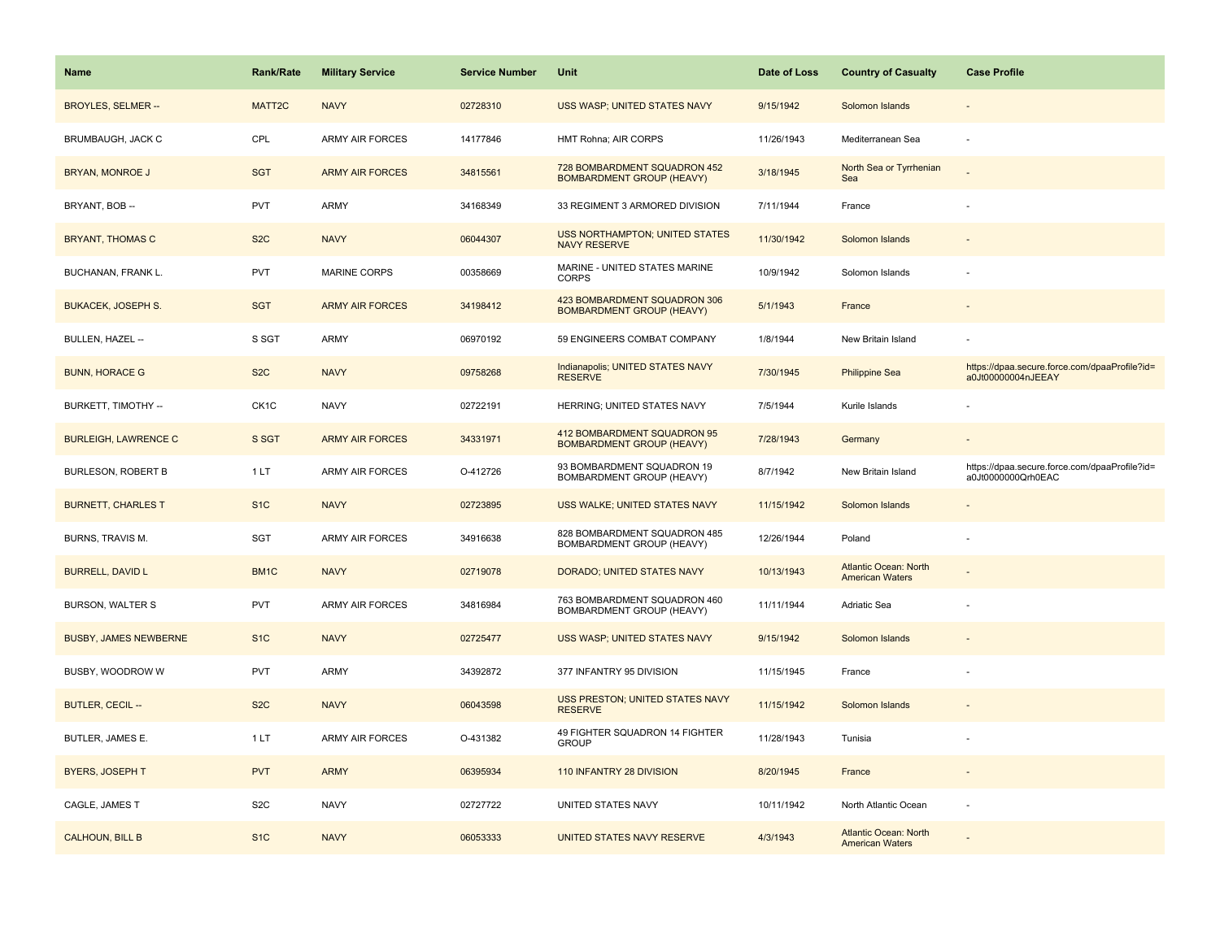| Name | Rank/Rate | Military Service | Service Number | Unit | Date of Loss | Country of Casualty | Case Profile |
|---|---|---|---|---|---|---|---|
| BROYLES, SELMER -- | MATT2C | NAVY | 02728310 | USS WASP; UNITED STATES NAVY | 9/15/1942 | Solomon Islands | - |
| BRUMBAUGH, JACK C | CPL | ARMY AIR FORCES | 14177846 | HMT Rohna; AIR CORPS | 11/26/1943 | Mediterranean Sea | - |
| BRYAN, MONROE J | SGT | ARMY AIR FORCES | 34815561 | 728 BOMBARDMENT SQUADRON 452 BOMBARDMENT GROUP (HEAVY) | 3/18/1945 | North Sea or Tyrrhenian Sea | - |
| BRYANT, BOB -- | PVT | ARMY | 34168349 | 33 REGIMENT 3 ARMORED DIVISION | 7/11/1944 | France | - |
| BRYANT, THOMAS C | S2C | NAVY | 06044307 | USS NORTHAMPTON; UNITED STATES NAVY RESERVE | 11/30/1942 | Solomon Islands | - |
| BUCHANAN, FRANK L. | PVT | MARINE CORPS | 00358669 | MARINE - UNITED STATES MARINE CORPS | 10/9/1942 | Solomon Islands | - |
| BUKACEK, JOSEPH S. | SGT | ARMY AIR FORCES | 34198412 | 423 BOMBARDMENT SQUADRON 306 BOMBARDMENT GROUP (HEAVY) | 5/1/1943 | France | - |
| BULLEN, HAZEL -- | S SGT | ARMY | 06970192 | 59 ENGINEERS COMBAT COMPANY | 1/8/1944 | New Britain Island | - |
| BUNN, HORACE G | S2C | NAVY | 09758268 | Indianapolis; UNITED STATES NAVY RESERVE | 7/30/1945 | Philippine Sea | https://dpaa.secure.force.com/dpaaProfile?id=a0Jt00000004nJEEAY |
| BURKETT, TIMOTHY -- | CK1C | NAVY | 02722191 | HERRING; UNITED STATES NAVY | 7/5/1944 | Kurile Islands | - |
| BURLEIGH, LAWRENCE C | S SGT | ARMY AIR FORCES | 34331971 | 412 BOMBARDMENT SQUADRON 95 BOMBARDMENT GROUP (HEAVY) | 7/28/1943 | Germany | - |
| BURLESON, ROBERT B | 1 LT | ARMY AIR FORCES | O-412726 | 93 BOMBARDMENT SQUADRON 19 BOMBARDMENT GROUP (HEAVY) | 8/7/1942 | New Britain Island | https://dpaa.secure.force.com/dpaaProfile?id=a0Jt0000000Qrh0EAC |
| BURNETT, CHARLES T | S1C | NAVY | 02723895 | USS WALKE; UNITED STATES NAVY | 11/15/1942 | Solomon Islands | - |
| BURNS, TRAVIS M. | SGT | ARMY AIR FORCES | 34916638 | 828 BOMBARDMENT SQUADRON 485 BOMBARDMENT GROUP (HEAVY) | 12/26/1944 | Poland | - |
| BURRELL, DAVID L | BM1C | NAVY | 02719078 | DORADO; UNITED STATES NAVY | 10/13/1943 | Atlantic Ocean: North American Waters | - |
| BURSON, WALTER S | PVT | ARMY AIR FORCES | 34816984 | 763 BOMBARDMENT SQUADRON 460 BOMBARDMENT GROUP (HEAVY) | 11/11/1944 | Adriatic Sea | - |
| BUSBY, JAMES NEWBERNE | S1C | NAVY | 02725477 | USS WASP; UNITED STATES NAVY | 9/15/1942 | Solomon Islands | - |
| BUSBY, WOODROW W | PVT | ARMY | 34392872 | 377 INFANTRY 95 DIVISION | 11/15/1945 | France | - |
| BUTLER, CECIL -- | S2C | NAVY | 06043598 | USS PRESTON; UNITED STATES NAVY RESERVE | 11/15/1942 | Solomon Islands | - |
| BUTLER, JAMES E. | 1 LT | ARMY AIR FORCES | O-431382 | 49 FIGHTER SQUADRON 14 FIGHTER GROUP | 11/28/1943 | Tunisia | - |
| BYERS, JOSEPH T | PVT | ARMY | 06395934 | 110 INFANTRY 28 DIVISION | 8/20/1945 | France | - |
| CAGLE, JAMES T | S2C | NAVY | 02727722 | UNITED STATES NAVY | 10/11/1942 | North Atlantic Ocean | - |
| CALHOUN, BILL B | S1C | NAVY | 06053333 | UNITED STATES NAVY RESERVE | 4/3/1943 | Atlantic Ocean: North American Waters | - |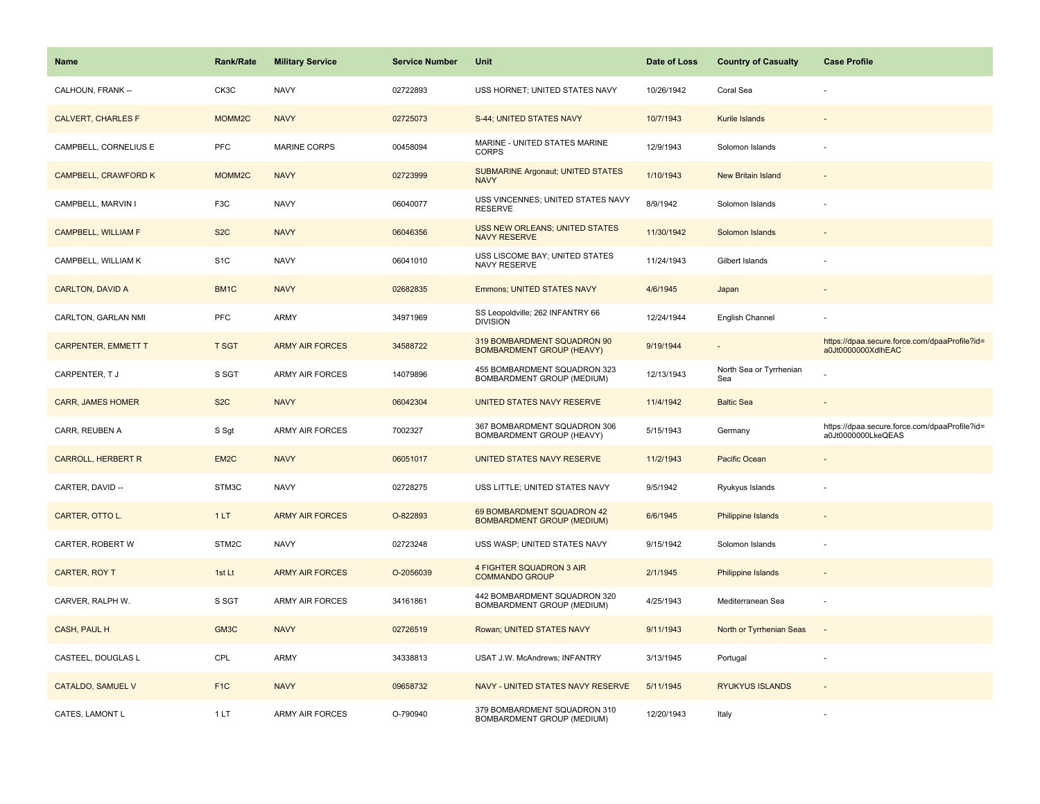| Name | Rank/Rate | Military Service | Service Number | Unit | Date of Loss | Country of Casualty | Case Profile |
|---|---|---|---|---|---|---|---|
| CALHOUN, FRANK -- | CK3C | NAVY | 02722893 | USS HORNET; UNITED STATES NAVY | 10/26/1942 | Coral Sea | - |
| CALVERT, CHARLES F | MOMM2C | NAVY | 02725073 | S-44; UNITED STATES NAVY | 10/7/1943 | Kurile Islands | - |
| CAMPBELL, CORNELIUS E | PFC | MARINE CORPS | 00458094 | MARINE - UNITED STATES MARINE CORPS | 12/9/1943 | Solomon Islands | - |
| CAMPBELL, CRAWFORD K | MOMM2C | NAVY | 02723999 | SUBMARINE Argonaut; UNITED STATES NAVY | 1/10/1943 | New Britain Island | - |
| CAMPBELL, MARVIN I | F3C | NAVY | 06040077 | USS VINCENNES; UNITED STATES NAVY RESERVE | 8/9/1942 | Solomon Islands | - |
| CAMPBELL, WILLIAM F | S2C | NAVY | 06046356 | USS NEW ORLEANS; UNITED STATES NAVY RESERVE | 11/30/1942 | Solomon Islands | - |
| CAMPBELL, WILLIAM K | S1C | NAVY | 06041010 | USS LISCOME BAY; UNITED STATES NAVY RESERVE | 11/24/1943 | Gilbert Islands | - |
| CARLTON, DAVID A | BM1C | NAVY | 02682835 | Emmons; UNITED STATES NAVY | 4/6/1945 | Japan | - |
| CARLTON, GARLAN NMI | PFC | ARMY | 34971969 | SS Leopoldville; 262 INFANTRY 66 DIVISION | 12/24/1944 | English Channel | - |
| CARPENTER, EMMETT T | T SGT | ARMY AIR FORCES | 34588722 | 319 BOMBARDMENT SQUADRON 90 BOMBARDMENT GROUP (HEAVY) | 9/19/1944 | - | https://dpaa.secure.force.com/dpaaProfile?id=a0Jt0000000XdlhEAC |
| CARPENTER, T J | S SGT | ARMY AIR FORCES | 14079896 | 455 BOMBARDMENT SQUADRON 323 BOMBARDMENT GROUP (MEDIUM) | 12/13/1943 | North Sea or Tyrrhenian Sea | - |
| CARR, JAMES HOMER | S2C | NAVY | 06042304 | UNITED STATES NAVY RESERVE | 11/4/1942 | Baltic Sea | - |
| CARR, REUBEN A | S Sgt | ARMY AIR FORCES | 7002327 | 367 BOMBARDMENT SQUADRON 306 BOMBARDMENT GROUP (HEAVY) | 5/15/1943 | Germany | https://dpaa.secure.force.com/dpaaProfile?id=a0Jt0000000LkeQEAS |
| CARROLL, HERBERT R | EM2C | NAVY | 06051017 | UNITED STATES NAVY RESERVE | 11/2/1943 | Pacific Ocean | - |
| CARTER, DAVID -- | STM3C | NAVY | 02728275 | USS LITTLE; UNITED STATES NAVY | 9/5/1942 | Ryukyus Islands | - |
| CARTER, OTTO L. | 1 LT | ARMY AIR FORCES | O-822893 | 69 BOMBARDMENT SQUADRON 42 BOMBARDMENT GROUP (MEDIUM) | 6/6/1945 | Philippine Islands | - |
| CARTER, ROBERT W | STM2C | NAVY | 02723248 | USS WASP; UNITED STATES NAVY | 9/15/1942 | Solomon Islands | - |
| CARTER, ROY T | 1st Lt | ARMY AIR FORCES | O-2056039 | 4 FIGHTER SQUADRON 3 AIR COMMANDO GROUP | 2/1/1945 | Philippine Islands | - |
| CARVER, RALPH W. | S SGT | ARMY AIR FORCES | 34161861 | 442 BOMBARDMENT SQUADRON 320 BOMBARDMENT GROUP (MEDIUM) | 4/25/1943 | Mediterranean Sea | - |
| CASH, PAUL H | GM3C | NAVY | 02726519 | Rowan; UNITED STATES NAVY | 9/11/1943 | North or Tyrrhenian Seas | - |
| CASTEEL, DOUGLAS L | CPL | ARMY | 34338813 | USAT J.W. McAndrews; INFANTRY | 3/13/1945 | Portugal | - |
| CATALDO, SAMUEL V | F1C | NAVY | 09658732 | NAVY - UNITED STATES NAVY RESERVE | 5/11/1945 | RYUKYUS ISLANDS | - |
| CATES, LAMONT L | 1 LT | ARMY AIR FORCES | O-790940 | 379 BOMBARDMENT SQUADRON 310 BOMBARDMENT GROUP (MEDIUM) | 12/20/1943 | Italy | - |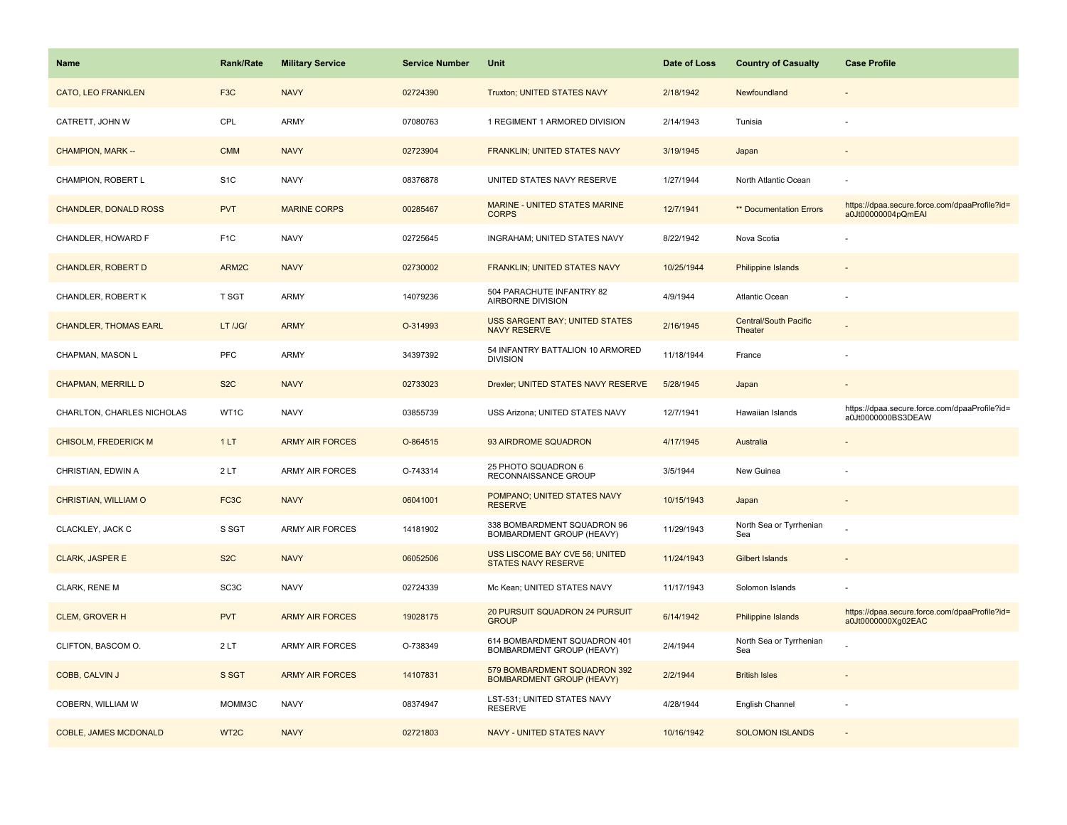| Name | Rank/Rate | Military Service | Service Number | Unit | Date of Loss | Country of Casualty | Case Profile |
| --- | --- | --- | --- | --- | --- | --- | --- |
| CATO, LEO FRANKLEN | F3C | NAVY | 02724390 | Truxton; UNITED STATES NAVY | 2/18/1942 | Newfoundland | - |
| CATRETT, JOHN W | CPL | ARMY | 07080763 | 1 REGIMENT 1 ARMORED DIVISION | 2/14/1943 | Tunisia | - |
| CHAMPION, MARK -- | CMM | NAVY | 02723904 | FRANKLIN; UNITED STATES NAVY | 3/19/1945 | Japan | - |
| CHAMPION, ROBERT L | S1C | NAVY | 08376878 | UNITED STATES NAVY RESERVE | 1/27/1944 | North Atlantic Ocean | - |
| CHANDLER, DONALD ROSS | PVT | MARINE CORPS | 00285467 | MARINE - UNITED STATES MARINE CORPS | 12/7/1941 | ** Documentation Errors | https://dpaa.secure.force.com/dpaaProfile?id=a0Jt00000004pQmEAI |
| CHANDLER, HOWARD F | F1C | NAVY | 02725645 | INGRAHAM; UNITED STATES NAVY | 8/22/1942 | Nova Scotia | - |
| CHANDLER, ROBERT D | ARM2C | NAVY | 02730002 | FRANKLIN; UNITED STATES NAVY | 10/25/1944 | Philippine Islands | - |
| CHANDLER, ROBERT K | T SGT | ARMY | 14079236 | 504 PARACHUTE INFANTRY 82 AIRBORNE DIVISION | 4/9/1944 | Atlantic Ocean | - |
| CHANDLER, THOMAS EARL | LT /JG/ | ARMY | O-314993 | USS SARGENT BAY; UNITED STATES NAVY RESERVE | 2/16/1945 | Central/South Pacific Theater | - |
| CHAPMAN, MASON L | PFC | ARMY | 34397392 | 54 INFANTRY BATTALION 10 ARMORED DIVISION | 11/18/1944 | France | - |
| CHAPMAN, MERRILL D | S2C | NAVY | 02733023 | Drexler; UNITED STATES NAVY RESERVE | 5/28/1945 | Japan | - |
| CHARLTON, CHARLES NICHOLAS | WT1C | NAVY | 03855739 | USS Arizona; UNITED STATES NAVY | 12/7/1941 | Hawaiian Islands | https://dpaa.secure.force.com/dpaaProfile?id=a0Jt0000000BS3DEAW |
| CHISOLM, FREDERICK M | 1 LT | ARMY AIR FORCES | O-864515 | 93 AIRDROME SQUADRON | 4/17/1945 | Australia | - |
| CHRISTIAN, EDWIN A | 2 LT | ARMY AIR FORCES | O-743314 | 25 PHOTO SQUADRON 6 RECONNAISSANCE GROUP | 3/5/1944 | New Guinea | - |
| CHRISTIAN, WILLIAM O | FC3C | NAVY | 06041001 | POMPANO; UNITED STATES NAVY RESERVE | 10/15/1943 | Japan | - |
| CLACKLEY, JACK C | S SGT | ARMY AIR FORCES | 14181902 | 338 BOMBARDMENT SQUADRON 96 BOMBARDMENT GROUP (HEAVY) | 11/29/1943 | North Sea or Tyrrhenian Sea | - |
| CLARK, JASPER E | S2C | NAVY | 06052506 | USS LISCOME BAY CVE 56; UNITED STATES NAVY RESERVE | 11/24/1943 | Gilbert Islands | - |
| CLARK, RENE M | SC3C | NAVY | 02724339 | Mc Kean; UNITED STATES NAVY | 11/17/1943 | Solomon Islands | - |
| CLEM, GROVER H | PVT | ARMY AIR FORCES | 19028175 | 20 PURSUIT SQUADRON 24 PURSUIT GROUP | 6/14/1942 | Philippine Islands | https://dpaa.secure.force.com/dpaaProfile?id=a0Jt0000000Xg02EAC |
| CLIFTON, BASCOM O. | 2 LT | ARMY AIR FORCES | O-738349 | 614 BOMBARDMENT SQUADRON 401 BOMBARDMENT GROUP (HEAVY) | 2/4/1944 | North Sea or Tyrrhenian Sea | - |
| COBB, CALVIN J | S SGT | ARMY AIR FORCES | 14107831 | 579 BOMBARDMENT SQUADRON 392 BOMBARDMENT GROUP (HEAVY) | 2/2/1944 | British Isles | - |
| COBERN, WILLIAM W | MOMM3C | NAVY | 08374947 | LST-531; UNITED STATES NAVY RESERVE | 4/28/1944 | English Channel | - |
| COBLE, JAMES MCDONALD | WT2C | NAVY | 02721803 | NAVY - UNITED STATES NAVY | 10/16/1942 | SOLOMON ISLANDS | - |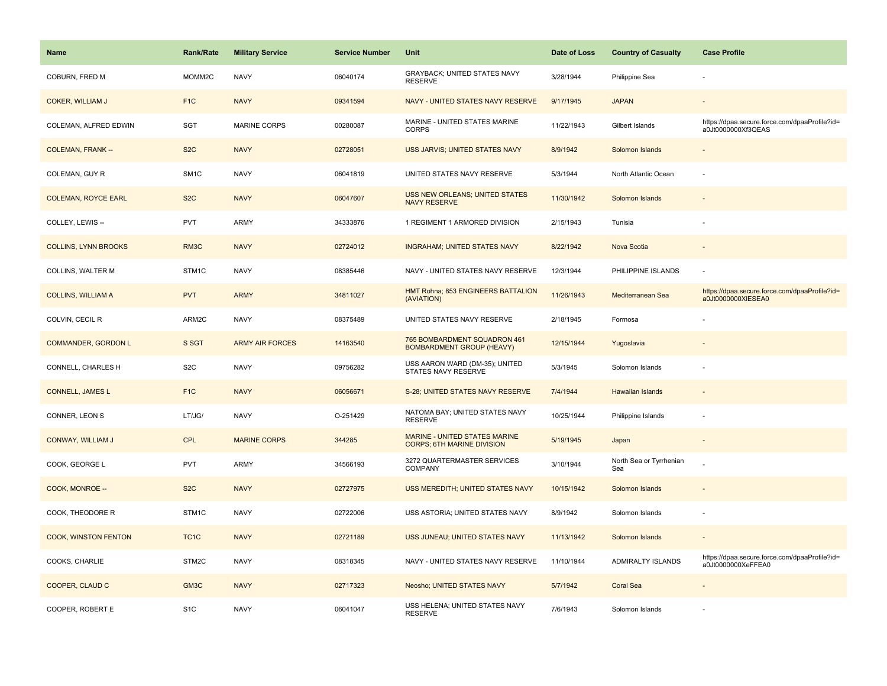| Name | Rank/Rate | Military Service | Service Number | Unit | Date of Loss | Country of Casualty | Case Profile |
|---|---|---|---|---|---|---|---|
| COBURN, FRED M | MOMM2C | NAVY | 06040174 | GRAYBACK; UNITED STATES NAVY RESERVE | 3/28/1944 | Philippine Sea | - |
| COKER, WILLIAM J | F1C | NAVY | 09341594 | NAVY - UNITED STATES NAVY RESERVE | 9/17/1945 | JAPAN | - |
| COLEMAN, ALFRED EDWIN | SGT | MARINE CORPS | 00280087 | MARINE - UNITED STATES MARINE CORPS | 11/22/1943 | Gilbert Islands | https://dpaa.secure.force.com/dpaaProfile?id=a0Jt0000000Xf3QEAS |
| COLEMAN, FRANK -- | S2C | NAVY | 02728051 | USS JARVIS; UNITED STATES NAVY | 8/9/1942 | Solomon Islands | - |
| COLEMAN, GUY R | SM1C | NAVY | 06041819 | UNITED STATES NAVY RESERVE | 5/3/1944 | North Atlantic Ocean | - |
| COLEMAN, ROYCE EARL | S2C | NAVY | 06047607 | USS NEW ORLEANS; UNITED STATES NAVY RESERVE | 11/30/1942 | Solomon Islands | - |
| COLLEY, LEWIS -- | PVT | ARMY | 34333876 | 1 REGIMENT 1 ARMORED DIVISION | 2/15/1943 | Tunisia | - |
| COLLINS, LYNN BROOKS | RM3C | NAVY | 02724012 | INGRAHAM; UNITED STATES NAVY | 8/22/1942 | Nova Scotia | - |
| COLLINS, WALTER M | STM1C | NAVY | 08385446 | NAVY - UNITED STATES NAVY RESERVE | 12/3/1944 | PHILIPPINE ISLANDS | - |
| COLLINS, WILLIAM A | PVT | ARMY | 34811027 | HMT Rohna; 853 ENGINEERS BATTALION (AVIATION) | 11/26/1943 | Mediterranean Sea | https://dpaa.secure.force.com/dpaaProfile?id=a0Jt0000000XlESEA0 |
| COLVIN, CECIL R | ARM2C | NAVY | 08375489 | UNITED STATES NAVY RESERVE | 2/18/1945 | Formosa | - |
| COMMANDER, GORDON L | S SGT | ARMY AIR FORCES | 14163540 | 765 BOMBARDMENT SQUADRON 461 BOMBARDMENT GROUP (HEAVY) | 12/15/1944 | Yugoslavia | - |
| CONNELL, CHARLES H | S2C | NAVY | 09756282 | USS AARON WARD (DM-35); UNITED STATES NAVY RESERVE | 5/3/1945 | Solomon Islands | - |
| CONNELL, JAMES L | F1C | NAVY | 06056671 | S-28; UNITED STATES NAVY RESERVE | 7/4/1944 | Hawaiian Islands | - |
| CONNER, LEON S | LT/JG/ | NAVY | O-251429 | NATOMA BAY; UNITED STATES NAVY RESERVE | 10/25/1944 | Philippine Islands | - |
| CONWAY, WILLIAM J | CPL | MARINE CORPS | 344285 | MARINE - UNITED STATES MARINE CORPS; 6TH MARINE DIVISION | 5/19/1945 | Japan | - |
| COOK, GEORGE L | PVT | ARMY | 34566193 | 3272 QUARTERMASTER SERVICES COMPANY | 3/10/1944 | North Sea or Tyrrhenian Sea | - |
| COOK, MONROE -- | S2C | NAVY | 02727975 | USS MEREDITH; UNITED STATES NAVY | 10/15/1942 | Solomon Islands | - |
| COOK, THEODORE R | STM1C | NAVY | 02722006 | USS ASTORIA; UNITED STATES NAVY | 8/9/1942 | Solomon Islands | - |
| COOK, WINSTON FENTON | TC1C | NAVY | 02721189 | USS JUNEAU; UNITED STATES NAVY | 11/13/1942 | Solomon Islands | - |
| COOKS, CHARLIE | STM2C | NAVY | 08318345 | NAVY - UNITED STATES NAVY RESERVE | 11/10/1944 | ADMIRALTY ISLANDS | https://dpaa.secure.force.com/dpaaProfile?id=a0Jt0000000XeFFEA0 |
| COOPER, CLAUD C | GM3C | NAVY | 02717323 | Neosho; UNITED STATES NAVY | 5/7/1942 | Coral Sea | - |
| COOPER, ROBERT E | S1C | NAVY | 06041047 | USS HELENA; UNITED STATES NAVY RESERVE | 7/6/1943 | Solomon Islands | - |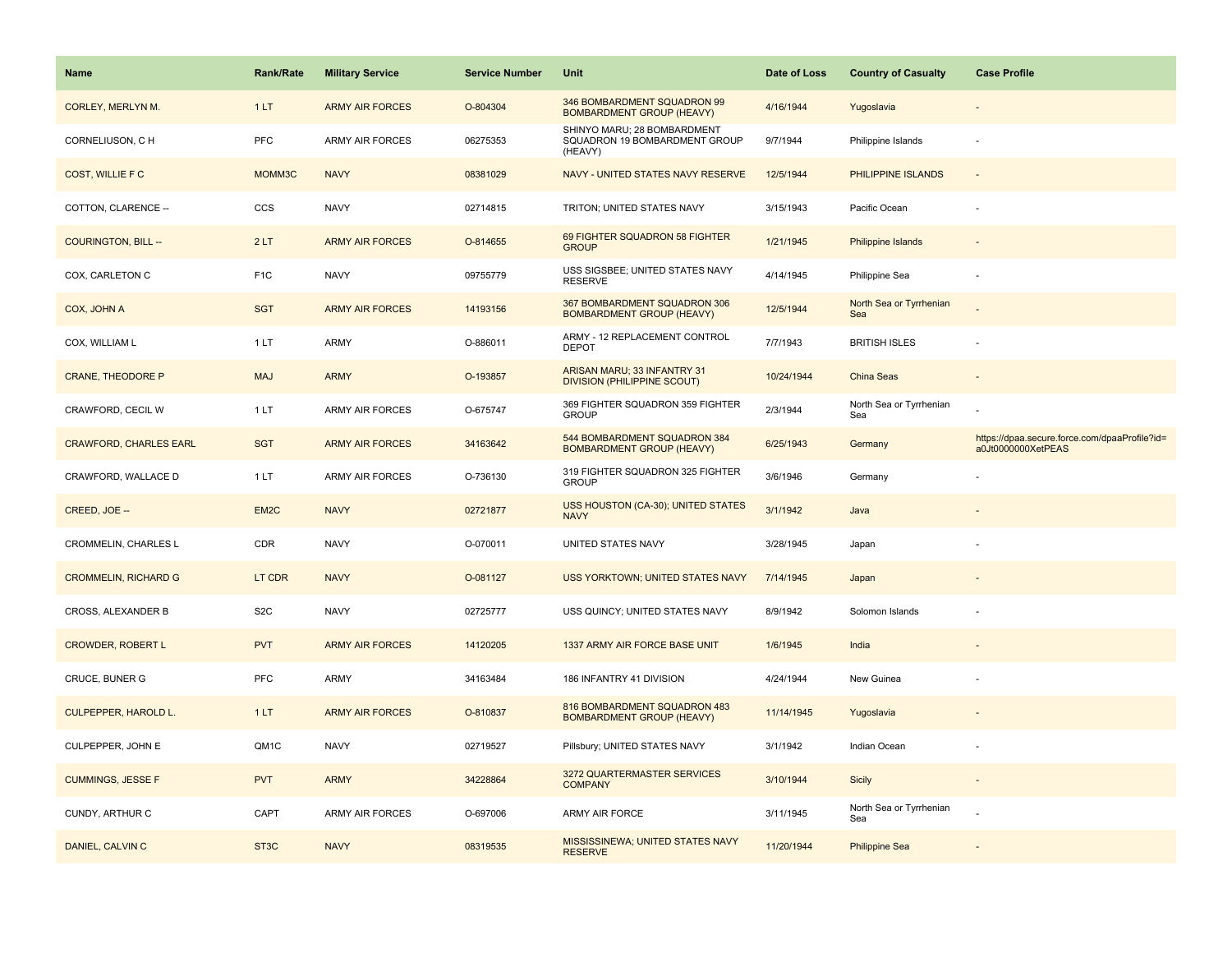| Name | Rank/Rate | Military Service | Service Number | Unit | Date of Loss | Country of Casualty | Case Profile |
|---|---|---|---|---|---|---|---|
| CORLEY, MERLYN M. | 1 LT | ARMY AIR FORCES | O-804304 | 346 BOMBARDMENT SQUADRON 99 BOMBARDMENT GROUP (HEAVY) | 4/16/1944 | Yugoslavia | - |
| CORNELIUSON, C H | PFC | ARMY AIR FORCES | 06275353 | SHINYO MARU; 28 BOMBARDMENT SQUADRON 19 BOMBARDMENT GROUP (HEAVY) | 9/7/1944 | Philippine Islands | - |
| COST, WILLIE F C | MOMM3C | NAVY | 08381029 | NAVY - UNITED STATES NAVY RESERVE | 12/5/1944 | PHILIPPINE ISLANDS | - |
| COTTON, CLARENCE -- | CCS | NAVY | 02714815 | TRITON; UNITED STATES NAVY | 3/15/1943 | Pacific Ocean | - |
| COURINGTON, BILL -- | 2 LT | ARMY AIR FORCES | O-814655 | 69 FIGHTER SQUADRON 58 FIGHTER GROUP | 1/21/1945 | Philippine Islands | - |
| COX, CARLETON C | F1C | NAVY | 09755779 | USS SIGSBEE; UNITED STATES NAVY RESERVE | 4/14/1945 | Philippine Sea | - |
| COX, JOHN A | SGT | ARMY AIR FORCES | 14193156 | 367 BOMBARDMENT SQUADRON 306 BOMBARDMENT GROUP (HEAVY) | 12/5/1944 | North Sea or Tyrrhenian Sea | - |
| COX, WILLIAM L | 1 LT | ARMY | O-886011 | ARMY - 12 REPLACEMENT CONTROL DEPOT | 7/7/1943 | BRITISH ISLES | - |
| CRANE, THEODORE P | MAJ | ARMY | O-193857 | ARISAN MARU; 33 INFANTRY 31 DIVISION (PHILIPPINE SCOUT) | 10/24/1944 | China Seas | - |
| CRAWFORD, CECIL W | 1 LT | ARMY AIR FORCES | O-675747 | 369 FIGHTER SQUADRON 359 FIGHTER GROUP | 2/3/1944 | North Sea or Tyrrhenian Sea | - |
| CRAWFORD, CHARLES EARL | SGT | ARMY AIR FORCES | 34163642 | 544 BOMBARDMENT SQUADRON 384 BOMBARDMENT GROUP (HEAVY) | 6/25/1943 | Germany | https://dpaa.secure.force.com/dpaaProfile?id=a0Jt0000000XetPEAS |
| CRAWFORD, WALLACE D | 1 LT | ARMY AIR FORCES | O-736130 | 319 FIGHTER SQUADRON 325 FIGHTER GROUP | 3/6/1946 | Germany | - |
| CREED, JOE -- | EM2C | NAVY | 02721877 | USS HOUSTON (CA-30); UNITED STATES NAVY | 3/1/1942 | Java | - |
| CROMMELIN, CHARLES L | CDR | NAVY | O-070011 | UNITED STATES NAVY | 3/28/1945 | Japan | - |
| CROMMELIN, RICHARD G | LT CDR | NAVY | O-081127 | USS YORKTOWN; UNITED STATES NAVY | 7/14/1945 | Japan | - |
| CROSS, ALEXANDER B | S2C | NAVY | 02725777 | USS QUINCY; UNITED STATES NAVY | 8/9/1942 | Solomon Islands | - |
| CROWDER, ROBERT L | PVT | ARMY AIR FORCES | 14120205 | 1337 ARMY AIR FORCE BASE UNIT | 1/6/1945 | India | - |
| CRUCE, BUNER G | PFC | ARMY | 34163484 | 186 INFANTRY 41 DIVISION | 4/24/1944 | New Guinea | - |
| CULPEPPER, HAROLD L. | 1 LT | ARMY AIR FORCES | O-810837 | 816 BOMBARDMENT SQUADRON 483 BOMBARDMENT GROUP (HEAVY) | 11/14/1945 | Yugoslavia | - |
| CULPEPPER, JOHN E | QM1C | NAVY | 02719527 | Pillsbury; UNITED STATES NAVY | 3/1/1942 | Indian Ocean | - |
| CUMMINGS, JESSE F | PVT | ARMY | 34228864 | 3272 QUARTERMASTER SERVICES COMPANY | 3/10/1944 | Sicily | - |
| CUNDY, ARTHUR C | CAPT | ARMY AIR FORCES | O-697006 | ARMY AIR FORCE | 3/11/1945 | North Sea or Tyrrhenian Sea | - |
| DANIEL, CALVIN C | ST3C | NAVY | 08319535 | MISSISSINEWA; UNITED STATES NAVY RESERVE | 11/20/1944 | Philippine Sea | - |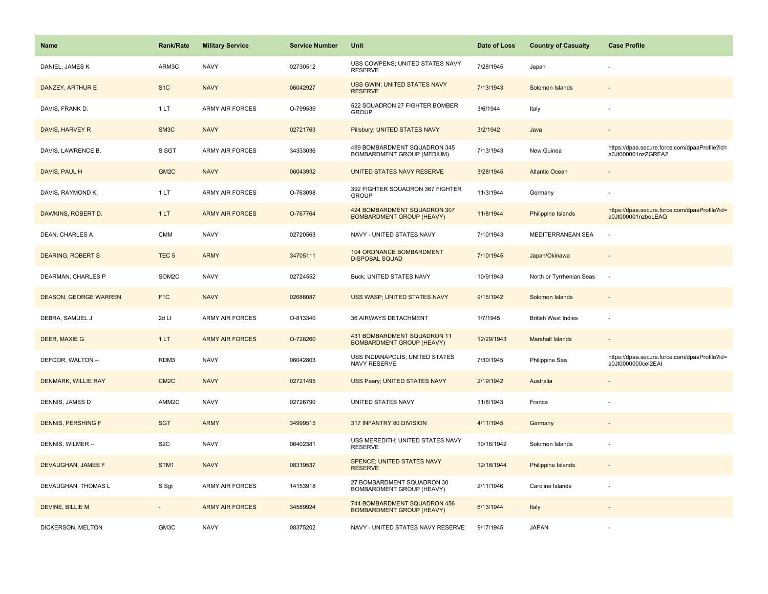| Name | Rank/Rate | Military Service | Service Number | Unit | Date of Loss | Country of Casualty | Case Profile |
|---|---|---|---|---|---|---|---|
| DANIEL, JAMES K | ARM3C | NAVY | 02730512 | USS COWPENS; UNITED STATES NAVY RESERVE | 7/28/1945 | Japan | - |
| DANZEY, ARTHUR E | S1C | NAVY | 06042927 | USS GWIN; UNITED STATES NAVY RESERVE | 7/13/1943 | Solomon Islands | - |
| DAVIS, FRANK D. | 1 LT | ARMY AIR FORCES | O-799539 | 522 SQUADRON 27 FIGHTER BOMBER GROUP | 3/6/1944 | Italy | - |
| DAVIS, HARVEY R | SM3C | NAVY | 02721763 | Pillsbury; UNITED STATES NAVY | 3/2/1942 | Java | - |
| DAVIS, LAWRENCE B. | S SGT | ARMY AIR FORCES | 34333036 | 499 BOMBARDMENT SQUADRON 345 BOMBARDMENT GROUP (MEDIUM) | 7/13/1943 | New Guinea | https://dpaa.secure.force.com/dpaaProfile?id=a0Jt000001nzZGREA2 |
| DAVIS, PAUL H | GM2C | NAVY | 06043932 | UNITED STATES NAVY RESERVE | 3/28/1945 | Atlantic Ocean | - |
| DAVIS, RAYMOND K. | 1 LT | ARMY AIR FORCES | O-763098 | 392 FIGHTER SQUADRON 367 FIGHTER GROUP | 11/3/1944 | Germany | - |
| DAWKINS, ROBERT D. | 1 LT | ARMY AIR FORCES | O-767764 | 424 BOMBARDMENT SQUADRON 307 BOMBARDMENT GROUP (HEAVY) | 11/8/1944 | Philippine Islands | https://dpaa.secure.force.com/dpaaProfile?id=a0Jt000001nzboLEAQ |
| DEAN, CHARLES A | CMM | NAVY | 02720563 | NAVY - UNITED STATES NAVY | 7/10/1943 | MEDITERRANEAN SEA | - |
| DEARING, ROBERT S | TEC 5 | ARMY | 34705111 | 104 ORDNANCE BOMBARDMENT DISPOSAL SQUAD | 7/10/1945 | Japan/Okinawa | - |
| DEARMAN, CHARLES P | SOM2C | NAVY | 02724552 | Buck; UNITED STATES NAVY | 10/9/1943 | North or Tyrrhenian Seas | - |
| DEASON, GEORGE WARREN | F1C | NAVY | 02686087 | USS WASP; UNITED STATES NAVY | 9/15/1942 | Solomon Islands | - |
| DEBRA, SAMUEL J | 2d Lt | ARMY AIR FORCES | O-813340 | 36 AIRWAYS DETACHMENT | 1/7/1945 | British West Indies | - |
| DEER, MAXIE G | 1 LT | ARMY AIR FORCES | O-728260 | 431 BOMBARDMENT SQUADRON 11 BOMBARDMENT GROUP (HEAVY) | 12/29/1943 | Marshall Islands | - |
| DEFOOR, WALTON -- | RDM3 | NAVY | 06042803 | USS INDIANAPOLIS; UNITED STATES NAVY RESERVE | 7/30/1945 | Philippine Sea | https://dpaa.secure.force.com/dpaaProfile?id=a0Jt0000000cel2EAI |
| DENMARK, WILLIE RAY | CM2C | NAVY | 02721495 | USS Peary; UNITED STATES NAVY | 2/19/1942 | Australia | - |
| DENNIS, JAMES D | AMM2C | NAVY | 02726790 | UNITED STATES NAVY | 11/8/1943 | France | - |
| DENNIS, PERSHING F | SGT | ARMY | 34999515 | 317 INFANTRY 80 DIVISION | 4/11/1945 | Germany | - |
| DENNIS, WILMER -- | S2C | NAVY | 06402381 | USS MEREDITH; UNITED STATES NAVY RESERVE | 10/16/1942 | Solomon Islands | - |
| DEVAUGHAN, JAMES F | STM1 | NAVY | 08319537 | SPENCE; UNITED STATES NAVY RESERVE | 12/18/1944 | Philippine Islands | - |
| DEVAUGHAN, THOMAS L | S Sgt | ARMY AIR FORCES | 14153918 | 27 BOMBARDMENT SQUADRON 30 BOMBARDMENT GROUP (HEAVY) | 2/11/1946 | Caroline Islands | - |
| DEVINE, BILLIE M | - | ARMY AIR FORCES | 34589924 | 744 BOMBARDMENT SQUADRON 456 BOMBARDMENT GROUP (HEAVY) | 6/13/1944 | Italy | - |
| DICKERSON, MELTON | GM3C | NAVY | 08375202 | NAVY - UNITED STATES NAVY RESERVE | 9/17/1945 | JAPAN | - |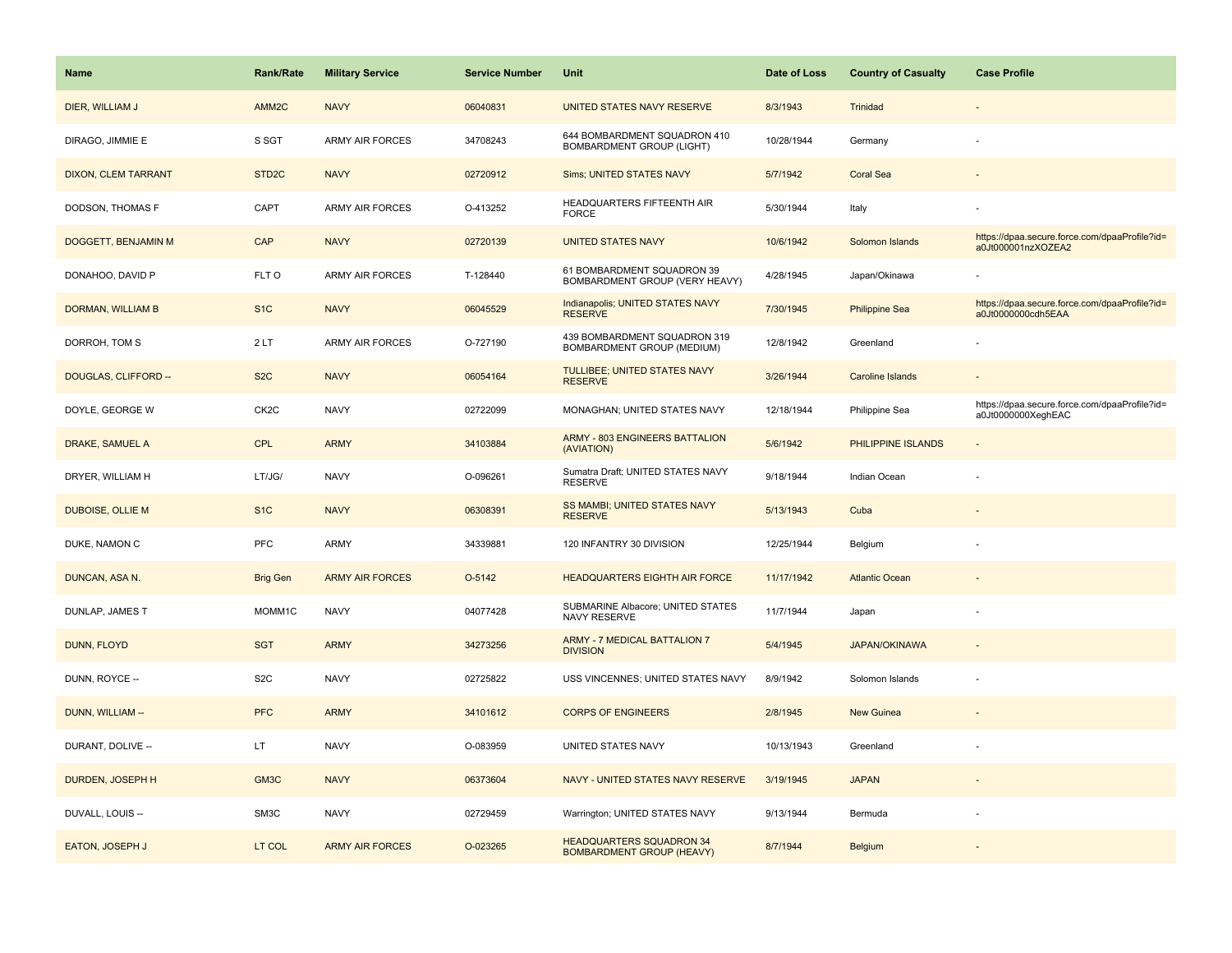| Name | Rank/Rate | Military Service | Service Number | Unit | Date of Loss | Country of Casualty | Case Profile |
|---|---|---|---|---|---|---|---|
| DIER, WILLIAM J | AMM2C | NAVY | 06040831 | UNITED STATES NAVY RESERVE | 8/3/1943 | Trinidad | - |
| DIRAGO, JIMMIE E | S SGT | ARMY AIR FORCES | 34708243 | 644 BOMBARDMENT SQUADRON 410 BOMBARDMENT GROUP (LIGHT) | 10/28/1944 | Germany | - |
| DIXON, CLEM TARRANT | STD2C | NAVY | 02720912 | Sims; UNITED STATES NAVY | 5/7/1942 | Coral Sea | - |
| DODSON, THOMAS F | CAPT | ARMY AIR FORCES | O-413252 | HEADQUARTERS FIFTEENTH AIR FORCE | 5/30/1944 | Italy | - |
| DOGGETT, BENJAMIN M | CAP | NAVY | 02720139 | UNITED STATES NAVY | 10/6/1942 | Solomon Islands | https://dpaa.secure.force.com/dpaaProfile?id=a0Jt000001nzXOZEA2 |
| DONAHOO, DAVID P | FLT O | ARMY AIR FORCES | T-128440 | 61 BOMBARDMENT SQUADRON 39 BOMBARDMENT GROUP (VERY HEAVY) | 4/28/1945 | Japan/Okinawa | - |
| DORMAN, WILLIAM B | S1C | NAVY | 06045529 | Indianapolis; UNITED STATES NAVY RESERVE | 7/30/1945 | Philippine Sea | https://dpaa.secure.force.com/dpaaProfile?id=a0Jt0000000cdh5EAA |
| DORROH, TOM S | 2 LT | ARMY AIR FORCES | O-727190 | 439 BOMBARDMENT SQUADRON 319 BOMBARDMENT GROUP (MEDIUM) | 12/8/1942 | Greenland | - |
| DOUGLAS, CLIFFORD -- | S2C | NAVY | 06054164 | TULLIBEE; UNITED STATES NAVY RESERVE | 3/26/1944 | Caroline Islands | - |
| DOYLE, GEORGE W | CK2C | NAVY | 02722099 | MONAGHAN; UNITED STATES NAVY | 12/18/1944 | Philippine Sea | https://dpaa.secure.force.com/dpaaProfile?id=a0Jt0000000XeghEAC |
| DRAKE, SAMUEL A | CPL | ARMY | 34103884 | ARMY - 803 ENGINEERS BATTALION (AVIATION) | 5/6/1942 | PHILIPPINE ISLANDS | - |
| DRYER, WILLIAM H | LT/JG/ | NAVY | O-096261 | Sumatra Draft; UNITED STATES NAVY RESERVE | 9/18/1944 | Indian Ocean | - |
| DUBOISE, OLLIE M | S1C | NAVY | 06308391 | SS MAMBI; UNITED STATES NAVY RESERVE | 5/13/1943 | Cuba | - |
| DUKE, NAMON C | PFC | ARMY | 34339881 | 120 INFANTRY 30 DIVISION | 12/25/1944 | Belgium | - |
| DUNCAN, ASA N. | Brig Gen | ARMY AIR FORCES | O-5142 | HEADQUARTERS EIGHTH AIR FORCE | 11/17/1942 | Atlantic Ocean | - |
| DUNLAP, JAMES T | MOMM1C | NAVY | 04077428 | SUBMARINE Albacore; UNITED STATES NAVY RESERVE | 11/7/1944 | Japan | - |
| DUNN, FLOYD | SGT | ARMY | 34273256 | ARMY - 7 MEDICAL BATTALION 7 DIVISION | 5/4/1945 | JAPAN/OKINAWA | - |
| DUNN, ROYCE -- | S2C | NAVY | 02725822 | USS VINCENNES; UNITED STATES NAVY | 8/9/1942 | Solomon Islands | - |
| DUNN, WILLIAM -- | PFC | ARMY | 34101612 | CORPS OF ENGINEERS | 2/8/1945 | New Guinea | - |
| DURANT, DOLIVE -- | LT | NAVY | O-083959 | UNITED STATES NAVY | 10/13/1943 | Greenland | - |
| DURDEN, JOSEPH H | GM3C | NAVY | 06373604 | NAVY - UNITED STATES NAVY RESERVE | 3/19/1945 | JAPAN | - |
| DUVALL, LOUIS -- | SM3C | NAVY | 02729459 | Warrington; UNITED STATES NAVY | 9/13/1944 | Bermuda | - |
| EATON, JOSEPH J | LT COL | ARMY AIR FORCES | O-023265 | HEADQUARTERS SQUADRON 34 BOMBARDMENT GROUP (HEAVY) | 8/7/1944 | Belgium | - |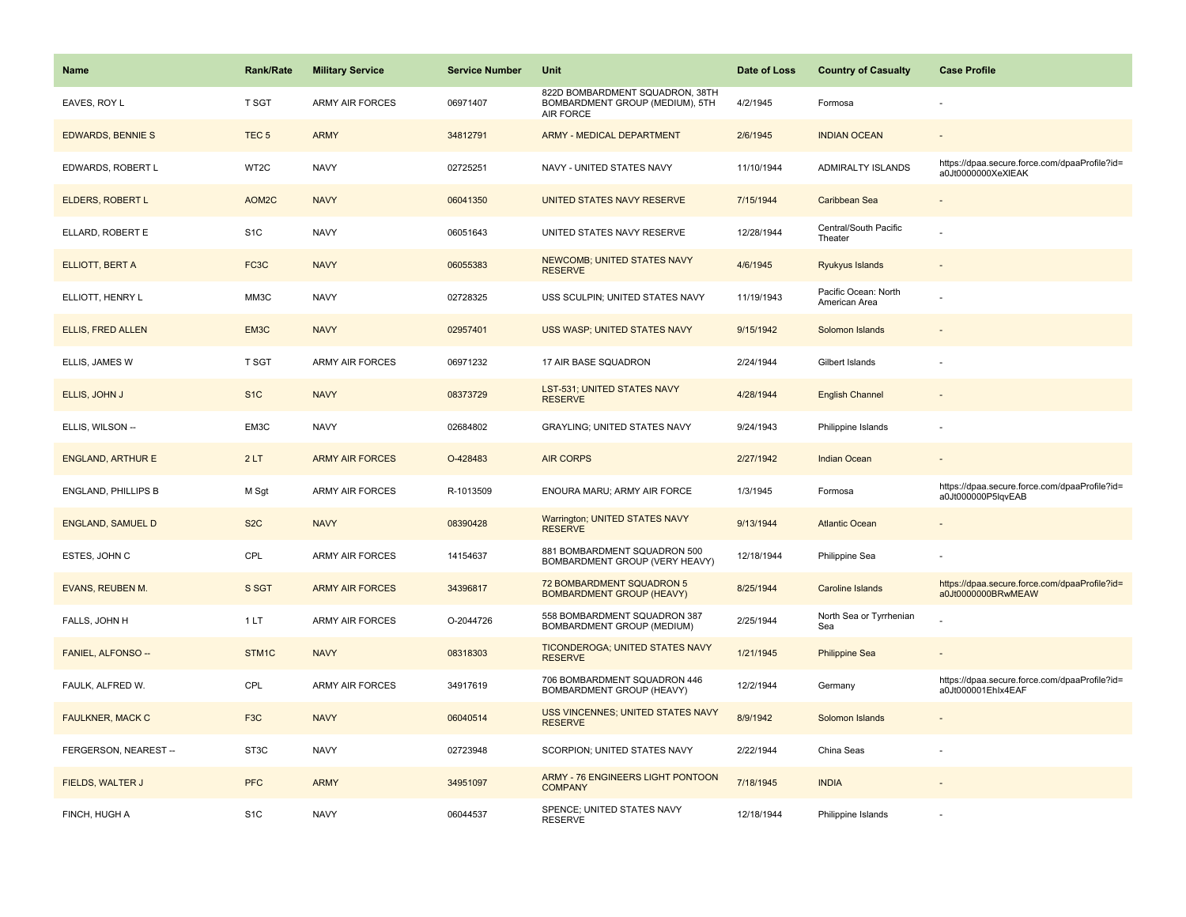| Name | Rank/Rate | Military Service | Service Number | Unit | Date of Loss | Country of Casualty | Case Profile |
|---|---|---|---|---|---|---|---|
| EAVES, ROY L | T SGT | ARMY AIR FORCES | 06971407 | 822D BOMBARDMENT SQUADRON, 38TH BOMBARDMENT GROUP (MEDIUM), 5TH AIR FORCE | 4/2/1945 | Formosa | - |
| EDWARDS, BENNIE S | TEC 5 | ARMY | 34812791 | ARMY - MEDICAL DEPARTMENT | 2/6/1945 | INDIAN OCEAN | - |
| EDWARDS, ROBERT L | WT2C | NAVY | 02725251 | NAVY - UNITED STATES NAVY | 11/10/1944 | ADMIRALTY ISLANDS | https://dpaa.secure.force.com/dpaaProfile?id=a0Jt0000000XeXlEAK |
| ELDERS, ROBERT L | AOM2C | NAVY | 06041350 | UNITED STATES NAVY RESERVE | 7/15/1944 | Caribbean Sea | - |
| ELLARD, ROBERT E | S1C | NAVY | 06051643 | UNITED STATES NAVY RESERVE | 12/28/1944 | Central/South Pacific Theater | - |
| ELLIOTT, BERT A | FC3C | NAVY | 06055383 | NEWCOMB; UNITED STATES NAVY RESERVE | 4/6/1945 | Ryukyus Islands | - |
| ELLIOTT, HENRY L | MM3C | NAVY | 02728325 | USS SCULPIN; UNITED STATES NAVY | 11/19/1943 | Pacific Ocean: North American Area | - |
| ELLIS, FRED ALLEN | EM3C | NAVY | 02957401 | USS WASP; UNITED STATES NAVY | 9/15/1942 | Solomon Islands | - |
| ELLIS, JAMES W | T SGT | ARMY AIR FORCES | 06971232 | 17 AIR BASE SQUADRON | 2/24/1944 | Gilbert Islands | - |
| ELLIS, JOHN J | S1C | NAVY | 08373729 | LST-531; UNITED STATES NAVY RESERVE | 4/28/1944 | English Channel | - |
| ELLIS, WILSON -- | EM3C | NAVY | 02684802 | GRAYLING; UNITED STATES NAVY | 9/24/1943 | Philippine Islands | - |
| ENGLAND, ARTHUR E | 2 LT | ARMY AIR FORCES | O-428483 | AIR CORPS | 2/27/1942 | Indian Ocean | - |
| ENGLAND, PHILLIPS B | M Sgt | ARMY AIR FORCES | R-1013509 | ENOURA MARU; ARMY AIR FORCE | 1/3/1945 | Formosa | https://dpaa.secure.force.com/dpaaProfile?id=a0Jt000000P5lqvEAB |
| ENGLAND, SAMUEL D | S2C | NAVY | 08390428 | Warrington; UNITED STATES NAVY RESERVE | 9/13/1944 | Atlantic Ocean | - |
| ESTES, JOHN C | CPL | ARMY AIR FORCES | 14154637 | 881 BOMBARDMENT SQUADRON 500 BOMBARDMENT GROUP (VERY HEAVY) | 12/18/1944 | Philippine Sea | - |
| EVANS, REUBEN M. | S SGT | ARMY AIR FORCES | 34396817 | 72 BOMBARDMENT SQUADRON 5 BOMBARDMENT GROUP (HEAVY) | 8/25/1944 | Caroline Islands | https://dpaa.secure.force.com/dpaaProfile?id=a0Jt0000000BRwMEAW |
| FALLS, JOHN H | 1 LT | ARMY AIR FORCES | O-2044726 | 558 BOMBARDMENT SQUADRON 387 BOMBARDMENT GROUP (MEDIUM) | 2/25/1944 | North Sea or Tyrrhenian Sea | - |
| FANIEL, ALFONSO -- | STM1C | NAVY | 08318303 | TICONDEROGA; UNITED STATES NAVY RESERVE | 1/21/1945 | Philippine Sea | - |
| FAULK, ALFRED W. | CPL | ARMY AIR FORCES | 34917619 | 706 BOMBARDMENT SQUADRON 446 BOMBARDMENT GROUP (HEAVY) | 12/2/1944 | Germany | https://dpaa.secure.force.com/dpaaProfile?id=a0Jt000001EhIx4EAF |
| FAULKNER, MACK C | F3C | NAVY | 06040514 | USS VINCENNES; UNITED STATES NAVY RESERVE | 8/9/1942 | Solomon Islands | - |
| FERGERSON, NEAREST -- | ST3C | NAVY | 02723948 | SCORPION; UNITED STATES NAVY | 2/22/1944 | China Seas | - |
| FIELDS, WALTER J | PFC | ARMY | 34951097 | ARMY - 76 ENGINEERS LIGHT PONTOON COMPANY | 7/18/1945 | INDIA | - |
| FINCH, HUGH A | S1C | NAVY | 06044537 | SPENCE; UNITED STATES NAVY RESERVE | 12/18/1944 | Philippine Islands | - |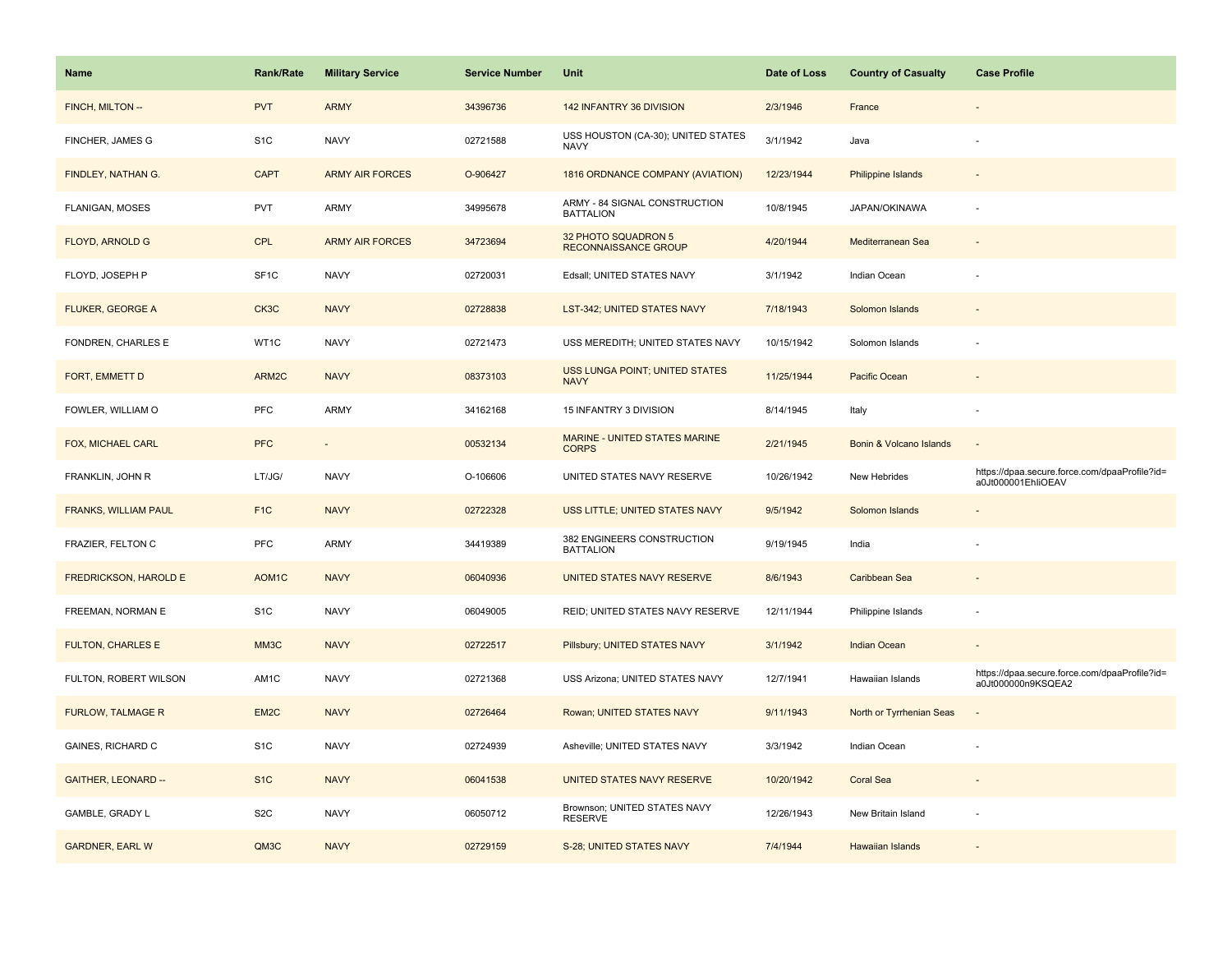| Name | Rank/Rate | Military Service | Service Number | Unit | Date of Loss | Country of Casualty | Case Profile |
|---|---|---|---|---|---|---|---|
| FINCH, MILTON -- | PVT | ARMY | 34396736 | 142 INFANTRY 36 DIVISION | 2/3/1946 | France | - |
| FINCHER, JAMES G | S1C | NAVY | 02721588 | USS HOUSTON (CA-30); UNITED STATES NAVY | 3/1/1942 | Java | - |
| FINDLEY, NATHAN G. | CAPT | ARMY AIR FORCES | O-906427 | 1816 ORDNANCE COMPANY (AVIATION) | 12/23/1944 | Philippine Islands | - |
| FLANIGAN, MOSES | PVT | ARMY | 34995678 | ARMY - 84 SIGNAL CONSTRUCTION BATTALION | 10/8/1945 | JAPAN/OKINAWA | - |
| FLOYD, ARNOLD G | CPL | ARMY AIR FORCES | 34723694 | 32 PHOTO SQUADRON 5 RECONNAISSANCE GROUP | 4/20/1944 | Mediterranean Sea | - |
| FLOYD, JOSEPH P | SF1C | NAVY | 02720031 | Edsall; UNITED STATES NAVY | 3/1/1942 | Indian Ocean | - |
| FLUKER, GEORGE A | CK3C | NAVY | 02728838 | LST-342; UNITED STATES NAVY | 7/18/1943 | Solomon Islands | - |
| FONDREN, CHARLES E | WT1C | NAVY | 02721473 | USS MEREDITH; UNITED STATES NAVY | 10/15/1942 | Solomon Islands | - |
| FORT, EMMETT D | ARM2C | NAVY | 08373103 | USS LUNGA POINT; UNITED STATES NAVY | 11/25/1944 | Pacific Ocean | - |
| FOWLER, WILLIAM O | PFC | ARMY | 34162168 | 15 INFANTRY 3 DIVISION | 8/14/1945 | Italy | - |
| FOX, MICHAEL CARL | PFC | - | 00532134 | MARINE - UNITED STATES MARINE CORPS | 2/21/1945 | Bonin & Volcano Islands | - |
| FRANKLIN, JOHN R | LT/JG/ | NAVY | O-106606 | UNITED STATES NAVY RESERVE | 10/26/1942 | New Hebrides | https://dpaa.secure.force.com/dpaaProfile?id=a0Jt000001EhliOEAV |
| FRANKS, WILLIAM PAUL | F1C | NAVY | 02722328 | USS LITTLE; UNITED STATES NAVY | 9/5/1942 | Solomon Islands | - |
| FRAZIER, FELTON C | PFC | ARMY | 34419389 | 382 ENGINEERS CONSTRUCTION BATTALION | 9/19/1945 | India | - |
| FREDRICKSON, HAROLD E | AOM1C | NAVY | 06040936 | UNITED STATES NAVY RESERVE | 8/6/1943 | Caribbean Sea | - |
| FREEMAN, NORMAN E | S1C | NAVY | 06049005 | REID; UNITED STATES NAVY RESERVE | 12/11/1944 | Philippine Islands | - |
| FULTON, CHARLES E | MM3C | NAVY | 02722517 | Pillsbury; UNITED STATES NAVY | 3/1/1942 | Indian Ocean | - |
| FULTON, ROBERT WILSON | AM1C | NAVY | 02721368 | USS Arizona; UNITED STATES NAVY | 12/7/1941 | Hawaiian Islands | https://dpaa.secure.force.com/dpaaProfile?id=a0Jt000000n9KSQEA2 |
| FURLOW, TALMAGE R | EM2C | NAVY | 02726464 | Rowan; UNITED STATES NAVY | 9/11/1943 | North or Tyrrhenian Seas | - |
| GAINES, RICHARD C | S1C | NAVY | 02724939 | Asheville; UNITED STATES NAVY | 3/3/1942 | Indian Ocean | - |
| GAITHER, LEONARD -- | S1C | NAVY | 06041538 | UNITED STATES NAVY RESERVE | 10/20/1942 | Coral Sea | - |
| GAMBLE, GRADY L | S2C | NAVY | 06050712 | Brownson; UNITED STATES NAVY RESERVE | 12/26/1943 | New Britain Island | - |
| GARDNER, EARL W | QM3C | NAVY | 02729159 | S-28; UNITED STATES NAVY | 7/4/1944 | Hawaiian Islands | - |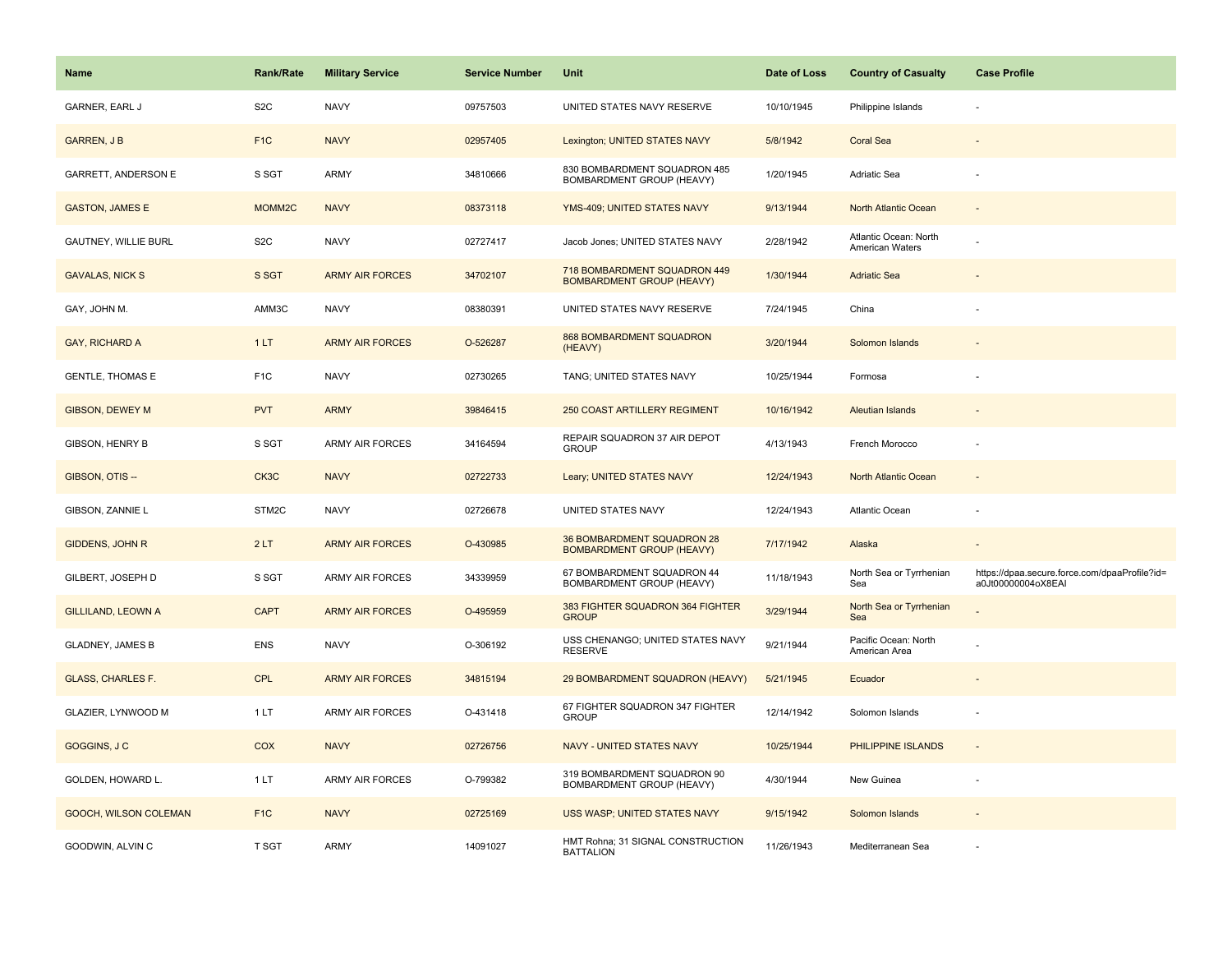| Name | Rank/Rate | Military Service | Service Number | Unit | Date of Loss | Country of Casualty | Case Profile |
|---|---|---|---|---|---|---|---|
| GARNER, EARL J | S2C | NAVY | 09757503 | UNITED STATES NAVY RESERVE | 10/10/1945 | Philippine Islands | - |
| GARREN, J B | F1C | NAVY | 02957405 | Lexington; UNITED STATES NAVY | 5/8/1942 | Coral Sea | - |
| GARRETT, ANDERSON E | S SGT | ARMY | 34810666 | 830 BOMBARDMENT SQUADRON 485 BOMBARDMENT GROUP (HEAVY) | 1/20/1945 | Adriatic Sea | - |
| GASTON, JAMES E | MOMM2C | NAVY | 08373118 | YMS-409; UNITED STATES NAVY | 9/13/1944 | North Atlantic Ocean | - |
| GAUTNEY, WILLIE BURL | S2C | NAVY | 02727417 | Jacob Jones; UNITED STATES NAVY | 2/28/1942 | Atlantic Ocean: North American Waters | - |
| GAVALAS, NICK S | S SGT | ARMY AIR FORCES | 34702107 | 718 BOMBARDMENT SQUADRON 449 BOMBARDMENT GROUP (HEAVY) | 1/30/1944 | Adriatic Sea | - |
| GAY, JOHN M. | AMM3C | NAVY | 08380391 | UNITED STATES NAVY RESERVE | 7/24/1945 | China | - |
| GAY, RICHARD A | 1 LT | ARMY AIR FORCES | O-526287 | 868 BOMBARDMENT SQUADRON (HEAVY) | 3/20/1944 | Solomon Islands | - |
| GENTLE, THOMAS E | F1C | NAVY | 02730265 | TANG; UNITED STATES NAVY | 10/25/1944 | Formosa | - |
| GIBSON, DEWEY M | PVT | ARMY | 39846415 | 250 COAST ARTILLERY REGIMENT | 10/16/1942 | Aleutian Islands | - |
| GIBSON, HENRY B | S SGT | ARMY AIR FORCES | 34164594 | REPAIR SQUADRON 37 AIR DEPOT GROUP | 4/13/1943 | French Morocco | - |
| GIBSON, OTIS -- | CK3C | NAVY | 02722733 | Leary; UNITED STATES NAVY | 12/24/1943 | North Atlantic Ocean | - |
| GIBSON, ZANNIE L | STM2C | NAVY | 02726678 | UNITED STATES NAVY | 12/24/1943 | Atlantic Ocean | - |
| GIDDENS, JOHN R | 2 LT | ARMY AIR FORCES | O-430985 | 36 BOMBARDMENT SQUADRON 28 BOMBARDMENT GROUP (HEAVY) | 7/17/1942 | Alaska | - |
| GILBERT, JOSEPH D | S SGT | ARMY AIR FORCES | 34339959 | 67 BOMBARDMENT SQUADRON 44 BOMBARDMENT GROUP (HEAVY) | 11/18/1943 | North Sea or Tyrrhenian Sea | https://dpaa.secure.force.com/dpaaProfile?id=a0Jt00000004oX8EAI |
| GILLILAND, LEOWN A | CAPT | ARMY AIR FORCES | O-495959 | 383 FIGHTER SQUADRON 364 FIGHTER GROUP | 3/29/1944 | North Sea or Tyrrhenian Sea | - |
| GLADNEY, JAMES B | ENS | NAVY | O-306192 | USS CHENANGO; UNITED STATES NAVY RESERVE | 9/21/1944 | Pacific Ocean: North American Area | - |
| GLASS, CHARLES F. | CPL | ARMY AIR FORCES | 34815194 | 29 BOMBARDMENT SQUADRON (HEAVY) | 5/21/1945 | Ecuador | - |
| GLAZIER, LYNWOOD M | 1 LT | ARMY AIR FORCES | O-431418 | 67 FIGHTER SQUADRON 347 FIGHTER GROUP | 12/14/1942 | Solomon Islands | - |
| GOGGINS, J C | COX | NAVY | 02726756 | NAVY - UNITED STATES NAVY | 10/25/1944 | PHILIPPINE ISLANDS | - |
| GOLDEN, HOWARD L. | 1 LT | ARMY AIR FORCES | O-799382 | 319 BOMBARDMENT SQUADRON 90 BOMBARDMENT GROUP (HEAVY) | 4/30/1944 | New Guinea | - |
| GOOCH, WILSON COLEMAN | F1C | NAVY | 02725169 | USS WASP; UNITED STATES NAVY | 9/15/1942 | Solomon Islands | - |
| GOODWIN, ALVIN C | T SGT | ARMY | 14091027 | HMT Rohna; 31 SIGNAL CONSTRUCTION BATTALION | 11/26/1943 | Mediterranean Sea | - |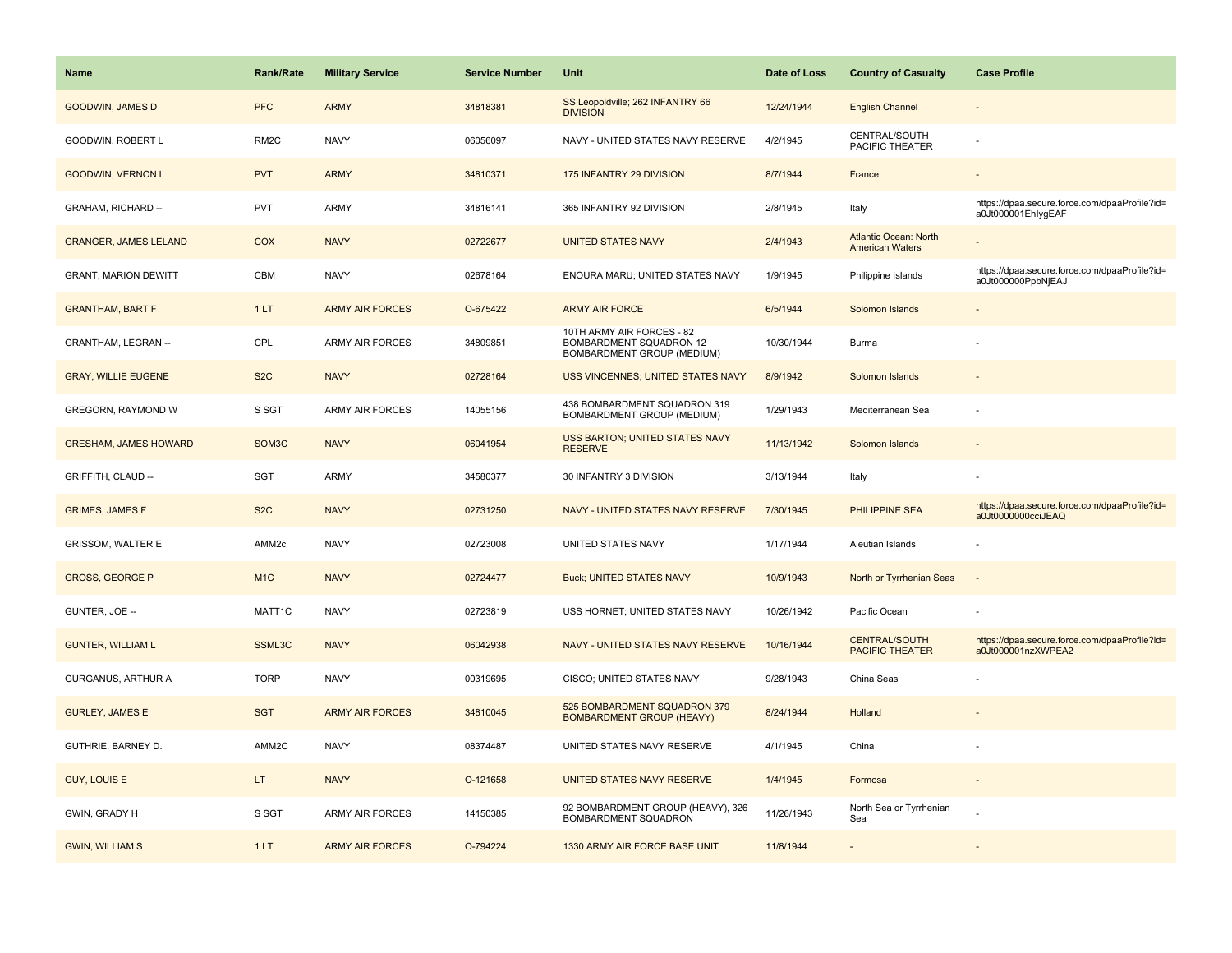| Name | Rank/Rate | Military Service | Service Number | Unit | Date of Loss | Country of Casualty | Case Profile |
|---|---|---|---|---|---|---|---|
| GOODWIN, JAMES D | PFC | ARMY | 34818381 | SS Leopoldville; 262 INFANTRY 66 DIVISION | 12/24/1944 | English Channel | - |
| GOODWIN, ROBERT L | RM2C | NAVY | 06056097 | NAVY - UNITED STATES NAVY RESERVE | 4/2/1945 | CENTRAL/SOUTH PACIFIC THEATER | - |
| GOODWIN, VERNON L | PVT | ARMY | 34810371 | 175 INFANTRY 29 DIVISION | 8/7/1944 | France | - |
| GRAHAM, RICHARD -- | PVT | ARMY | 34816141 | 365 INFANTRY 92 DIVISION | 2/8/1945 | Italy | https://dpaa.secure.force.com/dpaaProfile?id=a0Jt000001EhIygEAF |
| GRANGER, JAMES LELAND | COX | NAVY | 02722677 | UNITED STATES NAVY | 2/4/1943 | Atlantic Ocean: North American Waters | - |
| GRANT, MARION DEWITT | CBM | NAVY | 02678164 | ENOURA MARU; UNITED STATES NAVY | 1/9/1945 | Philippine Islands | https://dpaa.secure.force.com/dpaaProfile?id=a0Jt000000PpbNjEAJ |
| GRANTHAM, BART F | 1 LT | ARMY AIR FORCES | O-675422 | ARMY AIR FORCE | 6/5/1944 | Solomon Islands | - |
| GRANTHAM, LEGRAN -- | CPL | ARMY AIR FORCES | 34809851 | 10TH ARMY AIR FORCES - 82 BOMBARDMENT SQUADRON 12 BOMBARDMENT GROUP (MEDIUM) | 10/30/1944 | Burma | - |
| GRAY, WILLIE EUGENE | S2C | NAVY | 02728164 | USS VINCENNES; UNITED STATES NAVY | 8/9/1942 | Solomon Islands | - |
| GREGORN, RAYMOND W | S SGT | ARMY AIR FORCES | 14055156 | 438 BOMBARDMENT SQUADRON 319 BOMBARDMENT GROUP (MEDIUM) | 1/29/1943 | Mediterranean Sea | - |
| GRESHAM, JAMES HOWARD | SOM3C | NAVY | 06041954 | USS BARTON; UNITED STATES NAVY RESERVE | 11/13/1942 | Solomon Islands | - |
| GRIFFITH, CLAUD -- | SGT | ARMY | 34580377 | 30 INFANTRY 3 DIVISION | 3/13/1944 | Italy | - |
| GRIMES, JAMES F | S2C | NAVY | 02731250 | NAVY - UNITED STATES NAVY RESERVE | 7/30/1945 | PHILIPPINE SEA | https://dpaa.secure.force.com/dpaaProfile?id=a0Jt0000000cciJEAQ |
| GRISSOM, WALTER E | AMM2c | NAVY | 02723008 | UNITED STATES NAVY | 1/17/1944 | Aleutian Islands | - |
| GROSS, GEORGE P | M1C | NAVY | 02724477 | Buck; UNITED STATES NAVY | 10/9/1943 | North or Tyrrhenian Seas | - |
| GUNTER, JOE -- | MATT1C | NAVY | 02723819 | USS HORNET; UNITED STATES NAVY | 10/26/1942 | Pacific Ocean | - |
| GUNTER, WILLIAM L | SSML3C | NAVY | 06042938 | NAVY - UNITED STATES NAVY RESERVE | 10/16/1944 | CENTRAL/SOUTH PACIFIC THEATER | https://dpaa.secure.force.com/dpaaProfile?id=a0Jt000001nzXWPEA2 |
| GURGANUS, ARTHUR A | TORP | NAVY | 00319695 | CISCO; UNITED STATES NAVY | 9/28/1943 | China Seas | - |
| GURLEY, JAMES E | SGT | ARMY AIR FORCES | 34810045 | 525 BOMBARDMENT SQUADRON 379 BOMBARDMENT GROUP (HEAVY) | 8/24/1944 | Holland | - |
| GUTHRIE, BARNEY D. | AMM2C | NAVY | 08374487 | UNITED STATES NAVY RESERVE | 4/1/1945 | China | - |
| GUY, LOUIS E | LT | NAVY | O-121658 | UNITED STATES NAVY RESERVE | 1/4/1945 | Formosa | - |
| GWIN, GRADY H | S SGT | ARMY AIR FORCES | 14150385 | 92 BOMBARDMENT GROUP (HEAVY), 326 BOMBARDMENT SQUADRON | 11/26/1943 | North Sea or Tyrrhenian Sea | - |
| GWIN, WILLIAM S | 1 LT | ARMY AIR FORCES | O-794224 | 1330 ARMY AIR FORCE BASE UNIT | 11/8/1944 | - | - |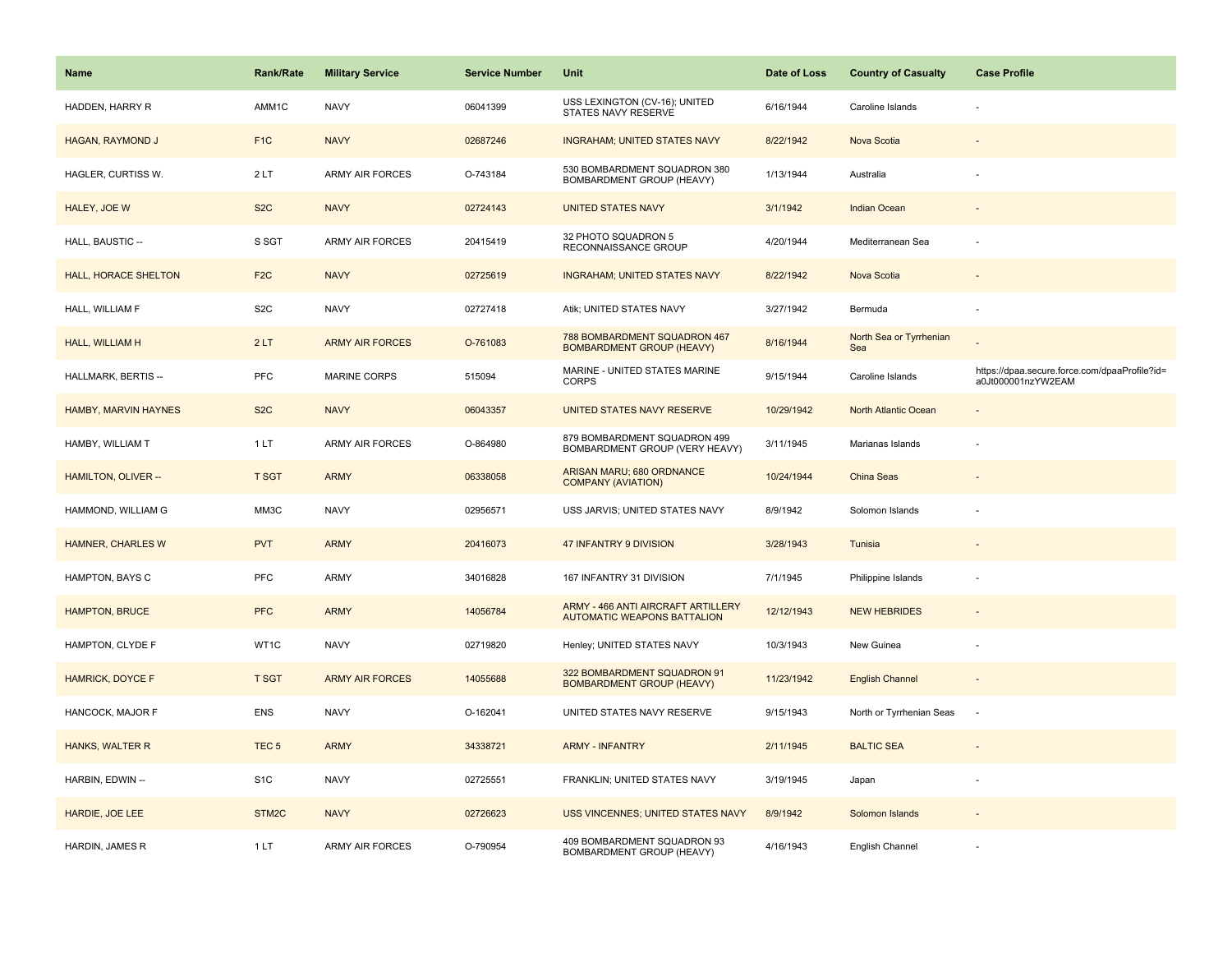| Name | Rank/Rate | Military Service | Service Number | Unit | Date of Loss | Country of Casualty | Case Profile |
| --- | --- | --- | --- | --- | --- | --- | --- |
| HADDEN, HARRY R | AMM1C | NAVY | 06041399 | USS LEXINGTON (CV-16); UNITED STATES NAVY RESERVE | 6/16/1944 | Caroline Islands | - |
| HAGAN, RAYMOND J | F1C | NAVY | 02687246 | INGRAHAM; UNITED STATES NAVY | 8/22/1942 | Nova Scotia | - |
| HAGLER, CURTISS W. | 2 LT | ARMY AIR FORCES | O-743184 | 530 BOMBARDMENT SQUADRON 380 BOMBARDMENT GROUP (HEAVY) | 1/13/1944 | Australia | - |
| HALEY, JOE W | S2C | NAVY | 02724143 | UNITED STATES NAVY | 3/1/1942 | Indian Ocean | - |
| HALL, BAUSTIC -- | S SGT | ARMY AIR FORCES | 20415419 | 32 PHOTO SQUADRON 5 RECONNAISSANCE GROUP | 4/20/1944 | Mediterranean Sea | - |
| HALL, HORACE SHELTON | F2C | NAVY | 02725619 | INGRAHAM; UNITED STATES NAVY | 8/22/1942 | Nova Scotia | - |
| HALL, WILLIAM F | S2C | NAVY | 02727418 | Atik; UNITED STATES NAVY | 3/27/1942 | Bermuda | - |
| HALL, WILLIAM H | 2 LT | ARMY AIR FORCES | O-761083 | 788 BOMBARDMENT SQUADRON 467 BOMBARDMENT GROUP (HEAVY) | 8/16/1944 | North Sea or Tyrrhenian Sea | - |
| HALLMARK, BERTIS -- | PFC | MARINE CORPS | 515094 | MARINE - UNITED STATES MARINE CORPS | 9/15/1944 | Caroline Islands | https://dpaa.secure.force.com/dpaaProfile?id=a0Jt000001nzYW2EAM |
| HAMBY, MARVIN HAYNES | S2C | NAVY | 06043357 | UNITED STATES NAVY RESERVE | 10/29/1942 | North Atlantic Ocean | - |
| HAMBY, WILLIAM T | 1 LT | ARMY AIR FORCES | O-864980 | 879 BOMBARDMENT SQUADRON 499 BOMBARDMENT GROUP (VERY HEAVY) | 3/11/1945 | Marianas Islands | - |
| HAMILTON, OLIVER -- | T SGT | ARMY | 06338058 | ARISAN MARU; 680 ORDNANCE COMPANY (AVIATION) | 10/24/1944 | China Seas | - |
| HAMMOND, WILLIAM G | MM3C | NAVY | 02956571 | USS JARVIS; UNITED STATES NAVY | 8/9/1942 | Solomon Islands | - |
| HAMNER, CHARLES W | PVT | ARMY | 20416073 | 47 INFANTRY 9 DIVISION | 3/28/1943 | Tunisia | - |
| HAMPTON, BAYS C | PFC | ARMY | 34016828 | 167 INFANTRY 31 DIVISION | 7/1/1945 | Philippine Islands | - |
| HAMPTON, BRUCE | PFC | ARMY | 14056784 | ARMY - 466 ANTI AIRCRAFT ARTILLERY AUTOMATIC WEAPONS BATTALION | 12/12/1943 | NEW HEBRIDES | - |
| HAMPTON, CLYDE F | WT1C | NAVY | 02719820 | Henley; UNITED STATES NAVY | 10/3/1943 | New Guinea | - |
| HAMRICK, DOYCE F | T SGT | ARMY AIR FORCES | 14055688 | 322 BOMBARDMENT SQUADRON 91 BOMBARDMENT GROUP (HEAVY) | 11/23/1942 | English Channel | - |
| HANCOCK, MAJOR F | ENS | NAVY | O-162041 | UNITED STATES NAVY RESERVE | 9/15/1943 | North or Tyrrhenian Seas | - |
| HANKS, WALTER R | TEC 5 | ARMY | 34338721 | ARMY - INFANTRY | 2/11/1945 | BALTIC SEA | - |
| HARBIN, EDWIN -- | S1C | NAVY | 02725551 | FRANKLIN; UNITED STATES NAVY | 3/19/1945 | Japan | - |
| HARDIE, JOE LEE | STM2C | NAVY | 02726623 | USS VINCENNES; UNITED STATES NAVY | 8/9/1942 | Solomon Islands | - |
| HARDIN, JAMES R | 1 LT | ARMY AIR FORCES | O-790954 | 409 BOMBARDMENT SQUADRON 93 BOMBARDMENT GROUP (HEAVY) | 4/16/1943 | English Channel | - |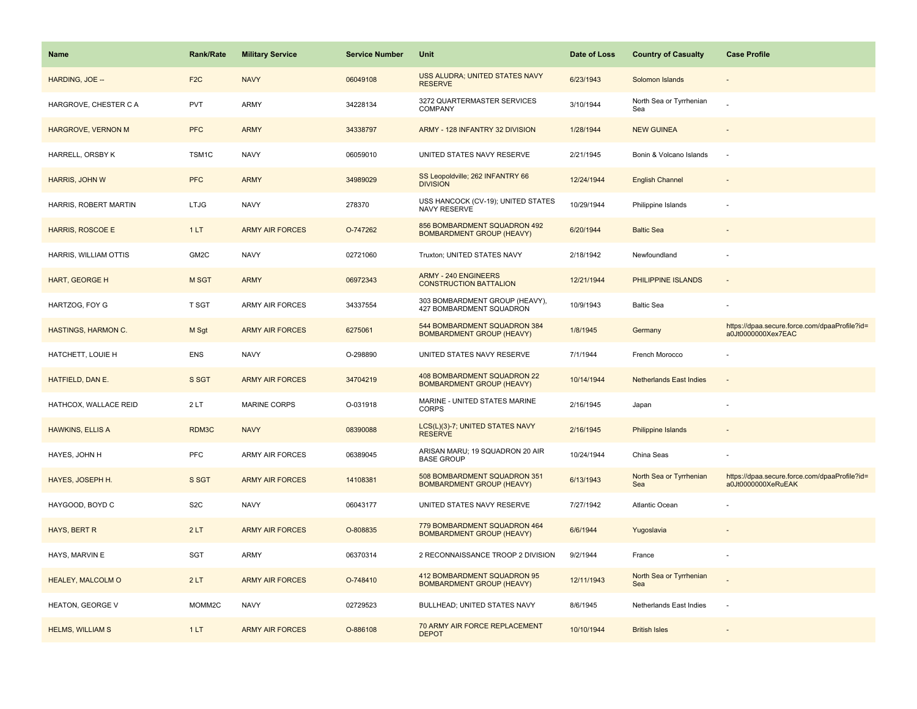| Name | Rank/Rate | Military Service | Service Number | Unit | Date of Loss | Country of Casualty | Case Profile |
|---|---|---|---|---|---|---|---|
| HARDING, JOE -- | F2C | NAVY | 06049108 | USS ALUDRA; UNITED STATES NAVY RESERVE | 6/23/1943 | Solomon Islands | - |
| HARGROVE, CHESTER C A | PVT | ARMY | 34228134 | 3272 QUARTERMASTER SERVICES COMPANY | 3/10/1944 | North Sea or Tyrrhenian Sea | - |
| HARGROVE, VERNON M | PFC | ARMY | 34338797 | ARMY - 128 INFANTRY 32 DIVISION | 1/28/1944 | NEW GUINEA | - |
| HARRELL, ORSBY K | TSM1C | NAVY | 06059010 | UNITED STATES NAVY RESERVE | 2/21/1945 | Bonin & Volcano Islands | - |
| HARRIS, JOHN W | PFC | ARMY | 34989029 | SS Leopoldville; 262 INFANTRY 66 DIVISION | 12/24/1944 | English Channel | - |
| HARRIS, ROBERT MARTIN | LTJG | NAVY | 278370 | USS HANCOCK (CV-19); UNITED STATES NAVY RESERVE | 10/29/1944 | Philippine Islands | - |
| HARRIS, ROSCOE E | 1 LT | ARMY AIR FORCES | O-747262 | 856 BOMBARDMENT SQUADRON 492 BOMBARDMENT GROUP (HEAVY) | 6/20/1944 | Baltic Sea | - |
| HARRIS, WILLIAM OTTIS | GM2C | NAVY | 02721060 | Truxton; UNITED STATES NAVY | 2/18/1942 | Newfoundland | - |
| HART, GEORGE H | M SGT | ARMY | 06972343 | ARMY - 240 ENGINEERS CONSTRUCTION BATTALION | 12/21/1944 | PHILIPPINE ISLANDS | - |
| HARTZOG, FOY G | T SGT | ARMY AIR FORCES | 34337554 | 303 BOMBARDMENT GROUP (HEAVY), 427 BOMBARDMENT SQUADRON | 10/9/1943 | Baltic Sea | - |
| HASTINGS, HARMON C. | M Sgt | ARMY AIR FORCES | 6275061 | 544 BOMBARDMENT SQUADRON 384 BOMBARDMENT GROUP (HEAVY) | 1/8/1945 | Germany | https://dpaa.secure.force.com/dpaaProfile?id=a0Jt0000000Xex7EAC |
| HATCHETT, LOUIE H | ENS | NAVY | O-298890 | UNITED STATES NAVY RESERVE | 7/1/1944 | French Morocco | - |
| HATFIELD, DAN E. | S SGT | ARMY AIR FORCES | 34704219 | 408 BOMBARDMENT SQUADRON 22 BOMBARDMENT GROUP (HEAVY) | 10/14/1944 | Netherlands East Indies | - |
| HATHCOX, WALLACE REID | 2 LT | MARINE CORPS | O-031918 | MARINE - UNITED STATES MARINE CORPS | 2/16/1945 | Japan | - |
| HAWKINS, ELLIS A | RDM3C | NAVY | 08390088 | LCS(L)(3)-7; UNITED STATES NAVY RESERVE | 2/16/1945 | Philippine Islands | - |
| HAYES, JOHN H | PFC | ARMY AIR FORCES | 06389045 | ARISAN MARU; 19 SQUADRON 20 AIR BASE GROUP | 10/24/1944 | China Seas | - |
| HAYES, JOSEPH H. | S SGT | ARMY AIR FORCES | 14108381 | 508 BOMBARDMENT SQUADRON 351 BOMBARDMENT GROUP (HEAVY) | 6/13/1943 | North Sea or Tyrrhenian Sea | https://dpaa.secure.force.com/dpaaProfile?id=a0Jt0000000XeRuEAK |
| HAYGOOD, BOYD C | S2C | NAVY | 06043177 | UNITED STATES NAVY RESERVE | 7/27/1942 | Atlantic Ocean | - |
| HAYS, BERT R | 2 LT | ARMY AIR FORCES | O-808835 | 779 BOMBARDMENT SQUADRON 464 BOMBARDMENT GROUP (HEAVY) | 6/6/1944 | Yugoslavia | - |
| HAYS, MARVIN E | SGT | ARMY | 06370314 | 2 RECONNAISSANCE TROOP 2 DIVISION | 9/2/1944 | France | - |
| HEALEY, MALCOLM O | 2 LT | ARMY AIR FORCES | O-748410 | 412 BOMBARDMENT SQUADRON 95 BOMBARDMENT GROUP (HEAVY) | 12/11/1943 | North Sea or Tyrrhenian Sea | - |
| HEATON, GEORGE V | MOMM2C | NAVY | 02729523 | BULLHEAD; UNITED STATES NAVY | 8/6/1945 | Netherlands East Indies | - |
| HELMS, WILLIAM S | 1 LT | ARMY AIR FORCES | O-886108 | 70 ARMY AIR FORCE REPLACEMENT DEPOT | 10/10/1944 | British Isles | - |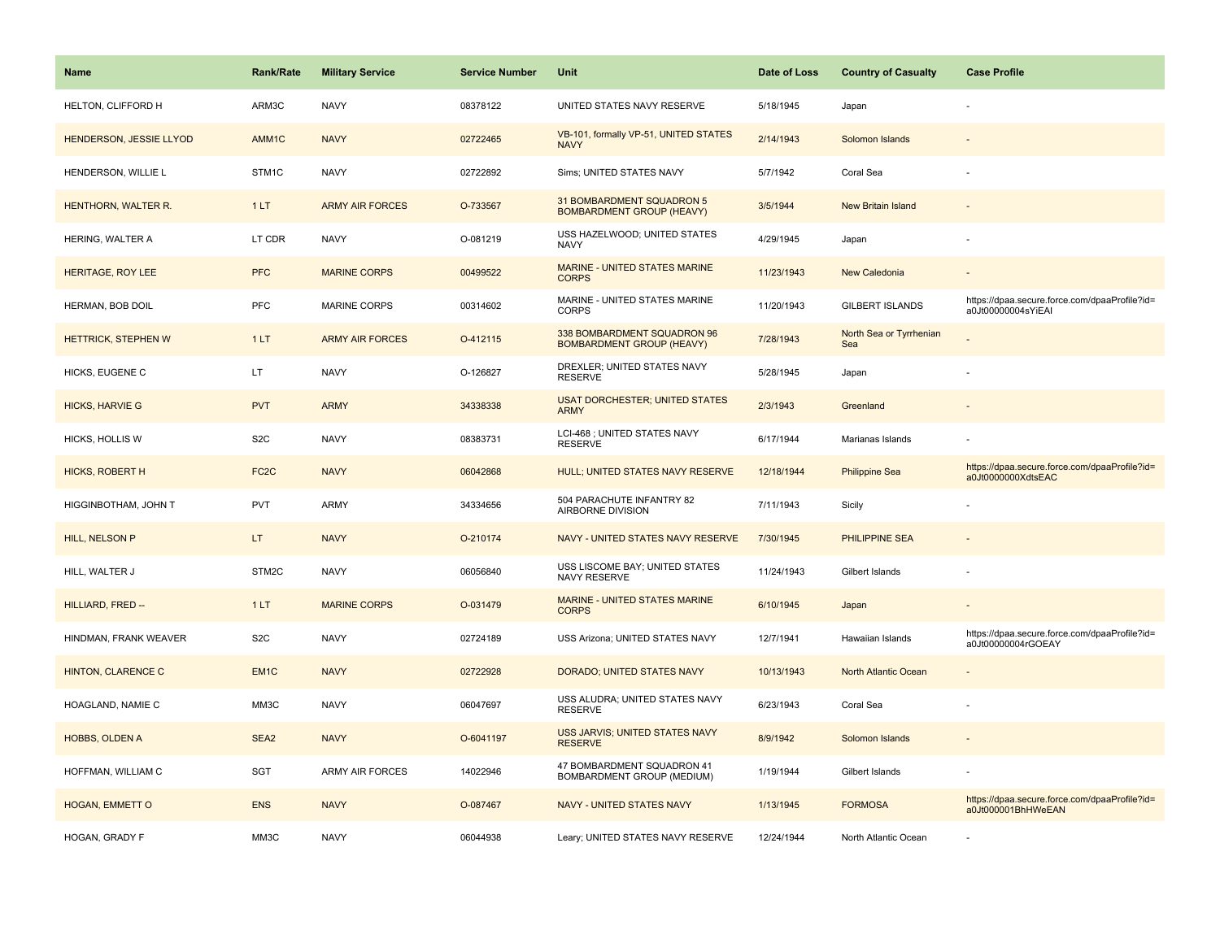| Name | Rank/Rate | Military Service | Service Number | Unit | Date of Loss | Country of Casualty | Case Profile |
|---|---|---|---|---|---|---|---|
| HELTON, CLIFFORD H | ARM3C | NAVY | 08378122 | UNITED STATES NAVY RESERVE | 5/18/1945 | Japan | - |
| HENDERSON, JESSIE LLYOD | AMM1C | NAVY | 02722465 | VB-101, formally VP-51, UNITED STATES NAVY | 2/14/1943 | Solomon Islands | - |
| HENDERSON, WILLIE L | STM1C | NAVY | 02722892 | Sims; UNITED STATES NAVY | 5/7/1942 | Coral Sea | - |
| HENTHORN, WALTER R. | 1 LT | ARMY AIR FORCES | O-733567 | 31 BOMBARDMENT SQUADRON 5 BOMBARDMENT GROUP (HEAVY) | 3/5/1944 | New Britain Island | - |
| HERING, WALTER A | LT CDR | NAVY | O-081219 | USS HAZELWOOD; UNITED STATES NAVY | 4/29/1945 | Japan | - |
| HERITAGE, ROY LEE | PFC | MARINE CORPS | 00499522 | MARINE - UNITED STATES MARINE CORPS | 11/23/1943 | New Caledonia | - |
| HERMAN, BOB DOIL | PFC | MARINE CORPS | 00314602 | MARINE - UNITED STATES MARINE CORPS | 11/20/1943 | GILBERT ISLANDS | https://dpaa.secure.force.com/dpaaProfile?id=a0Jt00000004sYiEAI |
| HETTRICK, STEPHEN W | 1 LT | ARMY AIR FORCES | O-412115 | 338 BOMBARDMENT SQUADRON 96 BOMBARDMENT GROUP (HEAVY) | 7/28/1943 | North Sea or Tyrrhenian Sea | - |
| HICKS, EUGENE C | LT | NAVY | O-126827 | DREXLER; UNITED STATES NAVY RESERVE | 5/28/1945 | Japan | - |
| HICKS, HARVIE G | PVT | ARMY | 34338338 | USAT DORCHESTER; UNITED STATES ARMY | 2/3/1943 | Greenland | - |
| HICKS, HOLLIS W | S2C | NAVY | 08383731 | LCI-468 ; UNITED STATES NAVY RESERVE | 6/17/1944 | Marianas Islands | - |
| HICKS, ROBERT H | FC2C | NAVY | 06042868 | HULL; UNITED STATES NAVY RESERVE | 12/18/1944 | Philippine Sea | https://dpaa.secure.force.com/dpaaProfile?id=a0Jt0000000XdtsEAC |
| HIGGINBOTHAM, JOHN T | PVT | ARMY | 34334656 | 504 PARACHUTE INFANTRY 82 AIRBORNE DIVISION | 7/11/1943 | Sicily | - |
| HILL, NELSON P | LT | NAVY | O-210174 | NAVY - UNITED STATES NAVY RESERVE | 7/30/1945 | PHILIPPINE SEA | - |
| HILL, WALTER J | STM2C | NAVY | 06056840 | USS LISCOME BAY; UNITED STATES NAVY RESERVE | 11/24/1943 | Gilbert Islands | - |
| HILLIARD, FRED -- | 1 LT | MARINE CORPS | O-031479 | MARINE - UNITED STATES MARINE CORPS | 6/10/1945 | Japan | - |
| HINDMAN, FRANK WEAVER | S2C | NAVY | 02724189 | USS Arizona; UNITED STATES NAVY | 12/7/1941 | Hawaiian Islands | https://dpaa.secure.force.com/dpaaProfile?id=a0Jt00000004rGOEAY |
| HINTON, CLARENCE C | EM1C | NAVY | 02722928 | DORADO; UNITED STATES NAVY | 10/13/1943 | North Atlantic Ocean | - |
| HOAGLAND, NAMIE C | MM3C | NAVY | 06047697 | USS ALUDRA; UNITED STATES NAVY RESERVE | 6/23/1943 | Coral Sea | - |
| HOBBS, OLDEN A | SEA2 | NAVY | O-6041197 | USS JARVIS; UNITED STATES NAVY RESERVE | 8/9/1942 | Solomon Islands | - |
| HOFFMAN, WILLIAM C | SGT | ARMY AIR FORCES | 14022946 | 47 BOMBARDMENT SQUADRON 41 BOMBARDMENT GROUP (MEDIUM) | 1/19/1944 | Gilbert Islands | - |
| HOGAN, EMMETT O | ENS | NAVY | O-087467 | NAVY - UNITED STATES NAVY | 1/13/1945 | FORMOSA | https://dpaa.secure.force.com/dpaaProfile?id=a0Jt000001BhHWeEAN |
| HOGAN, GRADY F | MM3C | NAVY | 06044938 | Leary; UNITED STATES NAVY RESERVE | 12/24/1944 | North Atlantic Ocean | - |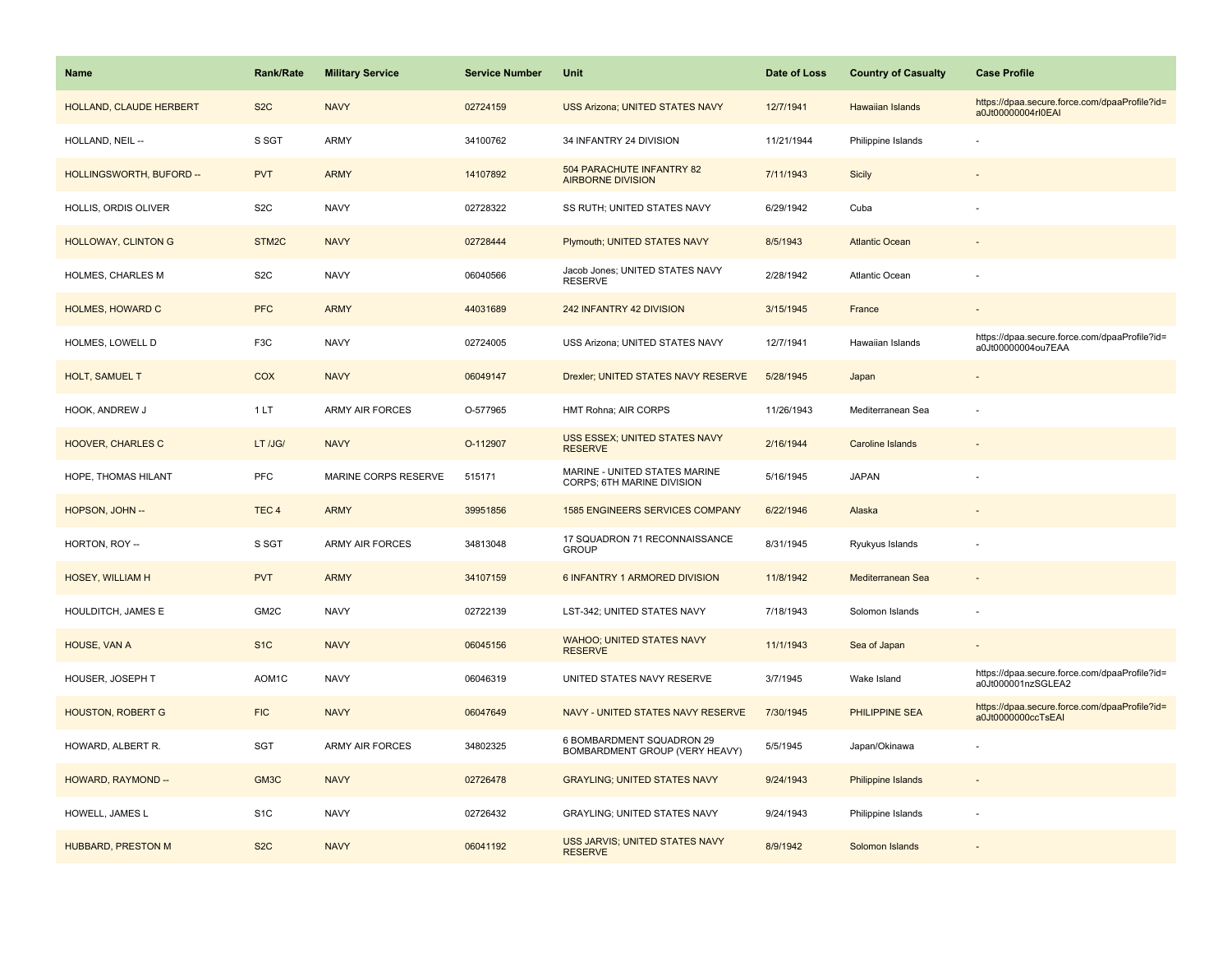| Name | Rank/Rate | Military Service | Service Number | Unit | Date of Loss | Country of Casualty | Case Profile |
|---|---|---|---|---|---|---|---|
| HOLLAND, CLAUDE HERBERT | S2C | NAVY | 02724159 | USS Arizona; UNITED STATES NAVY | 12/7/1941 | Hawaiian Islands | https://dpaa.secure.force.com/dpaaProfile?id=a0Jt00000004rl0EAI |
| HOLLAND, NEIL -- | S SGT | ARMY | 34100762 | 34 INFANTRY 24 DIVISION | 11/21/1944 | Philippine Islands | - |
| HOLLINGSWORTH, BUFORD -- | PVT | ARMY | 14107892 | 504 PARACHUTE INFANTRY 82 AIRBORNE DIVISION | 7/11/1943 | Sicily | - |
| HOLLIS, ORDIS OLIVER | S2C | NAVY | 02728322 | SS RUTH; UNITED STATES NAVY | 6/29/1942 | Cuba | - |
| HOLLOWAY, CLINTON G | STM2C | NAVY | 02728444 | Plymouth; UNITED STATES NAVY | 8/5/1943 | Atlantic Ocean | - |
| HOLMES, CHARLES M | S2C | NAVY | 06040566 | Jacob Jones; UNITED STATES NAVY RESERVE | 2/28/1942 | Atlantic Ocean | - |
| HOLMES, HOWARD C | PFC | ARMY | 44031689 | 242 INFANTRY 42 DIVISION | 3/15/1945 | France | - |
| HOLMES, LOWELL D | F3C | NAVY | 02724005 | USS Arizona; UNITED STATES NAVY | 12/7/1941 | Hawaiian Islands | https://dpaa.secure.force.com/dpaaProfile?id=a0Jt00000004ou7EAA |
| HOLT, SAMUEL T | COX | NAVY | 06049147 | Drexler; UNITED STATES NAVY RESERVE | 5/28/1945 | Japan | - |
| HOOK, ANDREW J | 1 LT | ARMY AIR FORCES | O-577965 | HMT Rohna; AIR CORPS | 11/26/1943 | Mediterranean Sea | - |
| HOOVER, CHARLES C | LT /JG/ | NAVY | O-112907 | USS ESSEX; UNITED STATES NAVY RESERVE | 2/16/1944 | Caroline Islands | - |
| HOPE, THOMAS HILANT | PFC | MARINE CORPS RESERVE | 515171 | MARINE - UNITED STATES MARINE CORPS; 6TH MARINE DIVISION | 5/16/1945 | JAPAN | - |
| HOPSON, JOHN -- | TEC 4 | ARMY | 39951856 | 1585 ENGINEERS SERVICES COMPANY | 6/22/1946 | Alaska | - |
| HORTON, ROY -- | S SGT | ARMY AIR FORCES | 34813048 | 17 SQUADRON 71 RECONNAISSANCE GROUP | 8/31/1945 | Ryukyus Islands | - |
| HOSEY, WILLIAM H | PVT | ARMY | 34107159 | 6 INFANTRY 1 ARMORED DIVISION | 11/8/1942 | Mediterranean Sea | - |
| HOULDITCH, JAMES E | GM2C | NAVY | 02722139 | LST-342; UNITED STATES NAVY | 7/18/1943 | Solomon Islands | - |
| HOUSE, VAN A | S1C | NAVY | 06045156 | WAHOO; UNITED STATES NAVY RESERVE | 11/1/1943 | Sea of Japan | - |
| HOUSER, JOSEPH T | AOM1C | NAVY | 06046319 | UNITED STATES NAVY RESERVE | 3/7/1945 | Wake Island | https://dpaa.secure.force.com/dpaaProfile?id=a0Jt000001nzSGLEA2 |
| HOUSTON, ROBERT G | FIC | NAVY | 06047649 | NAVY - UNITED STATES NAVY RESERVE | 7/30/1945 | PHILIPPINE SEA | https://dpaa.secure.force.com/dpaaProfile?id=a0Jt0000000ccTsEAI |
| HOWARD, ALBERT R. | SGT | ARMY AIR FORCES | 34802325 | 6 BOMBARDMENT SQUADRON 29 BOMBARDMENT GROUP (VERY HEAVY) | 5/5/1945 | Japan/Okinawa | - |
| HOWARD, RAYMOND -- | GM3C | NAVY | 02726478 | GRAYLING; UNITED STATES NAVY | 9/24/1943 | Philippine Islands | - |
| HOWELL, JAMES L | S1C | NAVY | 02726432 | GRAYLING; UNITED STATES NAVY | 9/24/1943 | Philippine Islands | - |
| HUBBARD, PRESTON M | S2C | NAVY | 06041192 | USS JARVIS; UNITED STATES NAVY RESERVE | 8/9/1942 | Solomon Islands | - |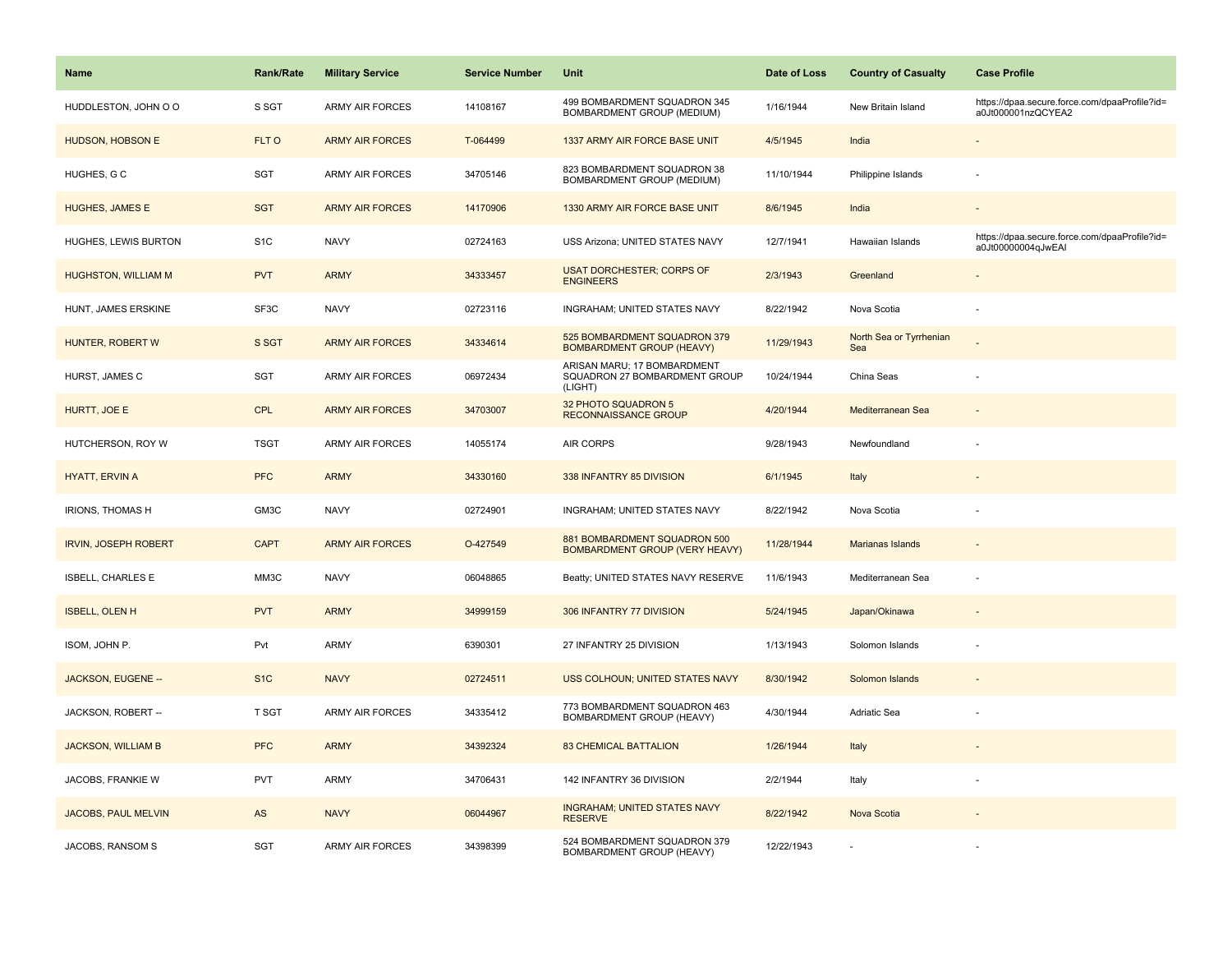| Name | Rank/Rate | Military Service | Service Number | Unit | Date of Loss | Country of Casualty | Case Profile |
|---|---|---|---|---|---|---|---|
| HUDDLESTON, JOHN O O | S SGT | ARMY AIR FORCES | 14108167 | 499 BOMBARDMENT SQUADRON 345 BOMBARDMENT GROUP (MEDIUM) | 1/16/1944 | New Britain Island | https://dpaa.secure.force.com/dpaaProfile?id=a0Jt000001nzQCYEA2 |
| HUDSON, HOBSON E | FLT O | ARMY AIR FORCES | T-064499 | 1337 ARMY AIR FORCE BASE UNIT | 4/5/1945 | India | - |
| HUGHES, G C | SGT | ARMY AIR FORCES | 34705146 | 823 BOMBARDMENT SQUADRON 38 BOMBARDMENT GROUP (MEDIUM) | 11/10/1944 | Philippine Islands | - |
| HUGHES, JAMES E | SGT | ARMY AIR FORCES | 14170906 | 1330 ARMY AIR FORCE BASE UNIT | 8/6/1945 | India | - |
| HUGHES, LEWIS BURTON | S1C | NAVY | 02724163 | USS Arizona; UNITED STATES NAVY | 12/7/1941 | Hawaiian Islands | https://dpaa.secure.force.com/dpaaProfile?id=a0Jt00000004qJwEAI |
| HUGHSTON, WILLIAM M | PVT | ARMY | 34333457 | USAT DORCHESTER; CORPS OF ENGINEERS | 2/3/1943 | Greenland | - |
| HUNT, JAMES ERSKINE | SF3C | NAVY | 02723116 | INGRAHAM; UNITED STATES NAVY | 8/22/1942 | Nova Scotia | - |
| HUNTER, ROBERT W | S SGT | ARMY AIR FORCES | 34334614 | 525 BOMBARDMENT SQUADRON 379 BOMBARDMENT GROUP (HEAVY) | 11/29/1943 | North Sea or Tyrrhenian Sea | - |
| HURST, JAMES C | SGT | ARMY AIR FORCES | 06972434 | ARISAN MARU; 17 BOMBARDMENT SQUADRON 27 BOMBARDMENT GROUP (LIGHT) | 10/24/1944 | China Seas | - |
| HURTT, JOE E | CPL | ARMY AIR FORCES | 34703007 | 32 PHOTO SQUADRON 5 RECONNAISSANCE GROUP | 4/20/1944 | Mediterranean Sea | - |
| HUTCHERSON, ROY W | TSGT | ARMY AIR FORCES | 14055174 | AIR CORPS | 9/28/1943 | Newfoundland | - |
| HYATT, ERVIN A | PFC | ARMY | 34330160 | 338 INFANTRY 85 DIVISION | 6/1/1945 | Italy | - |
| IRIONS, THOMAS H | GM3C | NAVY | 02724901 | INGRAHAM; UNITED STATES NAVY | 8/22/1942 | Nova Scotia | - |
| IRVIN, JOSEPH ROBERT | CAPT | ARMY AIR FORCES | O-427549 | 881 BOMBARDMENT SQUADRON 500 BOMBARDMENT GROUP (VERY HEAVY) | 11/28/1944 | Marianas Islands | - |
| ISBELL, CHARLES E | MM3C | NAVY | 06048865 | Beatty; UNITED STATES NAVY RESERVE | 11/6/1943 | Mediterranean Sea | - |
| ISBELL, OLEN H | PVT | ARMY | 34999159 | 306 INFANTRY 77 DIVISION | 5/24/1945 | Japan/Okinawa | - |
| ISOM, JOHN P. | Pvt | ARMY | 6390301 | 27 INFANTRY 25 DIVISION | 1/13/1943 | Solomon Islands | - |
| JACKSON, EUGENE -- | S1C | NAVY | 02724511 | USS COLHOUN; UNITED STATES NAVY | 8/30/1942 | Solomon Islands | - |
| JACKSON, ROBERT -- | T SGT | ARMY AIR FORCES | 34335412 | 773 BOMBARDMENT SQUADRON 463 BOMBARDMENT GROUP (HEAVY) | 4/30/1944 | Adriatic Sea | - |
| JACKSON, WILLIAM B | PFC | ARMY | 34392324 | 83 CHEMICAL BATTALION | 1/26/1944 | Italy | - |
| JACOBS, FRANKIE W | PVT | ARMY | 34706431 | 142 INFANTRY 36 DIVISION | 2/2/1944 | Italy | - |
| JACOBS, PAUL MELVIN | AS | NAVY | 06044967 | INGRAHAM; UNITED STATES NAVY RESERVE | 8/22/1942 | Nova Scotia | - |
| JACOBS, RANSOM S | SGT | ARMY AIR FORCES | 34398399 | 524 BOMBARDMENT SQUADRON 379 BOMBARDMENT GROUP (HEAVY) | 12/22/1943 | - | - |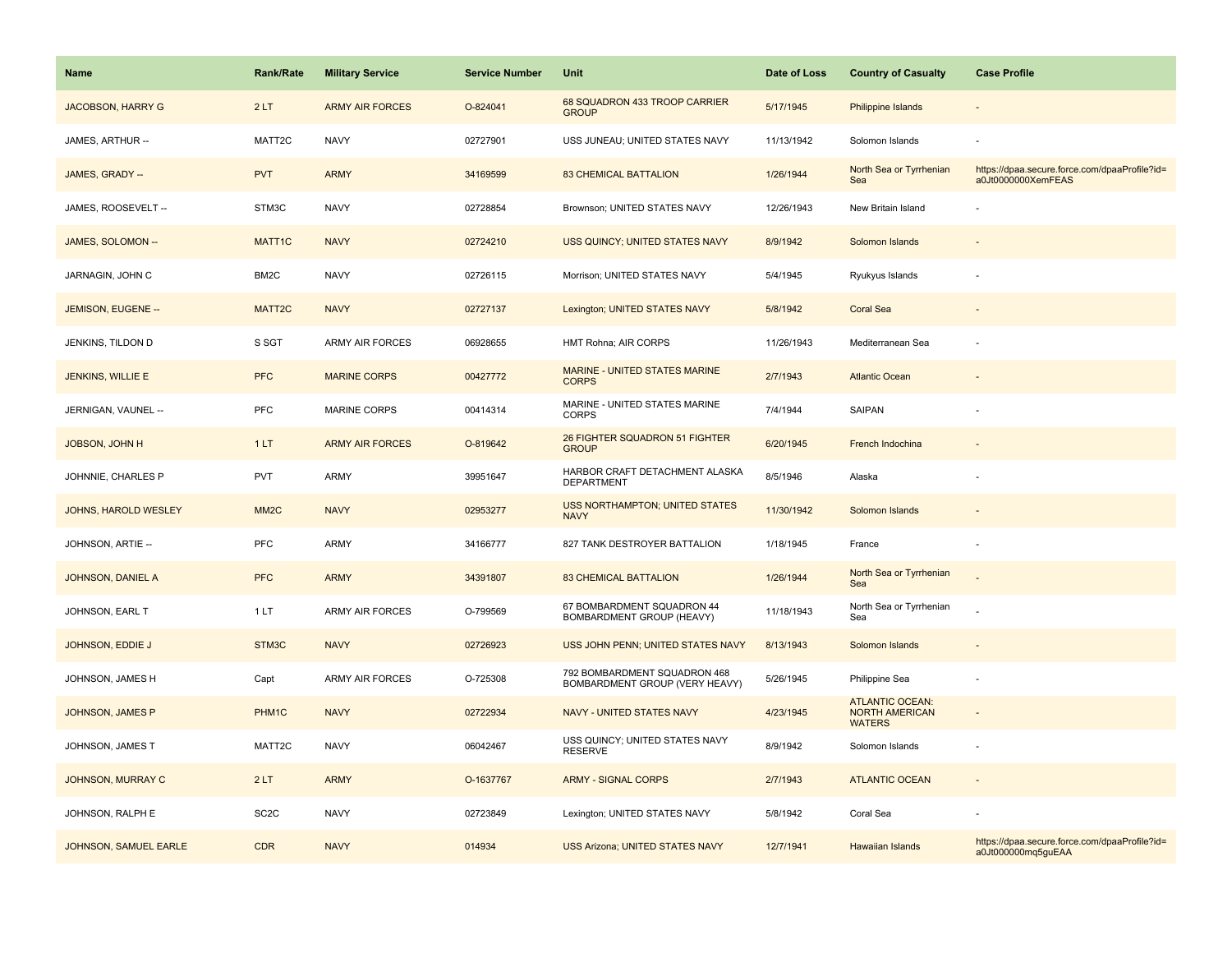| Name | Rank/Rate | Military Service | Service Number | Unit | Date of Loss | Country of Casualty | Case Profile |
|---|---|---|---|---|---|---|---|
| JACOBSON, HARRY G | 2 LT | ARMY AIR FORCES | O-824041 | 68 SQUADRON 433 TROOP CARRIER GROUP | 5/17/1945 | Philippine Islands | - |
| JAMES, ARTHUR -- | MATT2C | NAVY | 02727901 | USS JUNEAU; UNITED STATES NAVY | 11/13/1942 | Solomon Islands | - |
| JAMES, GRADY -- | PVT | ARMY | 34169599 | 83 CHEMICAL BATTALION | 1/26/1944 | North Sea or Tyrrhenian Sea | https://dpaa.secure.force.com/dpaaProfile?id=a0Jt0000000XemFEAS |
| JAMES, ROOSEVELT -- | STM3C | NAVY | 02728854 | Brownson; UNITED STATES NAVY | 12/26/1943 | New Britain Island | - |
| JAMES, SOLOMON -- | MATT1C | NAVY | 02724210 | USS QUINCY; UNITED STATES NAVY | 8/9/1942 | Solomon Islands | - |
| JARNAGIN, JOHN C | BM2C | NAVY | 02726115 | Morrison; UNITED STATES NAVY | 5/4/1945 | Ryukyus Islands | - |
| JEMISON, EUGENE -- | MATT2C | NAVY | 02727137 | Lexington; UNITED STATES NAVY | 5/8/1942 | Coral Sea | - |
| JENKINS, TILDON D | S SGT | ARMY AIR FORCES | 06928655 | HMT Rohna; AIR CORPS | 11/26/1943 | Mediterranean Sea | - |
| JENKINS, WILLIE E | PFC | MARINE CORPS | 00427772 | MARINE - UNITED STATES MARINE CORPS | 2/7/1943 | Atlantic Ocean | - |
| JERNIGAN, VAUNEL -- | PFC | MARINE CORPS | 00414314 | MARINE - UNITED STATES MARINE CORPS | 7/4/1944 | SAIPAN | - |
| JOBSON, JOHN H | 1 LT | ARMY AIR FORCES | O-819642 | 26 FIGHTER SQUADRON 51 FIGHTER GROUP | 6/20/1945 | French Indochina | - |
| JOHNNIE, CHARLES P | PVT | ARMY | 39951647 | HARBOR CRAFT DETACHMENT ALASKA DEPARTMENT | 8/5/1946 | Alaska | - |
| JOHNS, HAROLD WESLEY | MM2C | NAVY | 02953277 | USS NORTHAMPTON; UNITED STATES NAVY | 11/30/1942 | Solomon Islands | - |
| JOHNSON, ARTIE -- | PFC | ARMY | 34166777 | 827 TANK DESTROYER BATTALION | 1/18/1945 | France | - |
| JOHNSON, DANIEL A | PFC | ARMY | 34391807 | 83 CHEMICAL BATTALION | 1/26/1944 | North Sea or Tyrrhenian Sea | - |
| JOHNSON, EARL T | 1 LT | ARMY AIR FORCES | O-799569 | 67 BOMBARDMENT SQUADRON 44 BOMBARDMENT GROUP (HEAVY) | 11/18/1943 | North Sea or Tyrrhenian Sea | - |
| JOHNSON, EDDIE J | STM3C | NAVY | 02726923 | USS JOHN PENN; UNITED STATES NAVY | 8/13/1943 | Solomon Islands | - |
| JOHNSON, JAMES H | Capt | ARMY AIR FORCES | O-725308 | 792 BOMBARDMENT SQUADRON 468 BOMBARDMENT GROUP (VERY HEAVY) | 5/26/1945 | Philippine Sea | - |
| JOHNSON, JAMES P | PHM1C | NAVY | 02722934 | NAVY - UNITED STATES NAVY | 4/23/1945 | ATLANTIC OCEAN: NORTH AMERICAN WATERS | - |
| JOHNSON, JAMES T | MATT2C | NAVY | 06042467 | USS QUINCY; UNITED STATES NAVY RESERVE | 8/9/1942 | Solomon Islands | - |
| JOHNSON, MURRAY C | 2 LT | ARMY | O-1637767 | ARMY - SIGNAL CORPS | 2/7/1943 | ATLANTIC OCEAN | - |
| JOHNSON, RALPH E | SC2C | NAVY | 02723849 | Lexington; UNITED STATES NAVY | 5/8/1942 | Coral Sea | - |
| JOHNSON, SAMUEL EARLE | CDR | NAVY | 014934 | USS Arizona; UNITED STATES NAVY | 12/7/1941 | Hawaiian Islands | https://dpaa.secure.force.com/dpaaProfile?id=a0Jt000000mq5guEAA |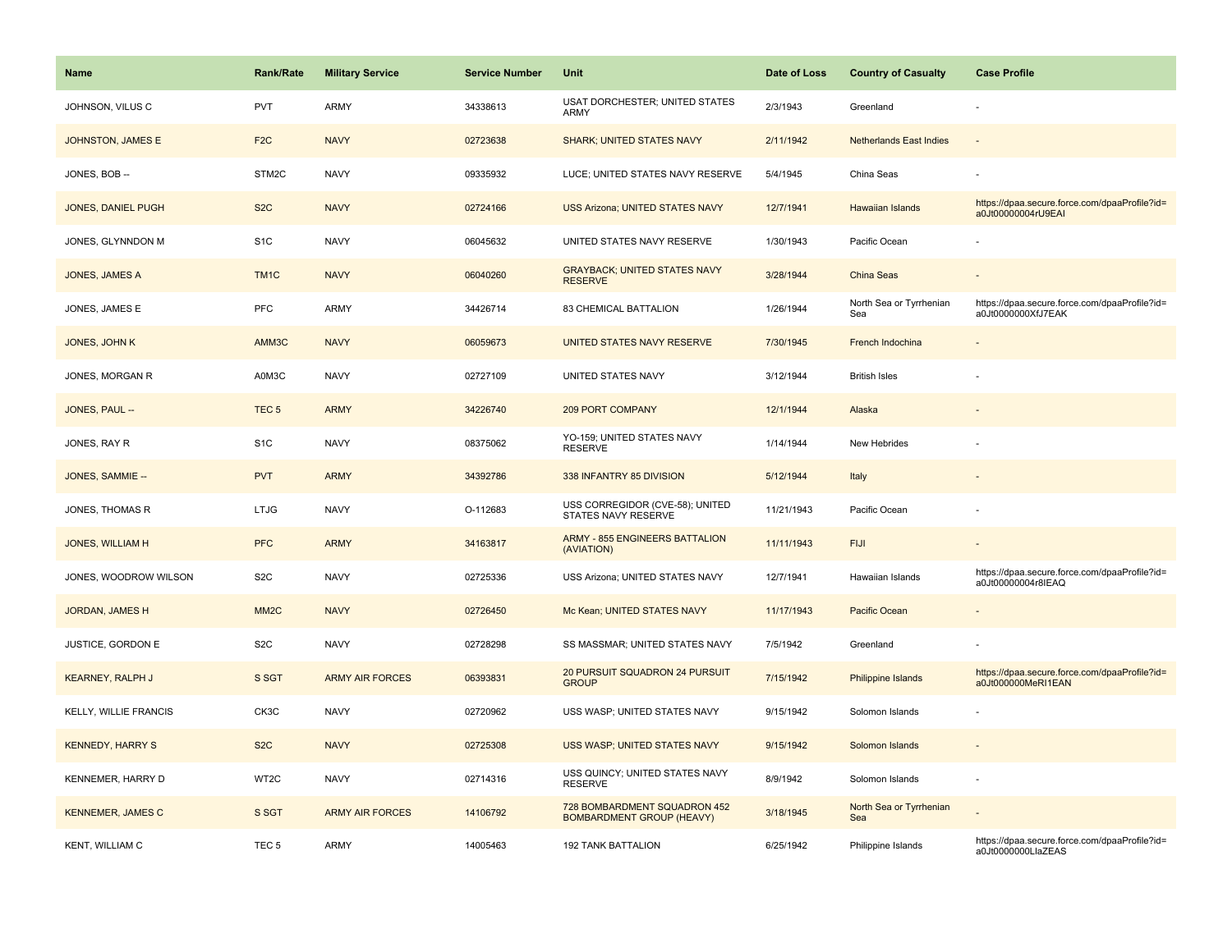| Name | Rank/Rate | Military Service | Service Number | Unit | Date of Loss | Country of Casualty | Case Profile |
|---|---|---|---|---|---|---|---|
| JOHNSON, VILUS C | PVT | ARMY | 34338613 | USAT DORCHESTER; UNITED STATES ARMY | 2/3/1943 | Greenland | - |
| JOHNSTON, JAMES E | F2C | NAVY | 02723638 | SHARK; UNITED STATES NAVY | 2/11/1942 | Netherlands East Indies | - |
| JONES, BOB -- | STM2C | NAVY | 09335932 | LUCE; UNITED STATES NAVY RESERVE | 5/4/1945 | China Seas | - |
| JONES, DANIEL PUGH | S2C | NAVY | 02724166 | USS Arizona; UNITED STATES NAVY | 12/7/1941 | Hawaiian Islands | https://dpaa.secure.force.com/dpaaProfile?id=a0Jt00000004rU9EAI |
| JONES, GLYNNDON M | S1C | NAVY | 06045632 | UNITED STATES NAVY RESERVE | 1/30/1943 | Pacific Ocean | - |
| JONES, JAMES A | TM1C | NAVY | 06040260 | GRAYBACK; UNITED STATES NAVY RESERVE | 3/28/1944 | China Seas | - |
| JONES, JAMES E | PFC | ARMY | 34426714 | 83 CHEMICAL BATTALION | 1/26/1944 | North Sea or Tyrrhenian Sea | https://dpaa.secure.force.com/dpaaProfile?id=a0Jt0000000XfJ7EAK |
| JONES, JOHN K | AMM3C | NAVY | 06059673 | UNITED STATES NAVY RESERVE | 7/30/1945 | French Indochina | - |
| JONES, MORGAN R | A0M3C | NAVY | 02727109 | UNITED STATES NAVY | 3/12/1944 | British Isles | - |
| JONES, PAUL -- | TEC 5 | ARMY | 34226740 | 209 PORT COMPANY | 12/1/1944 | Alaska | - |
| JONES, RAY R | S1C | NAVY | 08375062 | YO-159; UNITED STATES NAVY RESERVE | 1/14/1944 | New Hebrides | - |
| JONES, SAMMIE -- | PVT | ARMY | 34392786 | 338 INFANTRY 85 DIVISION | 5/12/1944 | Italy | - |
| JONES, THOMAS R | LTJG | NAVY | O-112683 | USS CORREGIDOR (CVE-58); UNITED STATES NAVY RESERVE | 11/21/1943 | Pacific Ocean | - |
| JONES, WILLIAM H | PFC | ARMY | 34163817 | ARMY - 855 ENGINEERS BATTALION (AVIATION) | 11/11/1943 | FIJI | - |
| JONES, WOODROW WILSON | S2C | NAVY | 02725336 | USS Arizona; UNITED STATES NAVY | 12/7/1941 | Hawaiian Islands | https://dpaa.secure.force.com/dpaaProfile?id=a0Jt00000004r8lEAQ |
| JORDAN, JAMES H | MM2C | NAVY | 02726450 | Mc Kean; UNITED STATES NAVY | 11/17/1943 | Pacific Ocean | - |
| JUSTICE, GORDON E | S2C | NAVY | 02728298 | SS MASSMAR; UNITED STATES NAVY | 7/5/1942 | Greenland | - |
| KEARNEY, RALPH J | S SGT | ARMY AIR FORCES | 06393831 | 20 PURSUIT SQUADRON 24 PURSUIT GROUP | 7/15/1942 | Philippine Islands | https://dpaa.secure.force.com/dpaaProfile?id=a0Jt000000MeRI1EAN |
| KELLY, WILLIE FRANCIS | CK3C | NAVY | 02720962 | USS WASP; UNITED STATES NAVY | 9/15/1942 | Solomon Islands | - |
| KENNEDY, HARRY S | S2C | NAVY | 02725308 | USS WASP; UNITED STATES NAVY | 9/15/1942 | Solomon Islands | - |
| KENNEMER, HARRY D | WT2C | NAVY | 02714316 | USS QUINCY; UNITED STATES NAVY RESERVE | 8/9/1942 | Solomon Islands | - |
| KENNEMER, JAMES C | S SGT | ARMY AIR FORCES | 14106792 | 728 BOMBARDMENT SQUADRON 452 BOMBARDMENT GROUP (HEAVY) | 3/18/1945 | North Sea or Tyrrhenian Sea | - |
| KENT, WILLIAM C | TEC 5 | ARMY | 14005463 | 192 TANK BATTALION | 6/25/1942 | Philippine Islands | https://dpaa.secure.force.com/dpaaProfile?id=a0Jt0000000LlaZEAS |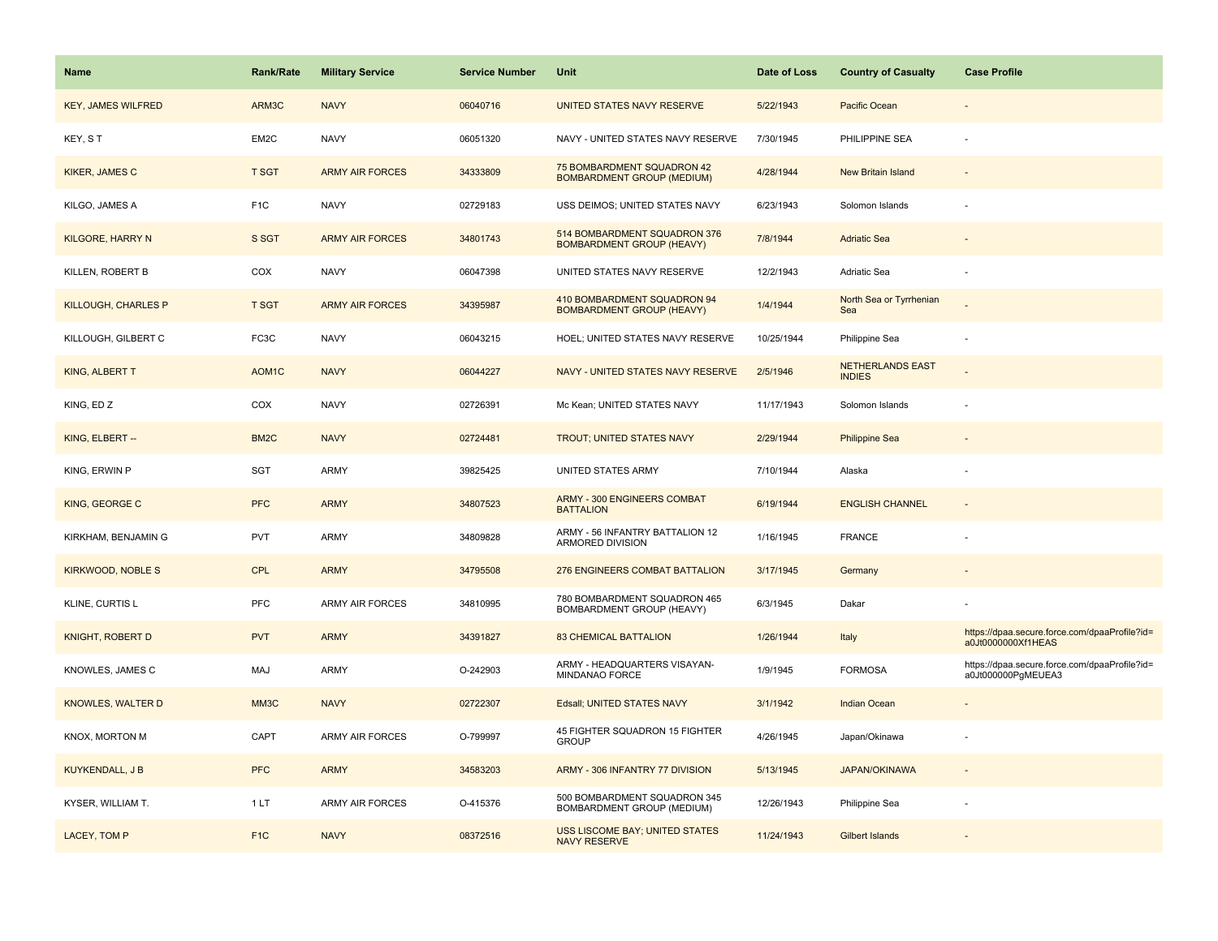| Name | Rank/Rate | Military Service | Service Number | Unit | Date of Loss | Country of Casualty | Case Profile |
|---|---|---|---|---|---|---|---|
| KEY, JAMES WILFRED | ARM3C | NAVY | 06040716 | UNITED STATES NAVY RESERVE | 5/22/1943 | Pacific Ocean | - |
| KEY, S T | EM2C | NAVY | 06051320 | NAVY - UNITED STATES NAVY RESERVE | 7/30/1945 | PHILIPPINE SEA | - |
| KIKER, JAMES C | T SGT | ARMY AIR FORCES | 34333809 | 75 BOMBARDMENT SQUADRON 42 BOMBARDMENT GROUP (MEDIUM) | 4/28/1944 | New Britain Island | - |
| KILGO, JAMES A | F1C | NAVY | 02729183 | USS DEIMOS; UNITED STATES NAVY | 6/23/1943 | Solomon Islands | - |
| KILGORE, HARRY N | S SGT | ARMY AIR FORCES | 34801743 | 514 BOMBARDMENT SQUADRON 376 BOMBARDMENT GROUP (HEAVY) | 7/8/1944 | Adriatic Sea | - |
| KILLEN, ROBERT B | COX | NAVY | 06047398 | UNITED STATES NAVY RESERVE | 12/2/1943 | Adriatic Sea | - |
| KILLOUGH, CHARLES P | T SGT | ARMY AIR FORCES | 34395987 | 410 BOMBARDMENT SQUADRON 94 BOMBARDMENT GROUP (HEAVY) | 1/4/1944 | North Sea or Tyrrhenian Sea | - |
| KILLOUGH, GILBERT C | FC3C | NAVY | 06043215 | HOEL; UNITED STATES NAVY RESERVE | 10/25/1944 | Philippine Sea | - |
| KING, ALBERT T | AOM1C | NAVY | 06044227 | NAVY - UNITED STATES NAVY RESERVE | 2/5/1946 | NETHERLANDS EAST INDIES | - |
| KING, ED Z | COX | NAVY | 02726391 | Mc Kean; UNITED STATES NAVY | 11/17/1943 | Solomon Islands | - |
| KING, ELBERT -- | BM2C | NAVY | 02724481 | TROUT; UNITED STATES NAVY | 2/29/1944 | Philippine Sea | - |
| KING, ERWIN P | SGT | ARMY | 39825425 | UNITED STATES ARMY | 7/10/1944 | Alaska | - |
| KING, GEORGE C | PFC | ARMY | 34807523 | ARMY - 300 ENGINEERS COMBAT BATTALION | 6/19/1944 | ENGLISH CHANNEL | - |
| KIRKHAM, BENJAMIN G | PVT | ARMY | 34809828 | ARMY - 56 INFANTRY BATTALION 12 ARMORED DIVISION | 1/16/1945 | FRANCE | - |
| KIRKWOOD, NOBLE S | CPL | ARMY | 34795508 | 276 ENGINEERS COMBAT BATTALION | 3/17/1945 | Germany | - |
| KLINE, CURTIS L | PFC | ARMY AIR FORCES | 34810995 | 780 BOMBARDMENT SQUADRON 465 BOMBARDMENT GROUP (HEAVY) | 6/3/1945 | Dakar | - |
| KNIGHT, ROBERT D | PVT | ARMY | 34391827 | 83 CHEMICAL BATTALION | 1/26/1944 | Italy | https://dpaa.secure.force.com/dpaaProfile?id=a0Jt0000000Xf1HEAS |
| KNOWLES, JAMES C | MAJ | ARMY | O-242903 | ARMY - HEADQUARTERS VISAYAN-MINDANAO FORCE | 1/9/1945 | FORMOSA | https://dpaa.secure.force.com/dpaaProfile?id=a0Jt000000PgMEUEA3 |
| KNOWLES, WALTER D | MM3C | NAVY | 02722307 | Edsall; UNITED STATES NAVY | 3/1/1942 | Indian Ocean | - |
| KNOX, MORTON M | CAPT | ARMY AIR FORCES | O-799997 | 45 FIGHTER SQUADRON 15 FIGHTER GROUP | 4/26/1945 | Japan/Okinawa | - |
| KUYKENDALL, J B | PFC | ARMY | 34583203 | ARMY - 306 INFANTRY 77 DIVISION | 5/13/1945 | JAPAN/OKINAWA | - |
| KYSER, WILLIAM T. | 1 LT | ARMY AIR FORCES | O-415376 | 500 BOMBARDMENT SQUADRON 345 BOMBARDMENT GROUP (MEDIUM) | 12/26/1943 | Philippine Sea | - |
| LACEY, TOM P | F1C | NAVY | 08372516 | USS LISCOME BAY; UNITED STATES NAVY RESERVE | 11/24/1943 | Gilbert Islands | - |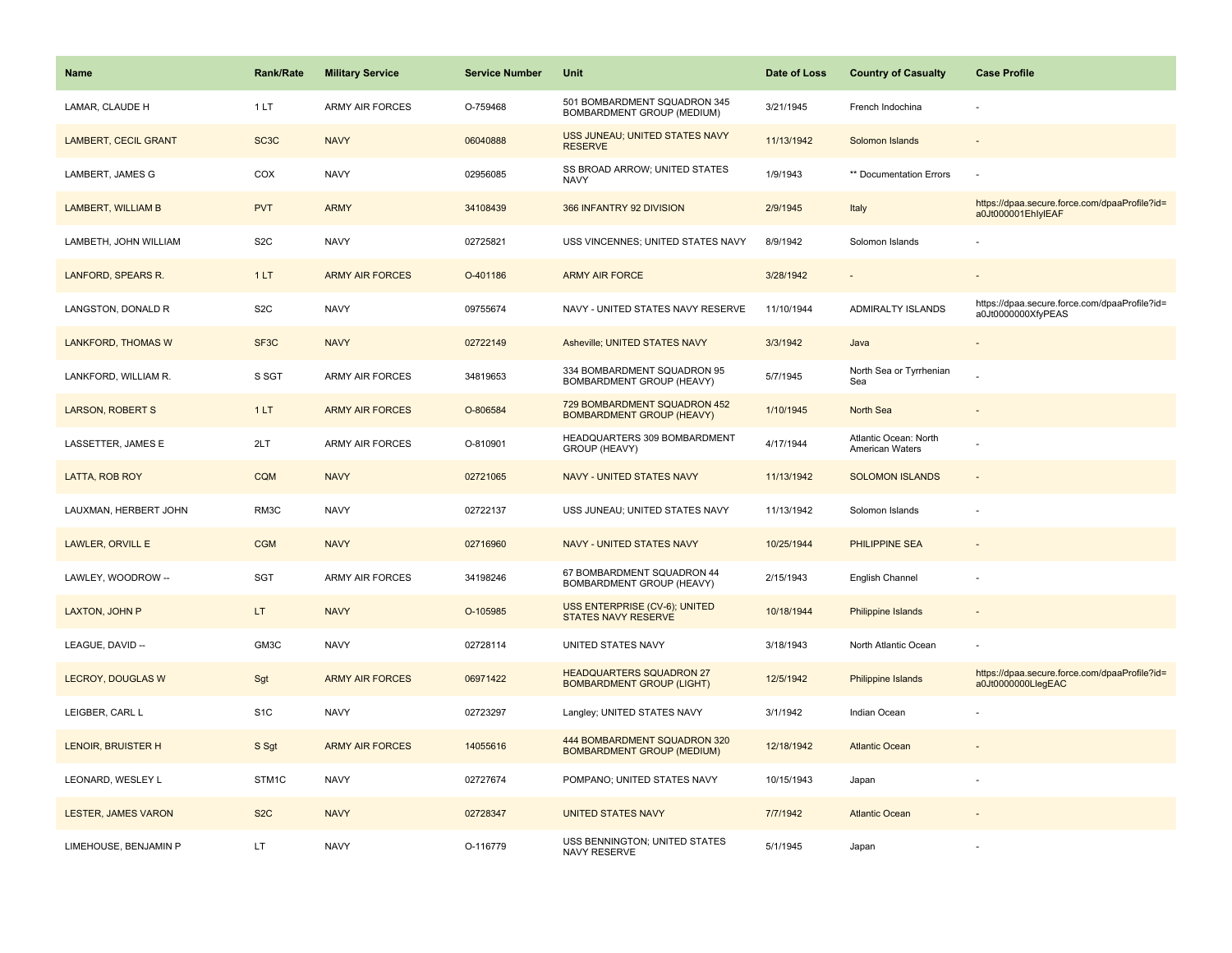| Name | Rank/Rate | Military Service | Service Number | Unit | Date of Loss | Country of Casualty | Case Profile |
|---|---|---|---|---|---|---|---|
| LAMAR, CLAUDE H | 1 LT | ARMY AIR FORCES | O-759468 | 501 BOMBARDMENT SQUADRON 345 BOMBARDMENT GROUP (MEDIUM) | 3/21/1945 | French Indochina | - |
| LAMBERT, CECIL GRANT | SC3C | NAVY | 06040888 | USS JUNEAU; UNITED STATES NAVY RESERVE | 11/13/1942 | Solomon Islands | - |
| LAMBERT, JAMES G | COX | NAVY | 02956085 | SS BROAD ARROW; UNITED STATES NAVY | 1/9/1943 | ** Documentation Errors | - |
| LAMBERT, WILLIAM B | PVT | ARMY | 34108439 | 366 INFANTRY 92 DIVISION | 2/9/1945 | Italy | https://dpaa.secure.force.com/dpaaProfile?id=a0Jt000001EhlylEAF |
| LAMBETH, JOHN WILLIAM | S2C | NAVY | 02725821 | USS VINCENNES; UNITED STATES NAVY | 8/9/1942 | Solomon Islands | - |
| LANFORD, SPEARS R. | 1 LT | ARMY AIR FORCES | O-401186 | ARMY AIR FORCE | 3/28/1942 | - | - |
| LANGSTON, DONALD R | S2C | NAVY | 09755674 | NAVY - UNITED STATES NAVY RESERVE | 11/10/1944 | ADMIRALTY ISLANDS | https://dpaa.secure.force.com/dpaaProfile?id=a0Jt0000000XfyPEAS |
| LANKFORD, THOMAS W | SF3C | NAVY | 02722149 | Asheville; UNITED STATES NAVY | 3/3/1942 | Java | - |
| LANKFORD, WILLIAM R. | S SGT | ARMY AIR FORCES | 34819653 | 334 BOMBARDMENT SQUADRON 95 BOMBARDMENT GROUP (HEAVY) | 5/7/1945 | North Sea or Tyrrhenian Sea | - |
| LARSON, ROBERT S | 1 LT | ARMY AIR FORCES | O-806584 | 729 BOMBARDMENT SQUADRON 452 BOMBARDMENT GROUP (HEAVY) | 1/10/1945 | North Sea | - |
| LASSETTER, JAMES E | 2LT | ARMY AIR FORCES | O-810901 | HEADQUARTERS 309 BOMBARDMENT GROUP (HEAVY) | 4/17/1944 | Atlantic Ocean: North American Waters | - |
| LATTA, ROB ROY | CQM | NAVY | 02721065 | NAVY - UNITED STATES NAVY | 11/13/1942 | SOLOMON ISLANDS | - |
| LAUXMAN, HERBERT JOHN | RM3C | NAVY | 02722137 | USS JUNEAU; UNITED STATES NAVY | 11/13/1942 | Solomon Islands | - |
| LAWLER, ORVILL E | CGM | NAVY | 02716960 | NAVY - UNITED STATES NAVY | 10/25/1944 | PHILIPPINE SEA | - |
| LAWLEY, WOODROW -- | SGT | ARMY AIR FORCES | 34198246 | 67 BOMBARDMENT SQUADRON 44 BOMBARDMENT GROUP (HEAVY) | 2/15/1943 | English Channel | - |
| LAXTON, JOHN P | LT | NAVY | O-105985 | USS ENTERPRISE (CV-6); UNITED STATES NAVY RESERVE | 10/18/1944 | Philippine Islands | - |
| LEAGUE, DAVID -- | GM3C | NAVY | 02728114 | UNITED STATES NAVY | 3/18/1943 | North Atlantic Ocean | - |
| LECROY, DOUGLAS W | Sgt | ARMY AIR FORCES | 06971422 | HEADQUARTERS SQUADRON 27 BOMBARDMENT GROUP (LIGHT) | 12/5/1942 | Philippine Islands | https://dpaa.secure.force.com/dpaaProfile?id=a0Jt0000000LlegEAC |
| LEIGBER, CARL L | S1C | NAVY | 02723297 | Langley; UNITED STATES NAVY | 3/1/1942 | Indian Ocean | - |
| LENOIR, BRUISTER H | S Sgt | ARMY AIR FORCES | 14055616 | 444 BOMBARDMENT SQUADRON 320 BOMBARDMENT GROUP (MEDIUM) | 12/18/1942 | Atlantic Ocean | - |
| LEONARD, WESLEY L | STM1C | NAVY | 02727674 | POMPANO; UNITED STATES NAVY | 10/15/1943 | Japan | - |
| LESTER, JAMES VARON | S2C | NAVY | 02728347 | UNITED STATES NAVY | 7/7/1942 | Atlantic Ocean | - |
| LIMEHOUSE, BENJAMIN P | LT | NAVY | O-116779 | USS BENNINGTON; UNITED STATES NAVY RESERVE | 5/1/1945 | Japan | - |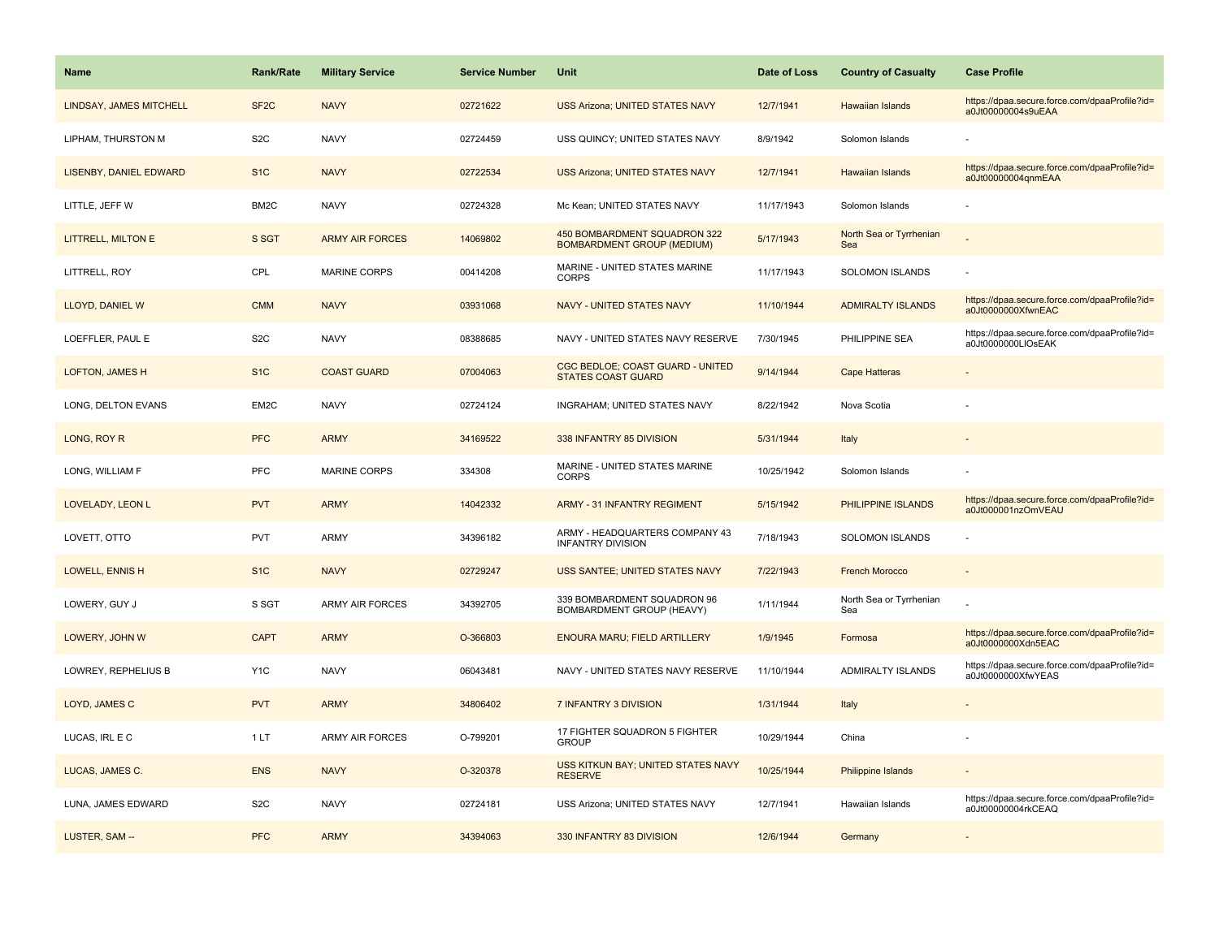| Name | Rank/Rate | Military Service | Service Number | Unit | Date of Loss | Country of Casualty | Case Profile |
| --- | --- | --- | --- | --- | --- | --- | --- |
| LINDSAY, JAMES MITCHELL | SF2C | NAVY | 02721622 | USS Arizona; UNITED STATES NAVY | 12/7/1941 | Hawaiian Islands | https://dpaa.secure.force.com/dpaaProfile?id=a0Jt00000004s9uEAA |
| LIPHAM, THURSTON M | S2C | NAVY | 02724459 | USS QUINCY; UNITED STATES NAVY | 8/9/1942 | Solomon Islands | - |
| LISENBY, DANIEL EDWARD | S1C | NAVY | 02722534 | USS Arizona; UNITED STATES NAVY | 12/7/1941 | Hawaiian Islands | https://dpaa.secure.force.com/dpaaProfile?id=a0Jt00000004qnmEAA |
| LITTLE, JEFF W | BM2C | NAVY | 02724328 | Mc Kean; UNITED STATES NAVY | 11/17/1943 | Solomon Islands | - |
| LITTRELL, MILTON E | S SGT | ARMY AIR FORCES | 14069802 | 450 BOMBARDMENT SQUADRON 322 BOMBARDMENT GROUP (MEDIUM) | 5/17/1943 | North Sea or Tyrrhenian Sea | - |
| LITTRELL, ROY | CPL | MARINE CORPS | 00414208 | MARINE - UNITED STATES MARINE CORPS | 11/17/1943 | SOLOMON ISLANDS | - |
| LLOYD, DANIEL W | CMM | NAVY | 03931068 | NAVY - UNITED STATES NAVY | 11/10/1944 | ADMIRALTY ISLANDS | https://dpaa.secure.force.com/dpaaProfile?id=a0Jt0000000XfwnEAC |
| LOEFFLER, PAUL E | S2C | NAVY | 08388685 | NAVY - UNITED STATES NAVY RESERVE | 7/30/1945 | PHILIPPINE SEA | https://dpaa.secure.force.com/dpaaProfile?id=a0Jt0000000LlOsEAK |
| LOFTON, JAMES H | S1C | COAST GUARD | 07004063 | CGC BEDLOE; COAST GUARD - UNITED STATES COAST GUARD | 9/14/1944 | Cape Hatteras | - |
| LONG, DELTON EVANS | EM2C | NAVY | 02724124 | INGRAHAM; UNITED STATES NAVY | 8/22/1942 | Nova Scotia | - |
| LONG, ROY R | PFC | ARMY | 34169522 | 338 INFANTRY 85 DIVISION | 5/31/1944 | Italy | - |
| LONG, WILLIAM F | PFC | MARINE CORPS | 334308 | MARINE - UNITED STATES MARINE CORPS | 10/25/1942 | Solomon Islands | - |
| LOVELADY, LEON L | PVT | ARMY | 14042332 | ARMY - 31 INFANTRY REGIMENT | 5/15/1942 | PHILIPPINE ISLANDS | https://dpaa.secure.force.com/dpaaProfile?id=a0Jt000001nzOmVEAU |
| LOVETT, OTTO | PVT | ARMY | 34396182 | ARMY - HEADQUARTERS COMPANY 43 INFANTRY DIVISION | 7/18/1943 | SOLOMON ISLANDS | - |
| LOWELL, ENNIS H | S1C | NAVY | 02729247 | USS SANTEE; UNITED STATES NAVY | 7/22/1943 | French Morocco | - |
| LOWERY, GUY J | S SGT | ARMY AIR FORCES | 34392705 | 339 BOMBARDMENT SQUADRON 96 BOMBARDMENT GROUP (HEAVY) | 1/11/1944 | North Sea or Tyrrhenian Sea | - |
| LOWERY, JOHN W | CAPT | ARMY | O-366803 | ENOURA MARU; FIELD ARTILLERY | 1/9/1945 | Formosa | https://dpaa.secure.force.com/dpaaProfile?id=a0Jt0000000Xdn5EAC |
| LOWREY, REPHELIUS B | Y1C | NAVY | 06043481 | NAVY - UNITED STATES NAVY RESERVE | 11/10/1944 | ADMIRALTY ISLANDS | https://dpaa.secure.force.com/dpaaProfile?id=a0Jt0000000XfwYEAS |
| LOYD, JAMES C | PVT | ARMY | 34806402 | 7 INFANTRY 3 DIVISION | 1/31/1944 | Italy | - |
| LUCAS, IRL E C | 1 LT | ARMY AIR FORCES | O-799201 | 17 FIGHTER SQUADRON 5 FIGHTER GROUP | 10/29/1944 | China | - |
| LUCAS, JAMES C. | ENS | NAVY | O-320378 | USS KITKUN BAY; UNITED STATES NAVY RESERVE | 10/25/1944 | Philippine Islands | - |
| LUNA, JAMES EDWARD | S2C | NAVY | 02724181 | USS Arizona; UNITED STATES NAVY | 12/7/1941 | Hawaiian Islands | https://dpaa.secure.force.com/dpaaProfile?id=a0Jt00000004rkCEAQ |
| LUSTER, SAM -- | PFC | ARMY | 34394063 | 330 INFANTRY 83 DIVISION | 12/6/1944 | Germany | - |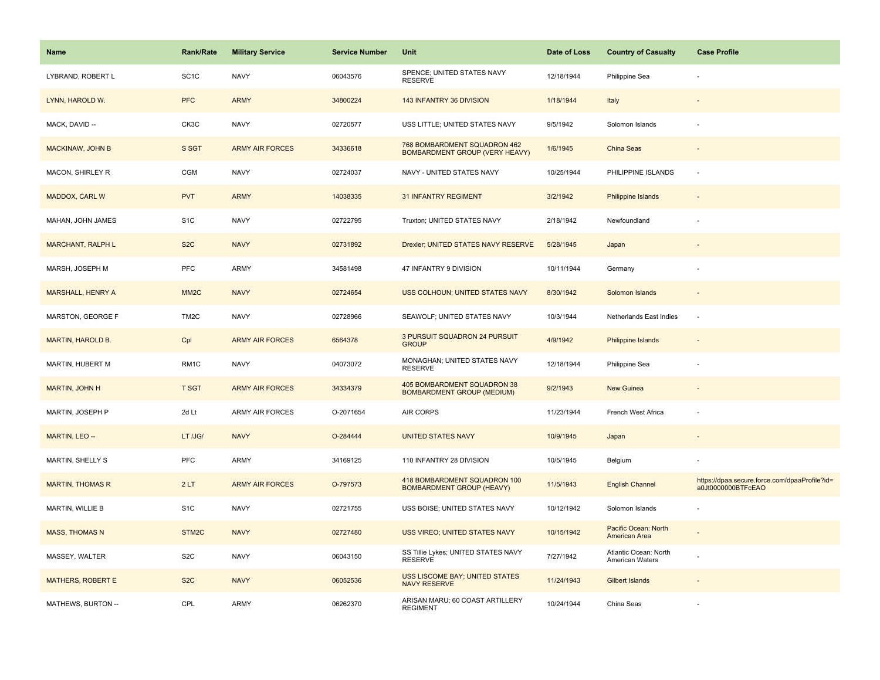| Name | Rank/Rate | Military Service | Service Number | Unit | Date of Loss | Country of Casualty | Case Profile |
| --- | --- | --- | --- | --- | --- | --- | --- |
| LYBRAND, ROBERT L | SC1C | NAVY | 06043576 | SPENCE; UNITED STATES NAVY RESERVE | 12/18/1944 | Philippine Sea | - |
| LYNN, HAROLD W. | PFC | ARMY | 34800224 | 143 INFANTRY 36 DIVISION | 1/18/1944 | Italy | - |
| MACK, DAVID -- | CK3C | NAVY | 02720577 | USS LITTLE; UNITED STATES NAVY | 9/5/1942 | Solomon Islands | - |
| MACKINAW, JOHN B | S SGT | ARMY AIR FORCES | 34336618 | 768 BOMBARDMENT SQUADRON 462 BOMBARDMENT GROUP (VERY HEAVY) | 1/6/1945 | China Seas | - |
| MACON, SHIRLEY R | CGM | NAVY | 02724037 | NAVY - UNITED STATES NAVY | 10/25/1944 | PHILIPPINE ISLANDS | - |
| MADDOX, CARL W | PVT | ARMY | 14038335 | 31 INFANTRY REGIMENT | 3/2/1942 | Philippine Islands | - |
| MAHAN, JOHN JAMES | S1C | NAVY | 02722795 | Truxton; UNITED STATES NAVY | 2/18/1942 | Newfoundland | - |
| MARCHANT, RALPH L | S2C | NAVY | 02731892 | Drexler; UNITED STATES NAVY RESERVE | 5/28/1945 | Japan | - |
| MARSH, JOSEPH M | PFC | ARMY | 34581498 | 47 INFANTRY 9 DIVISION | 10/11/1944 | Germany | - |
| MARSHALL, HENRY A | MM2C | NAVY | 02724654 | USS COLHOUN; UNITED STATES NAVY | 8/30/1942 | Solomon Islands | - |
| MARSTON, GEORGE F | TM2C | NAVY | 02728966 | SEAWOLF; UNITED STATES NAVY | 10/3/1944 | Netherlands East Indies | - |
| MARTIN, HAROLD B. | Cpl | ARMY AIR FORCES | 6564378 | 3 PURSUIT SQUADRON 24 PURSUIT GROUP | 4/9/1942 | Philippine Islands | - |
| MARTIN, HUBERT M | RM1C | NAVY | 04073072 | MONAGHAN; UNITED STATES NAVY RESERVE | 12/18/1944 | Philippine Sea | - |
| MARTIN, JOHN H | T SGT | ARMY AIR FORCES | 34334379 | 405 BOMBARDMENT SQUADRON 38 BOMBARDMENT GROUP (MEDIUM) | 9/2/1943 | New Guinea | - |
| MARTIN, JOSEPH P | 2d Lt | ARMY AIR FORCES | O-2071654 | AIR CORPS | 11/23/1944 | French West Africa | - |
| MARTIN, LEO -- | LT /JG/ | NAVY | O-284444 | UNITED STATES NAVY | 10/9/1945 | Japan | - |
| MARTIN, SHELLY S | PFC | ARMY | 34169125 | 110 INFANTRY 28 DIVISION | 10/5/1945 | Belgium | - |
| MARTIN, THOMAS R | 2 LT | ARMY AIR FORCES | O-797573 | 418 BOMBARDMENT SQUADRON 100 BOMBARDMENT GROUP (HEAVY) | 11/5/1943 | English Channel | https://dpaa.secure.force.com/dpaaProfile?id=a0Jt0000000BTFcEAO |
| MARTIN, WILLIE B | S1C | NAVY | 02721755 | USS BOISE; UNITED STATES NAVY | 10/12/1942 | Solomon Islands | - |
| MASS, THOMAS N | STM2C | NAVY | 02727480 | USS VIREO; UNITED STATES NAVY | 10/15/1942 | Pacific Ocean: North American Area | - |
| MASSEY, WALTER | S2C | NAVY | 06043150 | SS Tillie Lykes; UNITED STATES NAVY RESERVE | 7/27/1942 | Atlantic Ocean: North American Waters | - |
| MATHERS, ROBERT E | S2C | NAVY | 06052536 | USS LISCOME BAY; UNITED STATES NAVY RESERVE | 11/24/1943 | Gilbert Islands | - |
| MATHEWS, BURTON -- | CPL | ARMY | 06262370 | ARISAN MARU; 60 COAST ARTILLERY REGIMENT | 10/24/1944 | China Seas | - |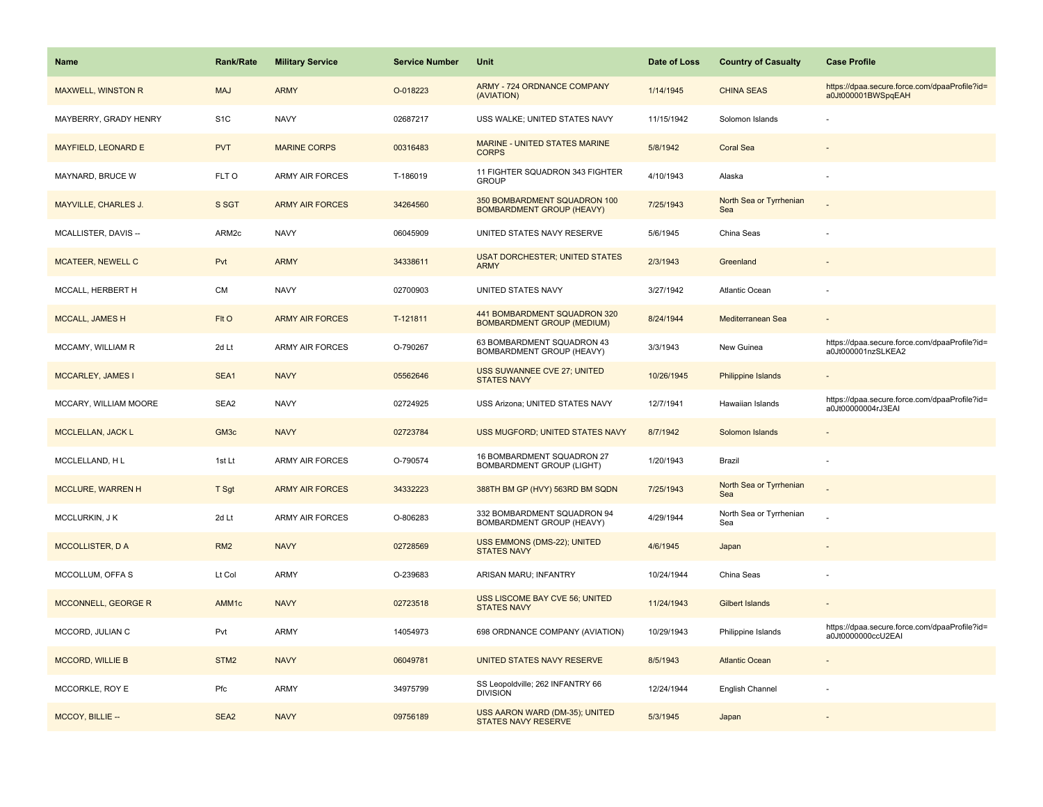| Name | Rank/Rate | Military Service | Service Number | Unit | Date of Loss | Country of Casualty | Case Profile |
|---|---|---|---|---|---|---|---|
| MAXWELL, WINSTON R | MAJ | ARMY | O-018223 | ARMY - 724 ORDNANCE COMPANY (AVIATION) | 1/14/1945 | CHINA SEAS | https://dpaa.secure.force.com/dpaaProfile?id=a0Jt000001BWSpqEAH |
| MAYBERRY, GRADY HENRY | S1C | NAVY | 02687217 | USS WALKE; UNITED STATES NAVY | 11/15/1942 | Solomon Islands | - |
| MAYFIELD, LEONARD E | PVT | MARINE CORPS | 00316483 | MARINE - UNITED STATES MARINE CORPS | 5/8/1942 | Coral Sea | - |
| MAYNARD, BRUCE W | FLT O | ARMY AIR FORCES | T-186019 | 11 FIGHTER SQUADRON 343 FIGHTER GROUP | 4/10/1943 | Alaska | - |
| MAYVILLE, CHARLES J. | S SGT | ARMY AIR FORCES | 34264560 | 350 BOMBARDMENT SQUADRON 100 BOMBARDMENT GROUP (HEAVY) | 7/25/1943 | North Sea or Tyrrhenian Sea | - |
| MCALLISTER, DAVIS -- | ARM2c | NAVY | 06045909 | UNITED STATES NAVY RESERVE | 5/6/1945 | China Seas | - |
| MCATEER, NEWELL C | Pvt | ARMY | 34338611 | USAT DORCHESTER; UNITED STATES ARMY | 2/3/1943 | Greenland | - |
| MCCALL, HERBERT H | CM | NAVY | 02700903 | UNITED STATES NAVY | 3/27/1942 | Atlantic Ocean | - |
| MCCALL, JAMES H | Flt O | ARMY AIR FORCES | T-121811 | 441 BOMBARDMENT SQUADRON 320 BOMBARDMENT GROUP (MEDIUM) | 8/24/1944 | Mediterranean Sea | - |
| MCCAMY, WILLIAM R | 2d Lt | ARMY AIR FORCES | O-790267 | 63 BOMBARDMENT SQUADRON 43 BOMBARDMENT GROUP (HEAVY) | 3/3/1943 | New Guinea | https://dpaa.secure.force.com/dpaaProfile?id=a0Jt000001nzSLKEA2 |
| MCCARLEY, JAMES I | SEA1 | NAVY | 05562646 | USS SUWANNEE CVE 27; UNITED STATES NAVY | 10/26/1945 | Philippine Islands | - |
| MCCARY, WILLIAM MOORE | SEA2 | NAVY | 02724925 | USS Arizona; UNITED STATES NAVY | 12/7/1941 | Hawaiian Islands | https://dpaa.secure.force.com/dpaaProfile?id=a0Jt00000004rJ3EAI |
| MCCLELLAN, JACK L | GM3c | NAVY | 02723784 | USS MUGFORD; UNITED STATES NAVY | 8/7/1942 | Solomon Islands | - |
| MCCLELLAND, H L | 1st Lt | ARMY AIR FORCES | O-790574 | 16 BOMBARDMENT SQUADRON 27 BOMBARDMENT GROUP (LIGHT) | 1/20/1943 | Brazil | - |
| MCCLURE, WARREN H | T Sgt | ARMY AIR FORCES | 34332223 | 388TH BM GP (HVY) 563RD BM SQDN | 7/25/1943 | North Sea or Tyrrhenian Sea | - |
| MCCLURKIN, J K | 2d Lt | ARMY AIR FORCES | O-806283 | 332 BOMBARDMENT SQUADRON 94 BOMBARDMENT GROUP (HEAVY) | 4/29/1944 | North Sea or Tyrrhenian Sea | - |
| MCCOLLISTER, D A | RM2 | NAVY | 02728569 | USS EMMONS (DMS-22); UNITED STATES NAVY | 4/6/1945 | Japan | - |
| MCCOLLUM, OFFA S | Lt Col | ARMY | O-239683 | ARISAN MARU; INFANTRY | 10/24/1944 | China Seas | - |
| MCCONNELL, GEORGE R | AMM1c | NAVY | 02723518 | USS LISCOME BAY CVE 56; UNITED STATES NAVY | 11/24/1943 | Gilbert Islands | - |
| MCCORD, JULIAN C | Pvt | ARMY | 14054973 | 698 ORDNANCE COMPANY (AVIATION) | 10/29/1943 | Philippine Islands | https://dpaa.secure.force.com/dpaaProfile?id=a0Jt0000000ccU2EAI |
| MCCORD, WILLIE B | STM2 | NAVY | 06049781 | UNITED STATES NAVY RESERVE | 8/5/1943 | Atlantic Ocean | - |
| MCCORKLE, ROY E | Pfc | ARMY | 34975799 | SS Leopoldville; 262 INFANTRY 66 DIVISION | 12/24/1944 | English Channel | - |
| MCCOY, BILLIE -- | SEA2 | NAVY | 09756189 | USS AARON WARD (DM-35); UNITED STATES NAVY RESERVE | 5/3/1945 | Japan | - |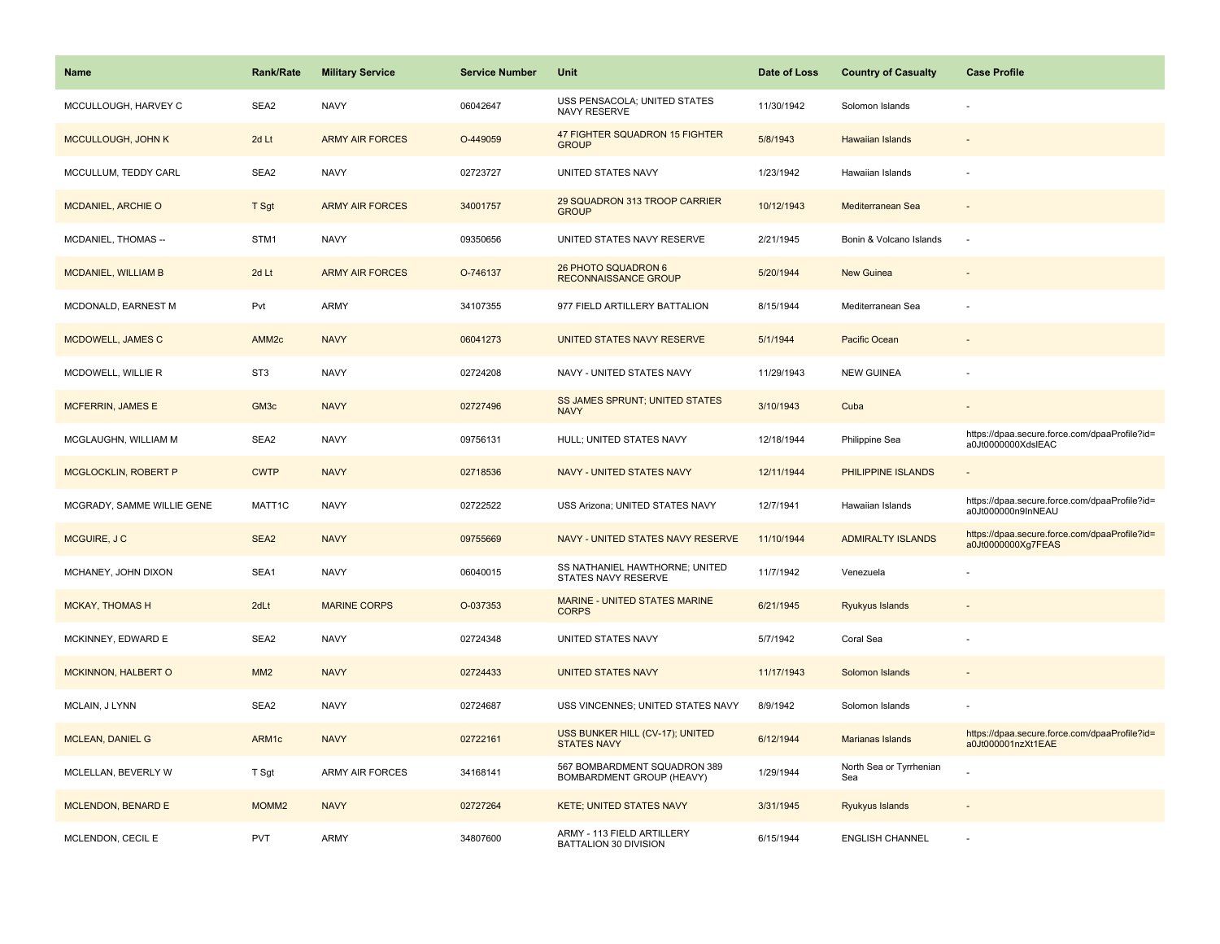| Name | Rank/Rate | Military Service | Service Number | Unit | Date of Loss | Country of Casualty | Case Profile |
| --- | --- | --- | --- | --- | --- | --- | --- |
| MCCULLOUGH, HARVEY C | SEA2 | NAVY | 06042647 | USS PENSACOLA; UNITED STATES NAVY RESERVE | 11/30/1942 | Solomon Islands | - |
| MCCULLOUGH, JOHN K | 2d Lt | ARMY AIR FORCES | O-449059 | 47 FIGHTER SQUADRON 15 FIGHTER GROUP | 5/8/1943 | Hawaiian Islands | - |
| MCCULLUM, TEDDY CARL | SEA2 | NAVY | 02723727 | UNITED STATES NAVY | 1/23/1942 | Hawaiian Islands | - |
| MCDANIEL, ARCHIE O | T Sgt | ARMY AIR FORCES | 34001757 | 29 SQUADRON 313 TROOP CARRIER GROUP | 10/12/1943 | Mediterranean Sea | - |
| MCDANIEL, THOMAS -- | STM1 | NAVY | 09350656 | UNITED STATES NAVY RESERVE | 2/21/1945 | Bonin & Volcano Islands | - |
| MCDANIEL, WILLIAM B | 2d Lt | ARMY AIR FORCES | O-746137 | 26 PHOTO SQUADRON 6 RECONNAISSANCE GROUP | 5/20/1944 | New Guinea | - |
| MCDONALD, EARNEST M | Pvt | ARMY | 34107355 | 977 FIELD ARTILLERY BATTALION | 8/15/1944 | Mediterranean Sea | - |
| MCDOWELL, JAMES C | AMM2c | NAVY | 06041273 | UNITED STATES NAVY RESERVE | 5/1/1944 | Pacific Ocean | - |
| MCDOWELL, WILLIE R | ST3 | NAVY | 02724208 | NAVY - UNITED STATES NAVY | 11/29/1943 | NEW GUINEA | - |
| MCFERRIN, JAMES E | GM3c | NAVY | 02727496 | SS JAMES SPRUNT; UNITED STATES NAVY | 3/10/1943 | Cuba | - |
| MCGLAUGHN, WILLIAM M | SEA2 | NAVY | 09756131 | HULL; UNITED STATES NAVY | 12/18/1944 | Philippine Sea | https://dpaa.secure.force.com/dpaaProfile?id=a0Jt0000000XdslEAC |
| MCGLOCKLIN, ROBERT P | CWTP | NAVY | 02718536 | NAVY - UNITED STATES NAVY | 12/11/1944 | PHILIPPINE ISLANDS | - |
| MCGRADY, SAMME WILLIE GENE | MATT1C | NAVY | 02722522 | USS Arizona; UNITED STATES NAVY | 12/7/1941 | Hawaiian Islands | https://dpaa.secure.force.com/dpaaProfile?id=a0Jt000000n9InNEAU |
| MCGUIRE, J C | SEA2 | NAVY | 09755669 | NAVY - UNITED STATES NAVY RESERVE | 11/10/1944 | ADMIRALTY ISLANDS | https://dpaa.secure.force.com/dpaaProfile?id=a0Jt0000000Xg7FEAS |
| MCHANEY, JOHN DIXON | SEA1 | NAVY | 06040015 | SS NATHANIEL HAWTHORNE; UNITED STATES NAVY RESERVE | 11/7/1942 | Venezuela | - |
| MCKAY, THOMAS H | 2dLt | MARINE CORPS | O-037353 | MARINE - UNITED STATES MARINE CORPS | 6/21/1945 | Ryukyus Islands | - |
| MCKINNEY, EDWARD E | SEA2 | NAVY | 02724348 | UNITED STATES NAVY | 5/7/1942 | Coral Sea | - |
| MCKINNON, HALBERT O | MM2 | NAVY | 02724433 | UNITED STATES NAVY | 11/17/1943 | Solomon Islands | - |
| MCLAIN, J LYNN | SEA2 | NAVY | 02724687 | USS VINCENNES; UNITED STATES NAVY | 8/9/1942 | Solomon Islands | - |
| MCLEAN, DANIEL G | ARM1c | NAVY | 02722161 | USS BUNKER HILL (CV-17); UNITED STATES NAVY | 6/12/1944 | Marianas Islands | https://dpaa.secure.force.com/dpaaProfile?id=a0Jt000001nzXt1EAE |
| MCLELLAN, BEVERLY W | T Sgt | ARMY AIR FORCES | 34168141 | 567 BOMBARDMENT SQUADRON 389 BOMBARDMENT GROUP (HEAVY) | 1/29/1944 | North Sea or Tyrrhenian Sea | - |
| MCLENDON, BENARD E | MOMM2 | NAVY | 02727264 | KETE; UNITED STATES NAVY | 3/31/1945 | Ryukyus Islands | - |
| MCLENDON, CECIL E | PVT | ARMY | 34807600 | ARMY - 113 FIELD ARTILLERY BATTALION 30 DIVISION | 6/15/1944 | ENGLISH CHANNEL | - |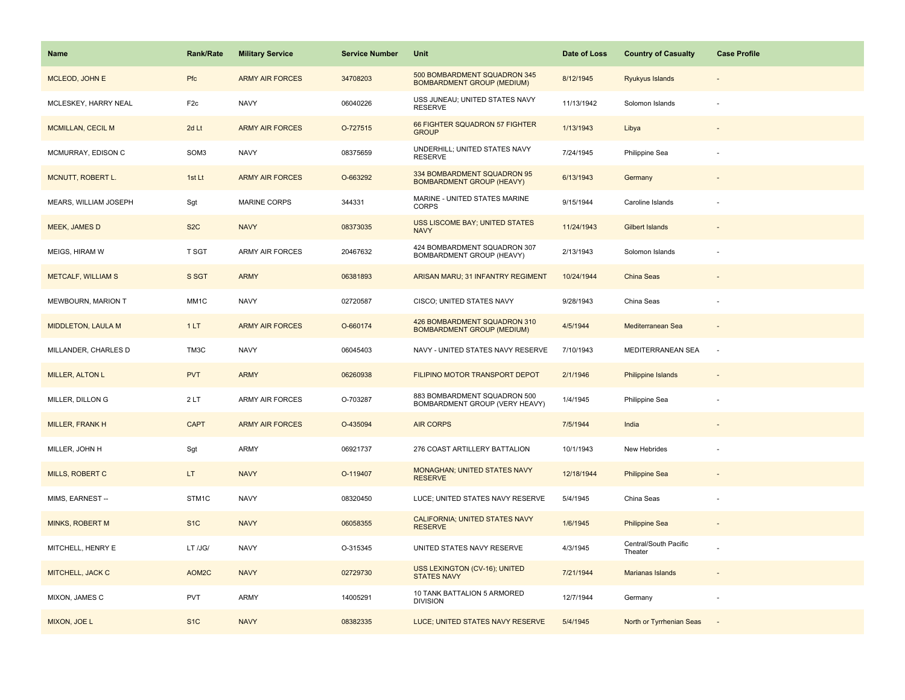| Name | Rank/Rate | Military Service | Service Number | Unit | Date of Loss | Country of Casualty | Case Profile |
|---|---|---|---|---|---|---|---|
| MCLEOD, JOHN E | Pfc | ARMY AIR FORCES | 34708203 | 500 BOMBARDMENT SQUADRON 345 BOMBARDMENT GROUP (MEDIUM) | 8/12/1945 | Ryukyus Islands | - |
| MCLESKEY, HARRY NEAL | F2c | NAVY | 06040226 | USS JUNEAU; UNITED STATES NAVY RESERVE | 11/13/1942 | Solomon Islands | - |
| MCMILLAN, CECIL M | 2d Lt | ARMY AIR FORCES | O-727515 | 66 FIGHTER SQUADRON 57 FIGHTER GROUP | 1/13/1943 | Libya | - |
| MCMURRAY, EDISON C | SOM3 | NAVY | 08375659 | UNDERHILL; UNITED STATES NAVY RESERVE | 7/24/1945 | Philippine Sea | - |
| MCNUTT, ROBERT L. | 1st Lt | ARMY AIR FORCES | O-663292 | 334 BOMBARDMENT SQUADRON 95 BOMBARDMENT GROUP (HEAVY) | 6/13/1943 | Germany | - |
| MEARS, WILLIAM JOSEPH | Sgt | MARINE CORPS | 344331 | MARINE - UNITED STATES MARINE CORPS | 9/15/1944 | Caroline Islands | - |
| MEEK, JAMES D | S2C | NAVY | 08373035 | USS LISCOME BAY; UNITED STATES NAVY | 11/24/1943 | Gilbert Islands | - |
| MEIGS, HIRAM W | T SGT | ARMY AIR FORCES | 20467632 | 424 BOMBARDMENT SQUADRON 307 BOMBARDMENT GROUP (HEAVY) | 2/13/1943 | Solomon Islands | - |
| METCALF, WILLIAM S | S SGT | ARMY | 06381893 | ARISAN MARU; 31 INFANTRY REGIMENT | 10/24/1944 | China Seas | - |
| MEWBOURN, MARION T | MM1C | NAVY | 02720587 | CISCO; UNITED STATES NAVY | 9/28/1943 | China Seas | - |
| MIDDLETON, LAULA M | 1 LT | ARMY AIR FORCES | O-660174 | 426 BOMBARDMENT SQUADRON 310 BOMBARDMENT GROUP (MEDIUM) | 4/5/1944 | Mediterranean Sea | - |
| MILLANDER, CHARLES D | TM3C | NAVY | 06045403 | NAVY - UNITED STATES NAVY RESERVE | 7/10/1943 | MEDITERRANEAN SEA | - |
| MILLER, ALTON L | PVT | ARMY | 06260938 | FILIPINO MOTOR TRANSPORT DEPOT | 2/1/1946 | Philippine Islands | - |
| MILLER, DILLON G | 2 LT | ARMY AIR FORCES | O-703287 | 883 BOMBARDMENT SQUADRON 500 BOMBARDMENT GROUP (VERY HEAVY) | 1/4/1945 | Philippine Sea | - |
| MILLER, FRANK H | CAPT | ARMY AIR FORCES | O-435094 | AIR CORPS | 7/5/1944 | India | - |
| MILLER, JOHN H | Sgt | ARMY | 06921737 | 276 COAST ARTILLERY BATTALION | 10/1/1943 | New Hebrides | - |
| MILLS, ROBERT C | LT | NAVY | O-119407 | MONAGHAN; UNITED STATES NAVY RESERVE | 12/18/1944 | Philippine Sea | - |
| MIMS, EARNEST -- | STM1C | NAVY | 08320450 | LUCE; UNITED STATES NAVY RESERVE | 5/4/1945 | China Seas | - |
| MINKS, ROBERT M | S1C | NAVY | 06058355 | CALIFORNIA; UNITED STATES NAVY RESERVE | 1/6/1945 | Philippine Sea | - |
| MITCHELL, HENRY E | LT /JG/ | NAVY | O-315345 | UNITED STATES NAVY RESERVE | 4/3/1945 | Central/South Pacific Theater | - |
| MITCHELL, JACK C | AOM2C | NAVY | 02729730 | USS LEXINGTON (CV-16); UNITED STATES NAVY | 7/21/1944 | Marianas Islands | - |
| MIXON, JAMES C | PVT | ARMY | 14005291 | 10 TANK BATTALION 5 ARMORED DIVISION | 12/7/1944 | Germany | - |
| MIXON, JOE L | S1C | NAVY | 08382335 | LUCE; UNITED STATES NAVY RESERVE | 5/4/1945 | North or Tyrrhenian Seas | - |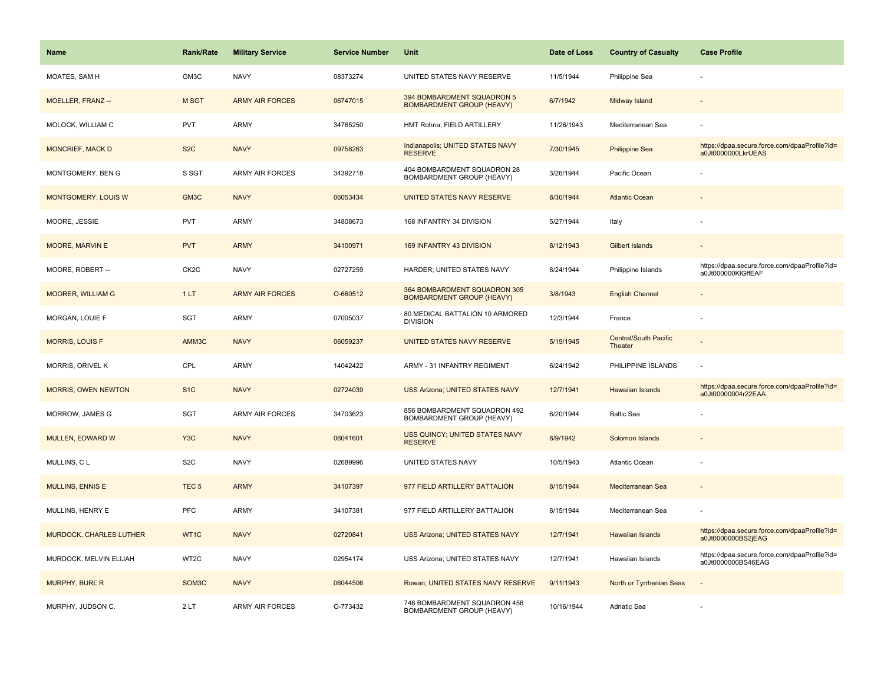| Name | Rank/Rate | Military Service | Service Number | Unit | Date of Loss | Country of Casualty | Case Profile |
|---|---|---|---|---|---|---|---|
| MOATES, SAM H | GM3C | NAVY | 08373274 | UNITED STATES NAVY RESERVE | 11/5/1944 | Philippine Sea | - |
| MOELLER, FRANZ -- | M SGT | ARMY AIR FORCES | 06747015 | 394 BOMBARDMENT SQUADRON 5 BOMBARDMENT GROUP (HEAVY) | 6/7/1942 | Midway Island | - |
| MOLOCK, WILLIAM C | PVT | ARMY | 34765250 | HMT Rohna; FIELD ARTILLERY | 11/26/1943 | Mediterranean Sea | - |
| MONCRIEF, MACK D | S2C | NAVY | 09758263 | Indianapolis; UNITED STATES NAVY RESERVE | 7/30/1945 | Philippine Sea | https://dpaa.secure.force.com/dpaaProfile?id=a0Jt0000000LkrUEAS |
| MONTGOMERY, BEN G | S SGT | ARMY AIR FORCES | 34392718 | 404 BOMBARDMENT SQUADRON 28 BOMBARDMENT GROUP (HEAVY) | 3/26/1944 | Pacific Ocean | - |
| MONTGOMERY, LOUIS W | GM3C | NAVY | 06053434 | UNITED STATES NAVY RESERVE | 8/30/1944 | Atlantic Ocean | - |
| MOORE, JESSIE | PVT | ARMY | 34808673 | 168 INFANTRY 34 DIVISION | 5/27/1944 | Italy | - |
| MOORE, MARVIN E | PVT | ARMY | 34100971 | 169 INFANTRY 43 DIVISION | 8/12/1943 | Gilbert Islands | - |
| MOORE, ROBERT -- | CK2C | NAVY | 02727259 | HARDER; UNITED STATES NAVY | 8/24/1944 | Philippine Islands | https://dpaa.secure.force.com/dpaaProfile?id=a0Jt000000KlGffEAF |
| MOORER, WILLIAM G | 1 LT | ARMY AIR FORCES | O-660512 | 364 BOMBARDMENT SQUADRON 305 BOMBARDMENT GROUP (HEAVY) | 3/8/1943 | English Channel | - |
| MORGAN, LOUIE F | SGT | ARMY | 07005037 | 80 MEDICAL BATTALION 10 ARMORED DIVISION | 12/3/1944 | France | - |
| MORRIS, LOUIS F | AMM3C | NAVY | 06059237 | UNITED STATES NAVY RESERVE | 5/19/1945 | Central/South Pacific Theater | - |
| MORRIS, ORIVEL K | CPL | ARMY | 14042422 | ARMY - 31 INFANTRY REGIMENT | 6/24/1942 | PHILIPPINE ISLANDS | - |
| MORRIS, OWEN NEWTON | S1C | NAVY | 02724039 | USS Arizona; UNITED STATES NAVY | 12/7/1941 | Hawaiian Islands | https://dpaa.secure.force.com/dpaaProfile?id=a0Jt00000004r22EAA |
| MORROW, JAMES G | SGT | ARMY AIR FORCES | 34703623 | 856 BOMBARDMENT SQUADRON 492 BOMBARDMENT GROUP (HEAVY) | 6/20/1944 | Baltic Sea | - |
| MULLEN, EDWARD W | Y3C | NAVY | 06041601 | USS QUINCY; UNITED STATES NAVY RESERVE | 8/9/1942 | Solomon Islands | - |
| MULLINS, C L | S2C | NAVY | 02689996 | UNITED STATES NAVY | 10/5/1943 | Atlantic Ocean | - |
| MULLINS, ENNIS E | TEC 5 | ARMY | 34107397 | 977 FIELD ARTILLERY BATTALION | 8/15/1944 | Mediterranean Sea | - |
| MULLINS, HENRY E | PFC | ARMY | 34107381 | 977 FIELD ARTILLERY BATTALION | 8/15/1944 | Mediterranean Sea | - |
| MURDOCK, CHARLES LUTHER | WT1C | NAVY | 02720841 | USS Arizona; UNITED STATES NAVY | 12/7/1941 | Hawaiian Islands | https://dpaa.secure.force.com/dpaaProfile?id=a0Jt0000000BS2jEAG |
| MURDOCK, MELVIN ELIJAH | WT2C | NAVY | 02954174 | USS Arizona; UNITED STATES NAVY | 12/7/1941 | Hawaiian Islands | https://dpaa.secure.force.com/dpaaProfile?id=a0Jt0000000BS46EAG |
| MURPHY, BURL R | SOM3C | NAVY | 06044506 | Rowan; UNITED STATES NAVY RESERVE | 9/11/1943 | North or Tyrrhenian Seas | - |
| MURPHY, JUDSON C. | 2 LT | ARMY AIR FORCES | O-773432 | 746 BOMBARDMENT SQUADRON 456 BOMBARDMENT GROUP (HEAVY) | 10/16/1944 | Adriatic Sea | - |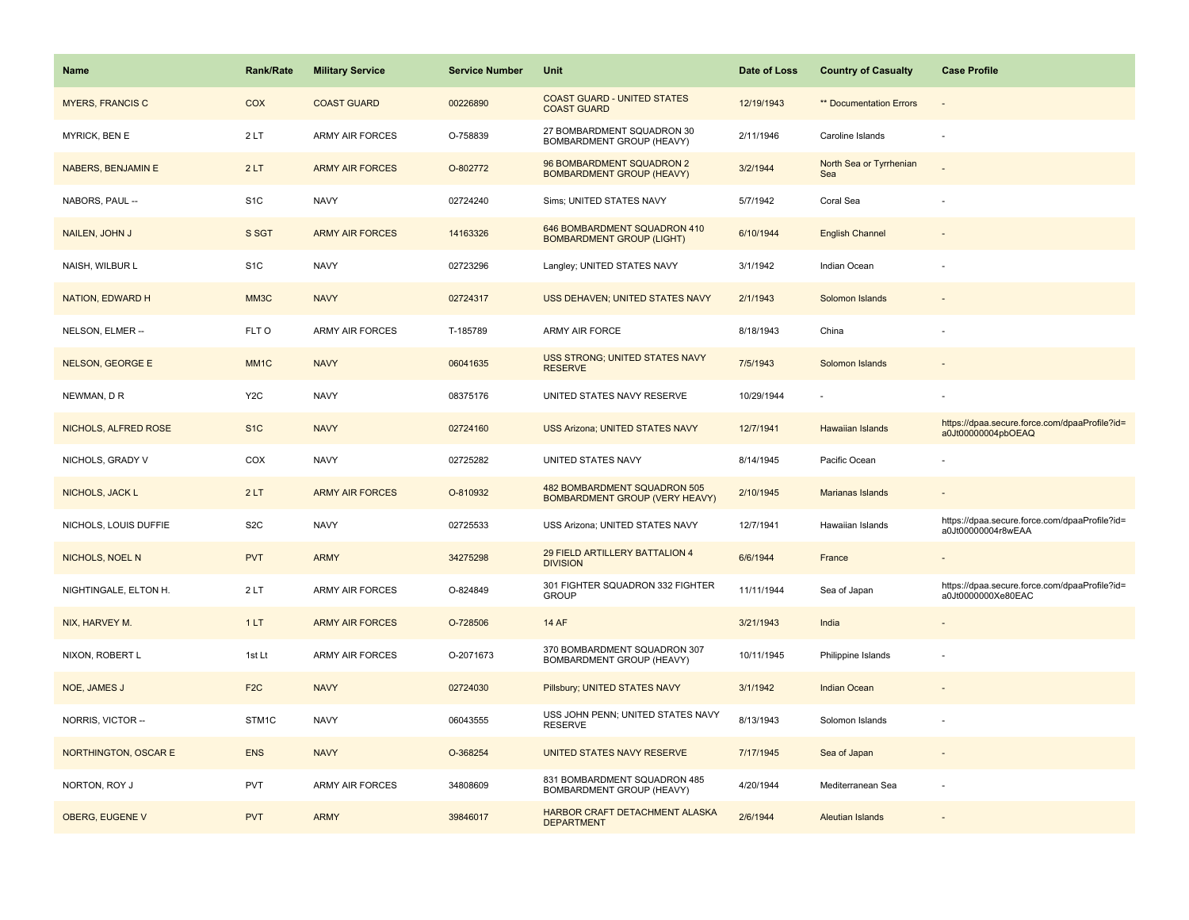| Name | Rank/Rate | Military Service | Service Number | Unit | Date of Loss | Country of Casualty | Case Profile |
| --- | --- | --- | --- | --- | --- | --- | --- |
| MYERS, FRANCIS C | COX | COAST GUARD | 00226890 | COAST GUARD - UNITED STATES COAST GUARD | 12/19/1943 | ** Documentation Errors | - |
| MYRICK, BEN E | 2 LT | ARMY AIR FORCES | O-758839 | 27 BOMBARDMENT SQUADRON 30 BOMBARDMENT GROUP (HEAVY) | 2/11/1946 | Caroline Islands | - |
| NABERS, BENJAMIN E | 2 LT | ARMY AIR FORCES | O-802772 | 96 BOMBARDMENT SQUADRON 2 BOMBARDMENT GROUP (HEAVY) | 3/2/1944 | North Sea or Tyrrhenian Sea | - |
| NABORS, PAUL -- | S1C | NAVY | 02724240 | Sims; UNITED STATES NAVY | 5/7/1942 | Coral Sea | - |
| NAILEN, JOHN J | S SGT | ARMY AIR FORCES | 14163326 | 646 BOMBARDMENT SQUADRON 410 BOMBARDMENT GROUP (LIGHT) | 6/10/1944 | English Channel | - |
| NAISH, WILBUR L | S1C | NAVY | 02723296 | Langley; UNITED STATES NAVY | 3/1/1942 | Indian Ocean | - |
| NATION, EDWARD H | MM3C | NAVY | 02724317 | USS DEHAVEN; UNITED STATES NAVY | 2/1/1943 | Solomon Islands | - |
| NELSON, ELMER -- | FLT O | ARMY AIR FORCES | T-185789 | ARMY AIR FORCE | 8/18/1943 | China | - |
| NELSON, GEORGE E | MM1C | NAVY | 06041635 | USS STRONG; UNITED STATES NAVY RESERVE | 7/5/1943 | Solomon Islands | - |
| NEWMAN, D R | Y2C | NAVY | 08375176 | UNITED STATES NAVY RESERVE | 10/29/1944 | - | - |
| NICHOLS, ALFRED ROSE | S1C | NAVY | 02724160 | USS Arizona; UNITED STATES NAVY | 12/7/1941 | Hawaiian Islands | https://dpaa.secure.force.com/dpaaProfile?id=a0Jt00000004pbOEAQ |
| NICHOLS, GRADY V | COX | NAVY | 02725282 | UNITED STATES NAVY | 8/14/1945 | Pacific Ocean | - |
| NICHOLS, JACK L | 2 LT | ARMY AIR FORCES | O-810932 | 482 BOMBARDMENT SQUADRON 505 BOMBARDMENT GROUP (VERY HEAVY) | 2/10/1945 | Marianas Islands | - |
| NICHOLS, LOUIS DUFFIE | S2C | NAVY | 02725533 | USS Arizona; UNITED STATES NAVY | 12/7/1941 | Hawaiian Islands | https://dpaa.secure.force.com/dpaaProfile?id=a0Jt00000004r8wEAA |
| NICHOLS, NOEL N | PVT | ARMY | 34275298 | 29 FIELD ARTILLERY BATTALION 4 DIVISION | 6/6/1944 | France | - |
| NIGHTINGALE, ELTON H. | 2 LT | ARMY AIR FORCES | O-824849 | 301 FIGHTER SQUADRON 332 FIGHTER GROUP | 11/11/1944 | Sea of Japan | https://dpaa.secure.force.com/dpaaProfile?id=a0Jt0000000Xe80EAC |
| NIX, HARVEY M. | 1 LT | ARMY AIR FORCES | O-728506 | 14 AF | 3/21/1943 | India | - |
| NIXON, ROBERT L | 1st Lt | ARMY AIR FORCES | O-2071673 | 370 BOMBARDMENT SQUADRON 307 BOMBARDMENT GROUP (HEAVY) | 10/11/1945 | Philippine Islands | - |
| NOE, JAMES J | F2C | NAVY | 02724030 | Pillsbury; UNITED STATES NAVY | 3/1/1942 | Indian Ocean | - |
| NORRIS, VICTOR -- | STM1C | NAVY | 06043555 | USS JOHN PENN; UNITED STATES NAVY RESERVE | 8/13/1943 | Solomon Islands | - |
| NORTHINGTON, OSCAR E | ENS | NAVY | O-368254 | UNITED STATES NAVY RESERVE | 7/17/1945 | Sea of Japan | - |
| NORTON, ROY J | PVT | ARMY AIR FORCES | 34808609 | 831 BOMBARDMENT SQUADRON 485 BOMBARDMENT GROUP (HEAVY) | 4/20/1944 | Mediterranean Sea | - |
| OBERG, EUGENE V | PVT | ARMY | 39846017 | HARBOR CRAFT DETACHMENT ALASKA DEPARTMENT | 2/6/1944 | Aleutian Islands | - |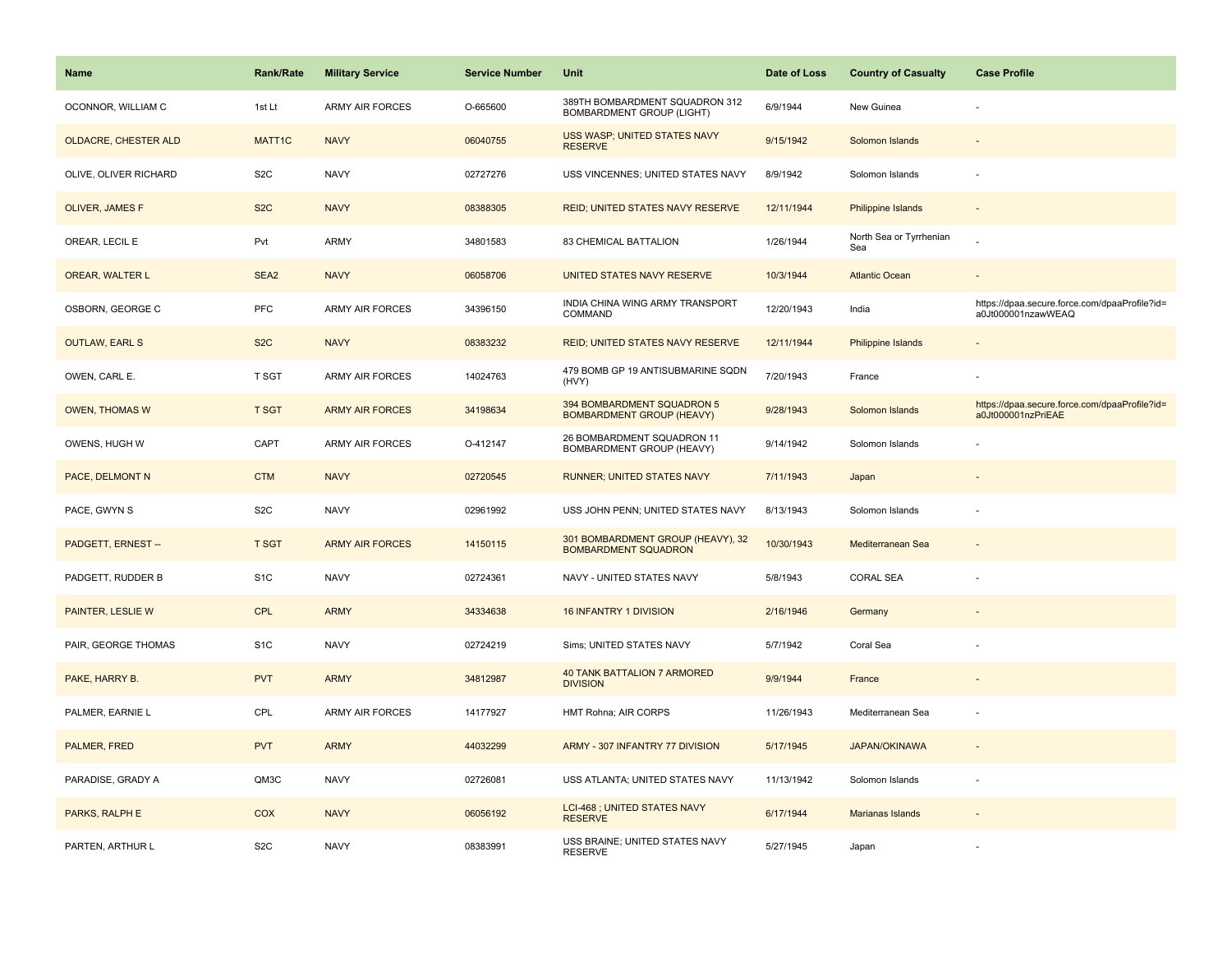| Name | Rank/Rate | Military Service | Service Number | Unit | Date of Loss | Country of Casualty | Case Profile |
| --- | --- | --- | --- | --- | --- | --- | --- |
| OCONNOR, WILLIAM C | 1st Lt | ARMY AIR FORCES | O-665600 | 389TH BOMBARDMENT SQUADRON 312 BOMBARDMENT GROUP (LIGHT) | 6/9/1944 | New Guinea | - |
| OLDACRE, CHESTER ALD | MATT1C | NAVY | 06040755 | USS WASP; UNITED STATES NAVY RESERVE | 9/15/1942 | Solomon Islands | - |
| OLIVE, OLIVER RICHARD | S2C | NAVY | 02727276 | USS VINCENNES; UNITED STATES NAVY | 8/9/1942 | Solomon Islands | - |
| OLIVER, JAMES F | S2C | NAVY | 08388305 | REID; UNITED STATES NAVY RESERVE | 12/11/1944 | Philippine Islands | - |
| OREAR, LECIL E | Pvt | ARMY | 34801583 | 83 CHEMICAL BATTALION | 1/26/1944 | North Sea or Tyrrhenian Sea | - |
| OREAR, WALTER L | SEA2 | NAVY | 06058706 | UNITED STATES NAVY RESERVE | 10/3/1944 | Atlantic Ocean | - |
| OSBORN, GEORGE C | PFC | ARMY AIR FORCES | 34396150 | INDIA CHINA WING ARMY TRANSPORT COMMAND | 12/20/1943 | India | https://dpaa.secure.force.com/dpaaProfile?id=a0Jt000001nzawWEAQ |
| OUTLAW, EARL S | S2C | NAVY | 08383232 | REID; UNITED STATES NAVY RESERVE | 12/11/1944 | Philippine Islands | - |
| OWEN, CARL E. | T SGT | ARMY AIR FORCES | 14024763 | 479 BOMB GP 19 ANTISUBMARINE SQDN (HVY) | 7/20/1943 | France | - |
| OWEN, THOMAS W | T SGT | ARMY AIR FORCES | 34198634 | 394 BOMBARDMENT SQUADRON 5 BOMBARDMENT GROUP (HEAVY) | 9/28/1943 | Solomon Islands | https://dpaa.secure.force.com/dpaaProfile?id=a0Jt000001nzPriEAE |
| OWENS, HUGH W | CAPT | ARMY AIR FORCES | O-412147 | 26 BOMBARDMENT SQUADRON 11 BOMBARDMENT GROUP (HEAVY) | 9/14/1942 | Solomon Islands | - |
| PACE, DELMONT N | CTM | NAVY | 02720545 | RUNNER; UNITED STATES NAVY | 7/11/1943 | Japan | - |
| PACE, GWYN S | S2C | NAVY | 02961992 | USS JOHN PENN; UNITED STATES NAVY | 8/13/1943 | Solomon Islands | - |
| PADGETT, ERNEST -- | T SGT | ARMY AIR FORCES | 14150115 | 301 BOMBARDMENT GROUP (HEAVY), 32 BOMBARDMENT SQUADRON | 10/30/1943 | Mediterranean Sea | - |
| PADGETT, RUDDER B | S1C | NAVY | 02724361 | NAVY - UNITED STATES NAVY | 5/8/1943 | CORAL SEA | - |
| PAINTER, LESLIE W | CPL | ARMY | 34334638 | 16 INFANTRY 1 DIVISION | 2/16/1946 | Germany | - |
| PAIR, GEORGE THOMAS | S1C | NAVY | 02724219 | Sims; UNITED STATES NAVY | 5/7/1942 | Coral Sea | - |
| PAKE, HARRY B. | PVT | ARMY | 34812987 | 40 TANK BATTALION 7 ARMORED DIVISION | 9/9/1944 | France | - |
| PALMER, EARNIE L | CPL | ARMY AIR FORCES | 14177927 | HMT Rohna; AIR CORPS | 11/26/1943 | Mediterranean Sea | - |
| PALMER, FRED | PVT | ARMY | 44032299 | ARMY - 307 INFANTRY 77 DIVISION | 5/17/1945 | JAPAN/OKINAWA | - |
| PARADISE, GRADY A | QM3C | NAVY | 02726081 | USS ATLANTA; UNITED STATES NAVY | 11/13/1942 | Solomon Islands | - |
| PARKS, RALPH E | COX | NAVY | 06056192 | LCI-468 ; UNITED STATES NAVY RESERVE | 6/17/1944 | Marianas Islands | - |
| PARTEN, ARTHUR L | S2C | NAVY | 08383991 | USS BRAINE; UNITED STATES NAVY RESERVE | 5/27/1945 | Japan | - |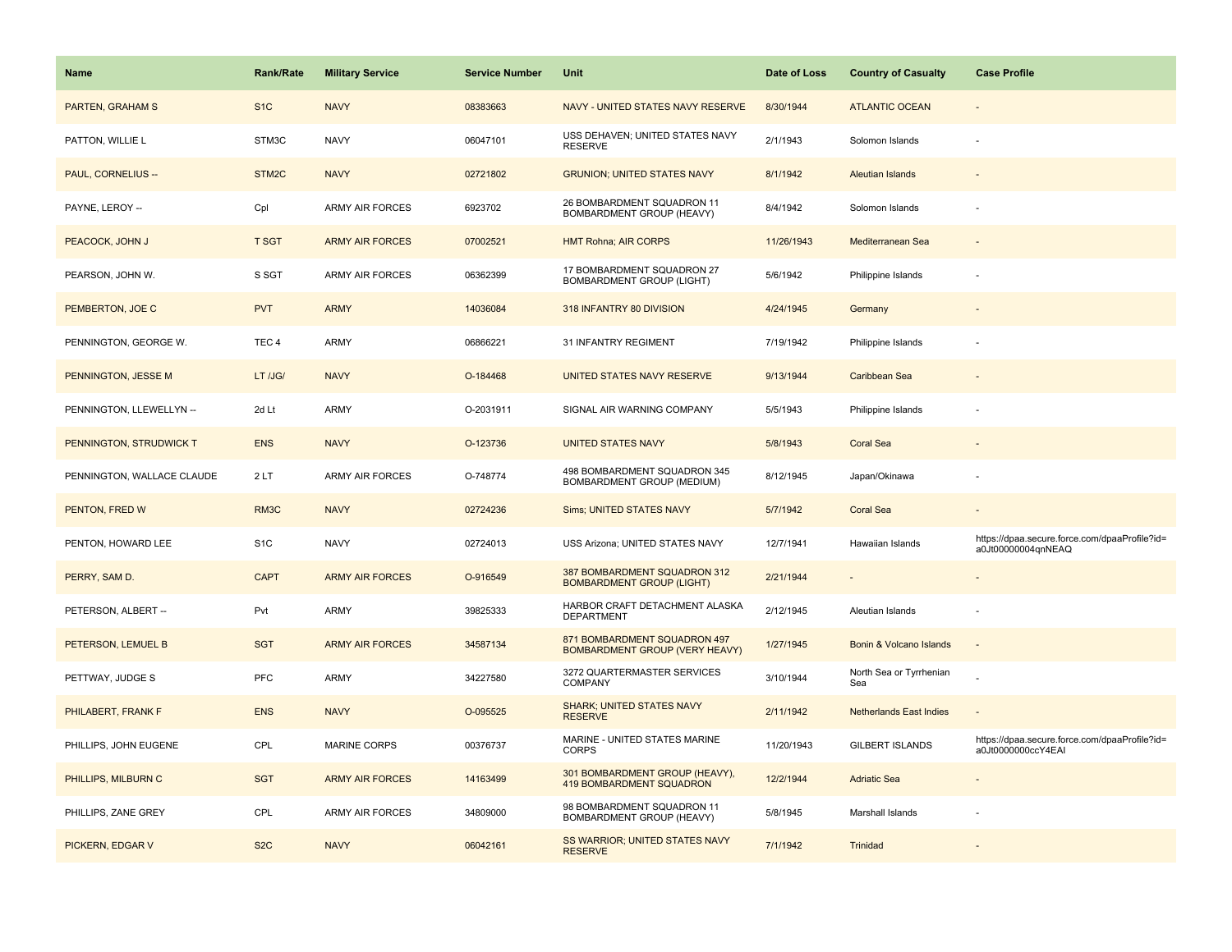| Name | Rank/Rate | Military Service | Service Number | Unit | Date of Loss | Country of Casualty | Case Profile |
|---|---|---|---|---|---|---|---|
| PARTEN, GRAHAM S | S1C | NAVY | 08383663 | NAVY - UNITED STATES NAVY RESERVE | 8/30/1944 | ATLANTIC OCEAN | - |
| PATTON, WILLIE L | STM3C | NAVY | 06047101 | USS DEHAVEN; UNITED STATES NAVY RESERVE | 2/1/1943 | Solomon Islands | - |
| PAUL, CORNELIUS -- | STM2C | NAVY | 02721802 | GRUNION; UNITED STATES NAVY | 8/1/1942 | Aleutian Islands | - |
| PAYNE, LEROY -- | Cpl | ARMY AIR FORCES | 6923702 | 26 BOMBARDMENT SQUADRON 11 BOMBARDMENT GROUP (HEAVY) | 8/4/1942 | Solomon Islands | - |
| PEACOCK, JOHN J | T SGT | ARMY AIR FORCES | 07002521 | HMT Rohna; AIR CORPS | 11/26/1943 | Mediterranean Sea | - |
| PEARSON, JOHN W. | S SGT | ARMY AIR FORCES | 06362399 | 17 BOMBARDMENT SQUADRON 27 BOMBARDMENT GROUP (LIGHT) | 5/6/1942 | Philippine Islands | - |
| PEMBERTON, JOE C | PVT | ARMY | 14036084 | 318 INFANTRY 80 DIVISION | 4/24/1945 | Germany | - |
| PENNINGTON, GEORGE W. | TEC 4 | ARMY | 06866221 | 31 INFANTRY REGIMENT | 7/19/1942 | Philippine Islands | - |
| PENNINGTON, JESSE M | LT /JG/ | NAVY | O-184468 | UNITED STATES NAVY RESERVE | 9/13/1944 | Caribbean Sea | - |
| PENNINGTON, LLEWELLYN -- | 2d Lt | ARMY | O-2031911 | SIGNAL AIR WARNING COMPANY | 5/5/1943 | Philippine Islands | - |
| PENNINGTON, STRUDWICK T | ENS | NAVY | O-123736 | UNITED STATES NAVY | 5/8/1943 | Coral Sea | - |
| PENNINGTON, WALLACE CLAUDE | 2 LT | ARMY AIR FORCES | O-748774 | 498 BOMBARDMENT SQUADRON 345 BOMBARDMENT GROUP (MEDIUM) | 8/12/1945 | Japan/Okinawa | - |
| PENTON, FRED W | RM3C | NAVY | 02724236 | Sims; UNITED STATES NAVY | 5/7/1942 | Coral Sea | - |
| PENTON, HOWARD LEE | S1C | NAVY | 02724013 | USS Arizona; UNITED STATES NAVY | 12/7/1941 | Hawaiian Islands | https://dpaa.secure.force.com/dpaaProfile?id=a0Jt00000004qnNEAQ |
| PERRY, SAM D. | CAPT | ARMY AIR FORCES | O-916549 | 387 BOMBARDMENT SQUADRON 312 BOMBARDMENT GROUP (LIGHT) | 2/21/1944 | - | - |
| PETERSON, ALBERT -- | Pvt | ARMY | 39825333 | HARBOR CRAFT DETACHMENT ALASKA DEPARTMENT | 2/12/1945 | Aleutian Islands | - |
| PETERSON, LEMUEL B | SGT | ARMY AIR FORCES | 34587134 | 871 BOMBARDMENT SQUADRON 497 BOMBARDMENT GROUP (VERY HEAVY) | 1/27/1945 | Bonin & Volcano Islands | - |
| PETTWAY, JUDGE S | PFC | ARMY | 34227580 | 3272 QUARTERMASTER SERVICES COMPANY | 3/10/1944 | North Sea or Tyrrhenian Sea | - |
| PHILABERT, FRANK F | ENS | NAVY | O-095525 | SHARK; UNITED STATES NAVY RESERVE | 2/11/1942 | Netherlands East Indies | - |
| PHILLIPS, JOHN EUGENE | CPL | MARINE CORPS | 00376737 | MARINE - UNITED STATES MARINE CORPS | 11/20/1943 | GILBERT ISLANDS | https://dpaa.secure.force.com/dpaaProfile?id=a0Jt0000000ccY4EAI |
| PHILLIPS, MILBURN C | SGT | ARMY AIR FORCES | 14163499 | 301 BOMBARDMENT GROUP (HEAVY), 419 BOMBARDMENT SQUADRON | 12/2/1944 | Adriatic Sea | - |
| PHILLIPS, ZANE GREY | CPL | ARMY AIR FORCES | 34809000 | 98 BOMBARDMENT SQUADRON 11 BOMBARDMENT GROUP (HEAVY) | 5/8/1945 | Marshall Islands | - |
| PICKERN, EDGAR V | S2C | NAVY | 06042161 | SS WARRIOR; UNITED STATES NAVY RESERVE | 7/1/1942 | Trinidad | - |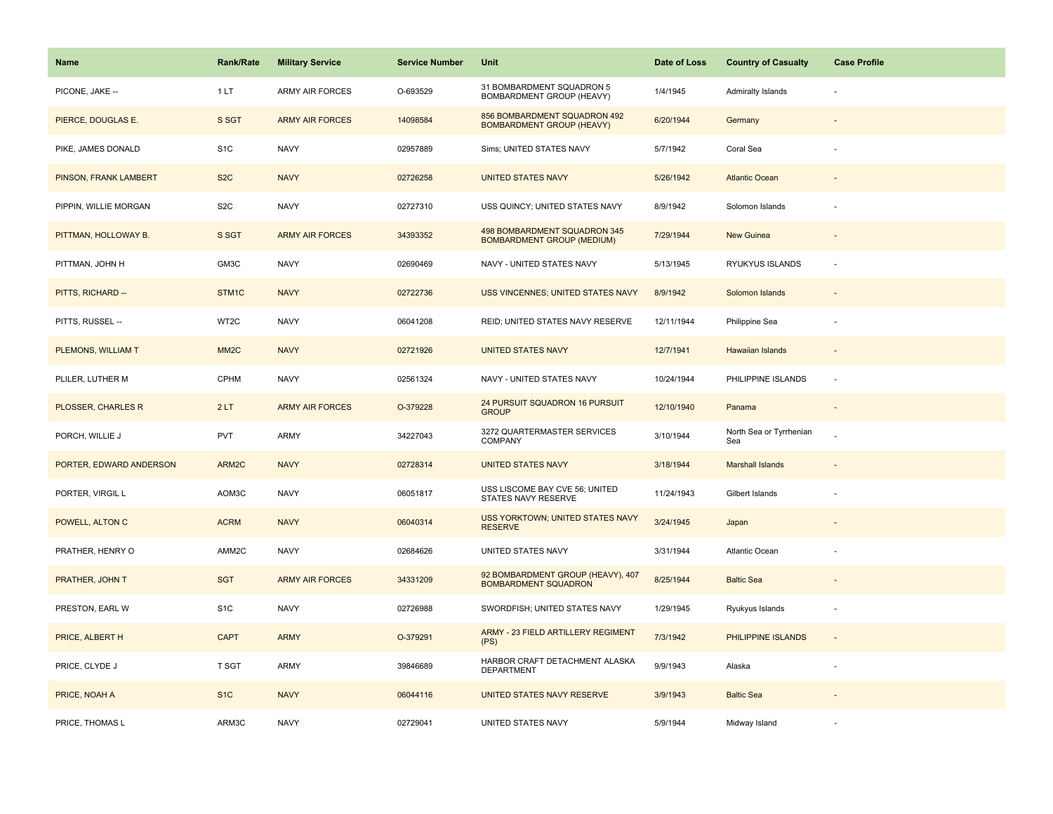| Name | Rank/Rate | Military Service | Service Number | Unit | Date of Loss | Country of Casualty | Case Profile |
| --- | --- | --- | --- | --- | --- | --- | --- |
| PICONE, JAKE -- | 1 LT | ARMY AIR FORCES | O-693529 | 31 BOMBARDMENT SQUADRON 5 BOMBARDMENT GROUP (HEAVY) | 1/4/1945 | Admiralty Islands | - |
| PIERCE, DOUGLAS E. | S SGT | ARMY AIR FORCES | 14098584 | 856 BOMBARDMENT SQUADRON 492 BOMBARDMENT GROUP (HEAVY) | 6/20/1944 | Germany | - |
| PIKE, JAMES DONALD | S1C | NAVY | 02957889 | Sims; UNITED STATES NAVY | 5/7/1942 | Coral Sea | - |
| PINSON, FRANK LAMBERT | S2C | NAVY | 02726258 | UNITED STATES NAVY | 5/26/1942 | Atlantic Ocean | - |
| PIPPIN, WILLIE MORGAN | S2C | NAVY | 02727310 | USS QUINCY; UNITED STATES NAVY | 8/9/1942 | Solomon Islands | - |
| PITTMAN, HOLLOWAY B. | S SGT | ARMY AIR FORCES | 34393352 | 498 BOMBARDMENT SQUADRON 345 BOMBARDMENT GROUP (MEDIUM) | 7/29/1944 | New Guinea | - |
| PITTMAN, JOHN H | GM3C | NAVY | 02690469 | NAVY - UNITED STATES NAVY | 5/13/1945 | RYUKYUS ISLANDS | - |
| PITTS, RICHARD -- | STM1C | NAVY | 02722736 | USS VINCENNES; UNITED STATES NAVY | 8/9/1942 | Solomon Islands | - |
| PITTS, RUSSEL -- | WT2C | NAVY | 06041208 | REID; UNITED STATES NAVY RESERVE | 12/11/1944 | Philippine Sea | - |
| PLEMONS, WILLIAM T | MM2C | NAVY | 02721926 | UNITED STATES NAVY | 12/7/1941 | Hawaiian Islands | - |
| PLILER, LUTHER M | CPHM | NAVY | 02561324 | NAVY - UNITED STATES NAVY | 10/24/1944 | PHILIPPINE ISLANDS | - |
| PLOSSER, CHARLES R | 2 LT | ARMY AIR FORCES | O-379228 | 24 PURSUIT SQUADRON 16 PURSUIT GROUP | 12/10/1940 | Panama | - |
| PORCH, WILLIE J | PVT | ARMY | 34227043 | 3272 QUARTERMASTER SERVICES COMPANY | 3/10/1944 | North Sea or Tyrrhenian Sea | - |
| PORTER, EDWARD ANDERSON | ARM2C | NAVY | 02728314 | UNITED STATES NAVY | 3/18/1944 | Marshall Islands | - |
| PORTER, VIRGIL L | AOM3C | NAVY | 06051817 | USS LISCOME BAY CVE 56; UNITED STATES NAVY RESERVE | 11/24/1943 | Gilbert Islands | - |
| POWELL, ALTON C | ACRM | NAVY | 06040314 | USS YORKTOWN; UNITED STATES NAVY RESERVE | 3/24/1945 | Japan | - |
| PRATHER, HENRY O | AMM2C | NAVY | 02684626 | UNITED STATES NAVY | 3/31/1944 | Atlantic Ocean | - |
| PRATHER, JOHN T | SGT | ARMY AIR FORCES | 34331209 | 92 BOMBARDMENT GROUP (HEAVY), 407 BOMBARDMENT SQUADRON | 8/25/1944 | Baltic Sea | - |
| PRESTON, EARL W | S1C | NAVY | 02726988 | SWORDFISH; UNITED STATES NAVY | 1/29/1945 | Ryukyus Islands | - |
| PRICE, ALBERT H | CAPT | ARMY | O-379291 | ARMY - 23 FIELD ARTILLERY REGIMENT (PS) | 7/3/1942 | PHILIPPINE ISLANDS | - |
| PRICE, CLYDE J | T SGT | ARMY | 39846689 | HARBOR CRAFT DETACHMENT ALASKA DEPARTMENT | 9/9/1943 | Alaska | - |
| PRICE, NOAH A | S1C | NAVY | 06044116 | UNITED STATES NAVY RESERVE | 3/9/1943 | Baltic Sea | - |
| PRICE, THOMAS L | ARM3C | NAVY | 02729041 | UNITED STATES NAVY | 5/9/1944 | Midway Island | - |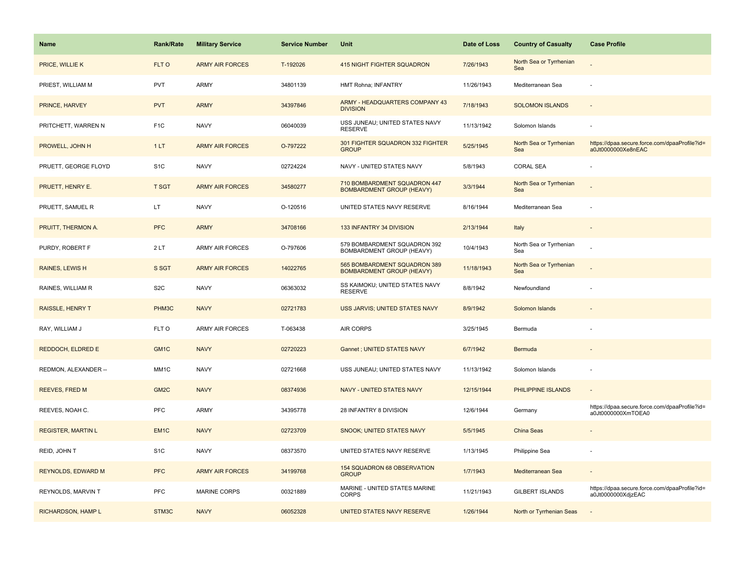| Name | Rank/Rate | Military Service | Service Number | Unit | Date of Loss | Country of Casualty | Case Profile |
|---|---|---|---|---|---|---|---|
| PRICE, WILLIE K | FLT O | ARMY AIR FORCES | T-192026 | 415 NIGHT FIGHTER SQUADRON | 7/26/1943 | North Sea or Tyrrhenian Sea | - |
| PRIEST, WILLIAM M | PVT | ARMY | 34801139 | HMT Rohna; INFANTRY | 11/26/1943 | Mediterranean Sea | - |
| PRINCE, HARVEY | PVT | ARMY | 34397846 | ARMY - HEADQUARTERS COMPANY 43 DIVISION | 7/18/1943 | SOLOMON ISLANDS | - |
| PRITCHETT, WARREN N | F1C | NAVY | 06040039 | USS JUNEAU; UNITED STATES NAVY RESERVE | 11/13/1942 | Solomon Islands | - |
| PROWELL, JOHN H | 1 LT | ARMY AIR FORCES | O-797222 | 301 FIGHTER SQUADRON 332 FIGHTER GROUP | 5/25/1945 | North Sea or Tyrrhenian Sea | https://dpaa.secure.force.com/dpaaProfile?id=a0Jt0000000Xe8nEAC |
| PRUETT, GEORGE FLOYD | S1C | NAVY | 02724224 | NAVY - UNITED STATES NAVY | 5/8/1943 | CORAL SEA | - |
| PRUETT, HENRY E. | T SGT | ARMY AIR FORCES | 34580277 | 710 BOMBARDMENT SQUADRON 447 BOMBARDMENT GROUP (HEAVY) | 3/3/1944 | North Sea or Tyrrhenian Sea | - |
| PRUETT, SAMUEL R | LT | NAVY | O-120516 | UNITED STATES NAVY RESERVE | 8/16/1944 | Mediterranean Sea | - |
| PRUITT, THERMON A. | PFC | ARMY | 34708166 | 133 INFANTRY 34 DIVISION | 2/13/1944 | Italy | - |
| PURDY, ROBERT F | 2 LT | ARMY AIR FORCES | O-797606 | 579 BOMBARDMENT SQUADRON 392 BOMBARDMENT GROUP (HEAVY) | 10/4/1943 | North Sea or Tyrrhenian Sea | - |
| RAINES, LEWIS H | S SGT | ARMY AIR FORCES | 14022765 | 565 BOMBARDMENT SQUADRON 389 BOMBARDMENT GROUP (HEAVY) | 11/18/1943 | North Sea or Tyrrhenian Sea | - |
| RAINES, WILLIAM R | S2C | NAVY | 06363032 | SS KAIMOKU; UNITED STATES NAVY RESERVE | 8/8/1942 | Newfoundland | - |
| RAISSLE, HENRY T | PHM3C | NAVY | 02721783 | USS JARVIS; UNITED STATES NAVY | 8/9/1942 | Solomon Islands | - |
| RAY, WILLIAM J | FLT O | ARMY AIR FORCES | T-063438 | AIR CORPS | 3/25/1945 | Bermuda | - |
| REDDOCH, ELDRED E | GM1C | NAVY | 02720223 | Gannet ; UNITED STATES NAVY | 6/7/1942 | Bermuda | - |
| REDMON, ALEXANDER -- | MM1C | NAVY | 02721668 | USS JUNEAU; UNITED STATES NAVY | 11/13/1942 | Solomon Islands | - |
| REEVES, FRED M | GM2C | NAVY | 08374936 | NAVY - UNITED STATES NAVY | 12/15/1944 | PHILIPPINE ISLANDS | - |
| REEVES, NOAH C. | PFC | ARMY | 34395778 | 28 INFANTRY 8 DIVISION | 12/6/1944 | Germany | https://dpaa.secure.force.com/dpaaProfile?id=a0Jt0000000XmTOEA0 |
| REGISTER, MARTIN L | EM1C | NAVY | 02723709 | SNOOK; UNITED STATES NAVY | 5/5/1945 | China Seas | - |
| REID, JOHN T | S1C | NAVY | 08373570 | UNITED STATES NAVY RESERVE | 1/13/1945 | Philippine Sea | - |
| REYNOLDS, EDWARD M | PFC | ARMY AIR FORCES | 34199768 | 154 SQUADRON 68 OBSERVATION GROUP | 1/7/1943 | Mediterranean Sea | - |
| REYNOLDS, MARVIN T | PFC | MARINE CORPS | 00321889 | MARINE - UNITED STATES MARINE CORPS | 11/21/1943 | GILBERT ISLANDS | https://dpaa.secure.force.com/dpaaProfile?id=a0Jt0000000XdjzEAC |
| RICHARDSON, HAMP L | STM3C | NAVY | 06052328 | UNITED STATES NAVY RESERVE | 1/26/1944 | North or Tyrrhenian Seas | - |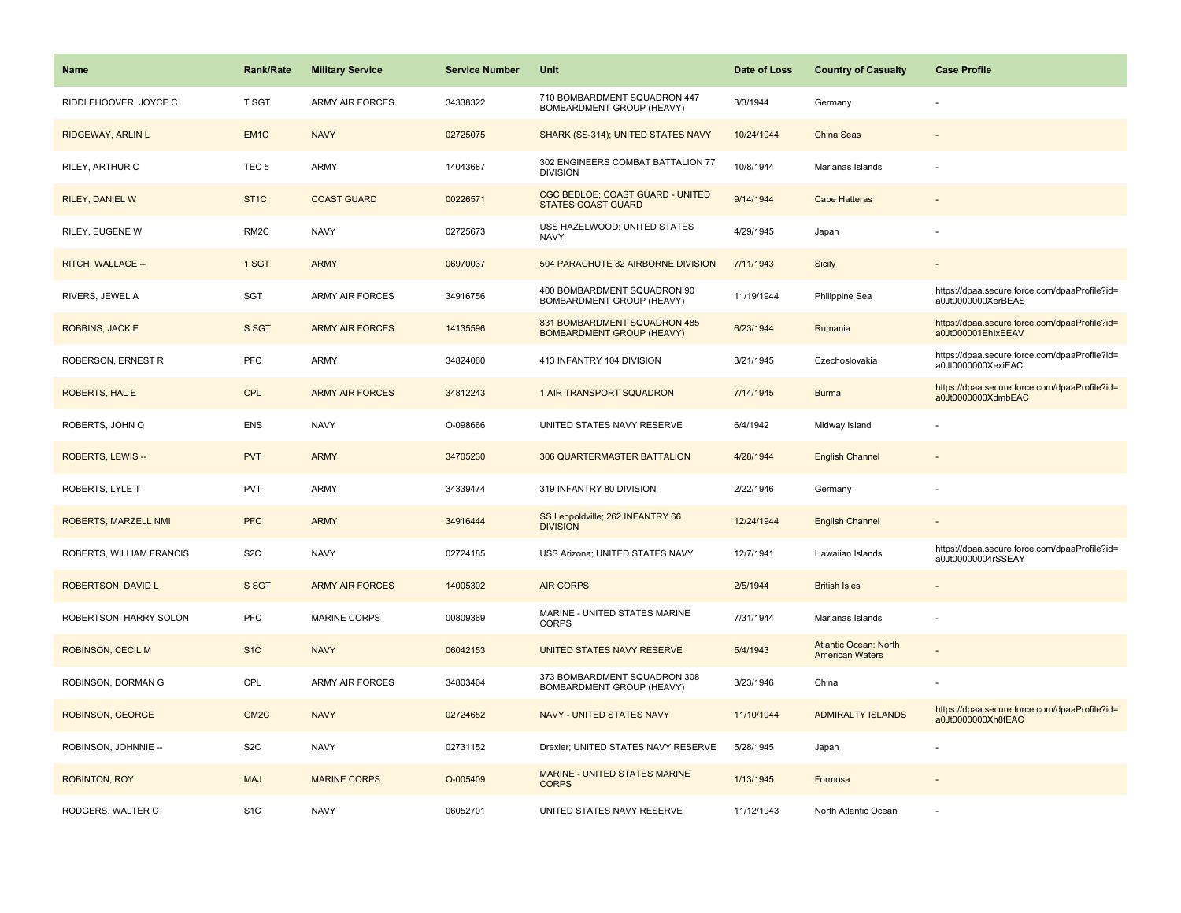| Name | Rank/Rate | Military Service | Service Number | Unit | Date of Loss | Country of Casualty | Case Profile |
| --- | --- | --- | --- | --- | --- | --- | --- |
| RIDDLEHOOVER, JOYCE C | T SGT | ARMY AIR FORCES | 34338322 | 710 BOMBARDMENT SQUADRON 447 BOMBARDMENT GROUP (HEAVY) | 3/3/1944 | Germany | - |
| RIDGEWAY, ARLIN L | EM1C | NAVY | 02725075 | SHARK (SS-314); UNITED STATES NAVY | 10/24/1944 | China Seas | - |
| RILEY, ARTHUR C | TEC 5 | ARMY | 14043687 | 302 ENGINEERS COMBAT BATTALION 77 DIVISION | 10/8/1944 | Marianas Islands | - |
| RILEY, DANIEL W | ST1C | COAST GUARD | 00226571 | CGC BEDLOE; COAST GUARD - UNITED STATES COAST GUARD | 9/14/1944 | Cape Hatteras | - |
| RILEY, EUGENE W | RM2C | NAVY | 02725673 | USS HAZELWOOD; UNITED STATES NAVY | 4/29/1945 | Japan | - |
| RITCH, WALLACE -- | 1 SGT | ARMY | 06970037 | 504 PARACHUTE 82 AIRBORNE DIVISION | 7/11/1943 | Sicily | - |
| RIVERS, JEWEL A | SGT | ARMY AIR FORCES | 34916756 | 400 BOMBARDMENT SQUADRON 90 BOMBARDMENT GROUP (HEAVY) | 11/19/1944 | Philippine Sea | https://dpaa.secure.force.com/dpaaProfile?id=a0Jt0000000XerBEAS |
| ROBBINS, JACK E | S SGT | ARMY AIR FORCES | 14135596 | 831 BOMBARDMENT SQUADRON 485 BOMBARDMENT GROUP (HEAVY) | 6/23/1944 | Rumania | https://dpaa.secure.force.com/dpaaProfile?id=a0Jt000001EhlxEEAV |
| ROBERSON, ERNEST R | PFC | ARMY | 34824060 | 413 INFANTRY 104 DIVISION | 3/21/1945 | Czechoslovakia | https://dpaa.secure.force.com/dpaaProfile?id=a0Jt0000000XexiEAC |
| ROBERTS, HAL E | CPL | ARMY AIR FORCES | 34812243 | 1 AIR TRANSPORT SQUADRON | 7/14/1945 | Burma | https://dpaa.secure.force.com/dpaaProfile?id=a0Jt0000000XdmbEAC |
| ROBERTS, JOHN Q | ENS | NAVY | O-098666 | UNITED STATES NAVY RESERVE | 6/4/1942 | Midway Island | - |
| ROBERTS, LEWIS -- | PVT | ARMY | 34705230 | 306 QUARTERMASTER BATTALION | 4/28/1944 | English Channel | - |
| ROBERTS, LYLE T | PVT | ARMY | 34339474 | 319 INFANTRY 80 DIVISION | 2/22/1946 | Germany | - |
| ROBERTS, MARZELL NMI | PFC | ARMY | 34916444 | SS Leopoldville; 262 INFANTRY 66 DIVISION | 12/24/1944 | English Channel | - |
| ROBERTS, WILLIAM FRANCIS | S2C | NAVY | 02724185 | USS Arizona; UNITED STATES NAVY | 12/7/1941 | Hawaiian Islands | https://dpaa.secure.force.com/dpaaProfile?id=a0Jt00000004rSSEAY |
| ROBERTSON, DAVID L | S SGT | ARMY AIR FORCES | 14005302 | AIR CORPS | 2/5/1944 | British Isles | - |
| ROBERTSON, HARRY SOLON | PFC | MARINE CORPS | 00809369 | MARINE - UNITED STATES MARINE CORPS | 7/31/1944 | Marianas Islands | - |
| ROBINSON, CECIL M | S1C | NAVY | 06042153 | UNITED STATES NAVY RESERVE | 5/4/1943 | Atlantic Ocean: North American Waters | - |
| ROBINSON, DORMAN G | CPL | ARMY AIR FORCES | 34803464 | 373 BOMBARDMENT SQUADRON 308 BOMBARDMENT GROUP (HEAVY) | 3/23/1946 | China | - |
| ROBINSON, GEORGE | GM2C | NAVY | 02724652 | NAVY - UNITED STATES NAVY | 11/10/1944 | ADMIRALTY ISLANDS | https://dpaa.secure.force.com/dpaaProfile?id=a0Jt0000000Xh8fEAC |
| ROBINSON, JOHNNIE -- | S2C | NAVY | 02731152 | Drexler; UNITED STATES NAVY RESERVE | 5/28/1945 | Japan | - |
| ROBINTON, ROY | MAJ | MARINE CORPS | O-005409 | MARINE - UNITED STATES MARINE CORPS | 1/13/1945 | Formosa | - |
| RODGERS, WALTER C | S1C | NAVY | 06052701 | UNITED STATES NAVY RESERVE | 11/12/1943 | North Atlantic Ocean | - |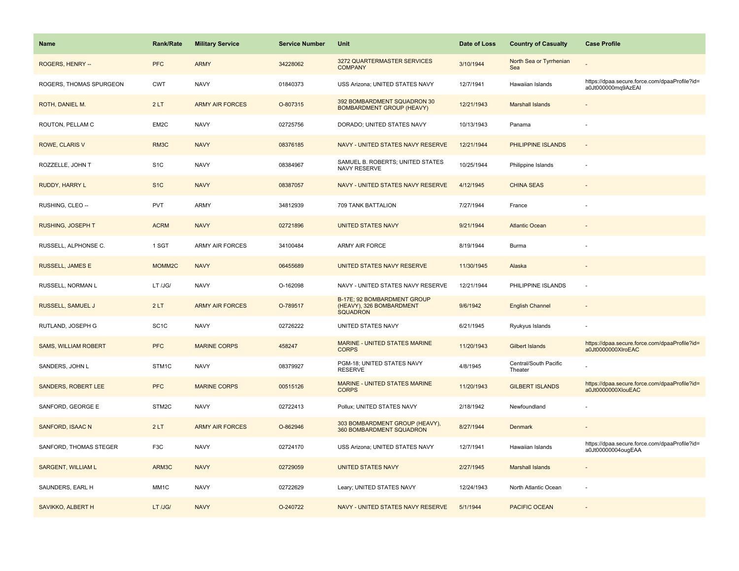| Name | Rank/Rate | Military Service | Service Number | Unit | Date of Loss | Country of Casualty | Case Profile |
|---|---|---|---|---|---|---|---|
| ROGERS, HENRY -- | PFC | ARMY | 34228062 | 3272 QUARTERMASTER SERVICES COMPANY | 3/10/1944 | North Sea or Tyrrhenian Sea | - |
| ROGERS, THOMAS SPURGEON | CWT | NAVY | 01840373 | USS Arizona; UNITED STATES NAVY | 12/7/1941 | Hawaiian Islands | https://dpaa.secure.force.com/dpaaProfile?id=a0Jt000000mq9AzEAI |
| ROTH, DANIEL M. | 2 LT | ARMY AIR FORCES | O-807315 | 392 BOMBARDMENT SQUADRON 30 BOMBARDMENT GROUP (HEAVY) | 12/21/1943 | Marshall Islands | - |
| ROUTON, PELLAM C | EM2C | NAVY | 02725756 | DORADO; UNITED STATES NAVY | 10/13/1943 | Panama | - |
| ROWE, CLARIS V | RM3C | NAVY | 08376185 | NAVY - UNITED STATES NAVY RESERVE | 12/21/1944 | PHILIPPINE ISLANDS | - |
| ROZZELLE, JOHN T | S1C | NAVY | 08384967 | SAMUEL B. ROBERTS; UNITED STATES NAVY RESERVE | 10/25/1944 | Philippine Islands | - |
| RUDDY, HARRY L | S1C | NAVY | 08387057 | NAVY - UNITED STATES NAVY RESERVE | 4/12/1945 | CHINA SEAS | - |
| RUSHING, CLEO -- | PVT | ARMY | 34812939 | 709 TANK BATTALION | 7/27/1944 | France | - |
| RUSHING, JOSEPH T | ACRM | NAVY | 02721896 | UNITED STATES NAVY | 9/21/1944 | Atlantic Ocean | - |
| RUSSELL, ALPHONSE C. | 1 SGT | ARMY AIR FORCES | 34100484 | ARMY AIR FORCE | 8/19/1944 | Burma | - |
| RUSSELL, JAMES E | MOMM2C | NAVY | 06455689 | UNITED STATES NAVY RESERVE | 11/30/1945 | Alaska | - |
| RUSSELL, NORMAN L | LT /JG/ | NAVY | O-162098 | NAVY - UNITED STATES NAVY RESERVE | 12/21/1944 | PHILIPPINE ISLANDS | - |
| RUSSELL, SAMUEL J | 2 LT | ARMY AIR FORCES | O-789517 | B-17E; 92 BOMBARDMENT GROUP (HEAVY), 326 BOMBARDMENT SQUADRON | 9/6/1942 | English Channel | - |
| RUTLAND, JOSEPH G | SC1C | NAVY | 02726222 | UNITED STATES NAVY | 6/21/1945 | Ryukyus Islands | - |
| SAMS, WILLIAM ROBERT | PFC | MARINE CORPS | 458247 | MARINE - UNITED STATES MARINE CORPS | 11/20/1943 | Gilbert Islands | https://dpaa.secure.force.com/dpaaProfile?id=a0Jt0000000XlroEAC |
| SANDERS, JOHN L | STM1C | NAVY | 08379927 | PGM-18; UNITED STATES NAVY RESERVE | 4/8/1945 | Central/South Pacific Theater | - |
| SANDERS, ROBERT LEE | PFC | MARINE CORPS | 00515126 | MARINE - UNITED STATES MARINE CORPS | 11/20/1943 | GILBERT ISLANDS | https://dpaa.secure.force.com/dpaaProfile?id=a0Jt0000000XlouEAC |
| SANFORD, GEORGE E | STM2C | NAVY | 02722413 | Pollux; UNITED STATES NAVY | 2/18/1942 | Newfoundland | - |
| SANFORD, ISAAC N | 2 LT | ARMY AIR FORCES | O-862946 | 303 BOMBARDMENT GROUP (HEAVY), 360 BOMBARDMENT SQUADRON | 8/27/1944 | Denmark | - |
| SANFORD, THOMAS STEGER | F3C | NAVY | 02724170 | USS Arizona; UNITED STATES NAVY | 12/7/1941 | Hawaiian Islands | https://dpaa.secure.force.com/dpaaProfile?id=a0Jt00000004ougEAA |
| SARGENT, WILLIAM L | ARM3C | NAVY | 02729059 | UNITED STATES NAVY | 2/27/1945 | Marshall Islands | - |
| SAUNDERS, EARL H | MM1C | NAVY | 02722629 | Leary; UNITED STATES NAVY | 12/24/1943 | North Atlantic Ocean | - |
| SAVIKKO, ALBERT H | LT /JG/ | NAVY | O-240722 | NAVY - UNITED STATES NAVY RESERVE | 5/1/1944 | PACIFIC OCEAN | - |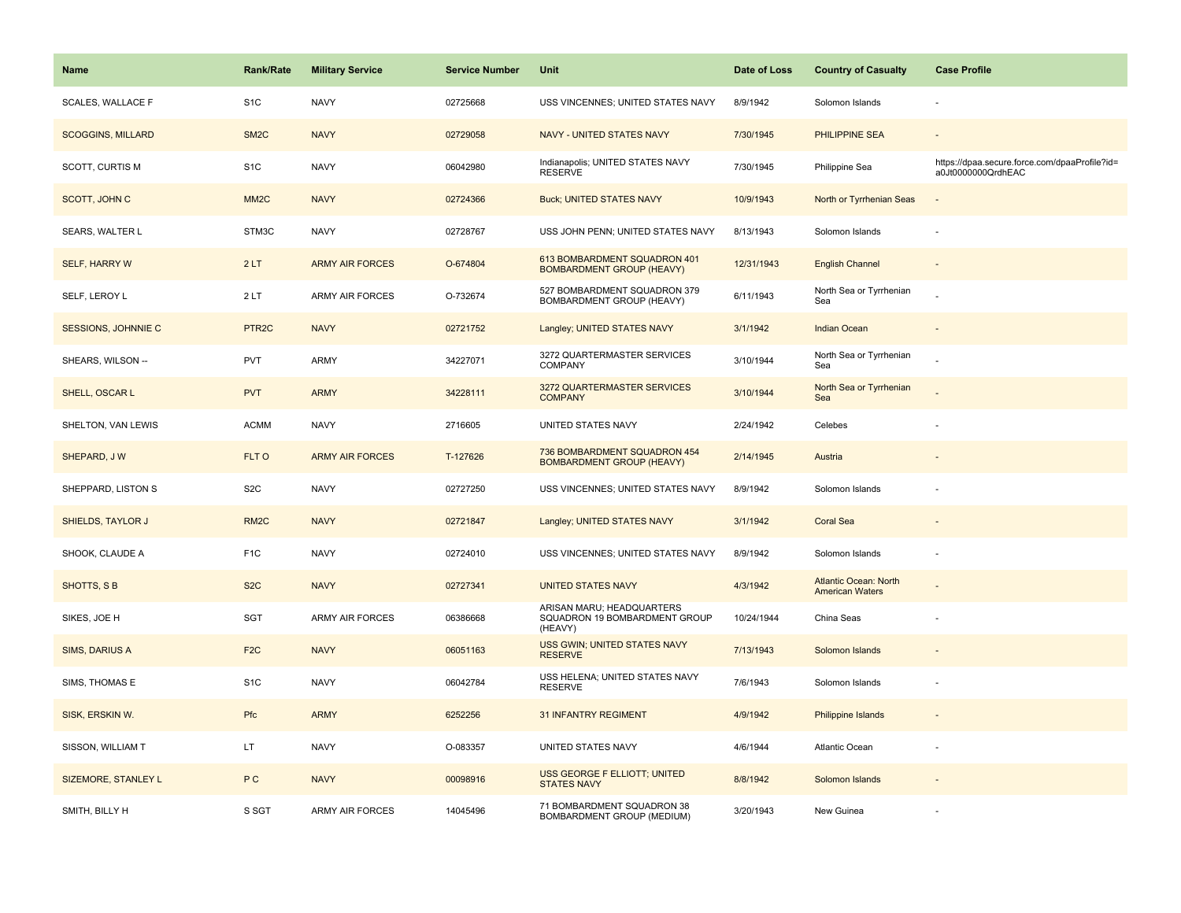| Name | Rank/Rate | Military Service | Service Number | Unit | Date of Loss | Country of Casualty | Case Profile |
|---|---|---|---|---|---|---|---|
| SCALES, WALLACE F | S1C | NAVY | 02725668 | USS VINCENNES; UNITED STATES NAVY | 8/9/1942 | Solomon Islands | - |
| SCOGGINS, MILLARD | SM2C | NAVY | 02729058 | NAVY - UNITED STATES NAVY | 7/30/1945 | PHILIPPINE SEA | - |
| SCOTT, CURTIS M | S1C | NAVY | 06042980 | Indianapolis; UNITED STATES NAVY RESERVE | 7/30/1945 | Philippine Sea | https://dpaa.secure.force.com/dpaaProfile?id=a0Jt0000000QrdhEAC |
| SCOTT, JOHN C | MM2C | NAVY | 02724366 | Buck; UNITED STATES NAVY | 10/9/1943 | North or Tyrrhenian Seas | - |
| SEARS, WALTER L | STM3C | NAVY | 02728767 | USS JOHN PENN; UNITED STATES NAVY | 8/13/1943 | Solomon Islands | - |
| SELF, HARRY W | 2 LT | ARMY AIR FORCES | O-674804 | 613 BOMBARDMENT SQUADRON 401 BOMBARDMENT GROUP (HEAVY) | 12/31/1943 | English Channel | - |
| SELF, LEROY L | 2 LT | ARMY AIR FORCES | O-732674 | 527 BOMBARDMENT SQUADRON 379 BOMBARDMENT GROUP (HEAVY) | 6/11/1943 | North Sea or Tyrrhenian Sea | - |
| SESSIONS, JOHNNIE C | PTR2C | NAVY | 02721752 | Langley; UNITED STATES NAVY | 3/1/1942 | Indian Ocean | - |
| SHEARS, WILSON -- | PVT | ARMY | 34227071 | 3272 QUARTERMASTER SERVICES COMPANY | 3/10/1944 | North Sea or Tyrrhenian Sea | - |
| SHELL, OSCAR L | PVT | ARMY | 34228111 | 3272 QUARTERMASTER SERVICES COMPANY | 3/10/1944 | North Sea or Tyrrhenian Sea | - |
| SHELTON, VAN LEWIS | ACMM | NAVY | 2716605 | UNITED STATES NAVY | 2/24/1942 | Celebes | - |
| SHEPARD, J W | FLT O | ARMY AIR FORCES | T-127626 | 736 BOMBARDMENT SQUADRON 454 BOMBARDMENT GROUP (HEAVY) | 2/14/1945 | Austria | - |
| SHEPPARD, LISTON S | S2C | NAVY | 02727250 | USS VINCENNES; UNITED STATES NAVY | 8/9/1942 | Solomon Islands | - |
| SHIELDS, TAYLOR J | RM2C | NAVY | 02721847 | Langley; UNITED STATES NAVY | 3/1/1942 | Coral Sea | - |
| SHOOK, CLAUDE A | F1C | NAVY | 02724010 | USS VINCENNES; UNITED STATES NAVY | 8/9/1942 | Solomon Islands | - |
| SHOTTS, S B | S2C | NAVY | 02727341 | UNITED STATES NAVY | 4/3/1942 | Atlantic Ocean: North American Waters | - |
| SIKES, JOE H | SGT | ARMY AIR FORCES | 06386668 | ARISAN MARU; HEADQUARTERS SQUADRON 19 BOMBARDMENT GROUP (HEAVY) | 10/24/1944 | China Seas | - |
| SIMS, DARIUS A | F2C | NAVY | 06051163 | USS GWIN; UNITED STATES NAVY RESERVE | 7/13/1943 | Solomon Islands | - |
| SIMS, THOMAS E | S1C | NAVY | 06042784 | USS HELENA; UNITED STATES NAVY RESERVE | 7/6/1943 | Solomon Islands | - |
| SISK, ERSKIN W. | Pfc | ARMY | 6252256 | 31 INFANTRY REGIMENT | 4/9/1942 | Philippine Islands | - |
| SISSON, WILLIAM T | LT | NAVY | O-083357 | UNITED STATES NAVY | 4/6/1944 | Atlantic Ocean | - |
| SIZEMORE, STANLEY L | P C | NAVY | 00098916 | USS GEORGE F ELLIOTT; UNITED STATES NAVY | 8/8/1942 | Solomon Islands | - |
| SMITH, BILLY H | S SGT | ARMY AIR FORCES | 14045496 | 71 BOMBARDMENT SQUADRON 38 BOMBARDMENT GROUP (MEDIUM) | 3/20/1943 | New Guinea | - |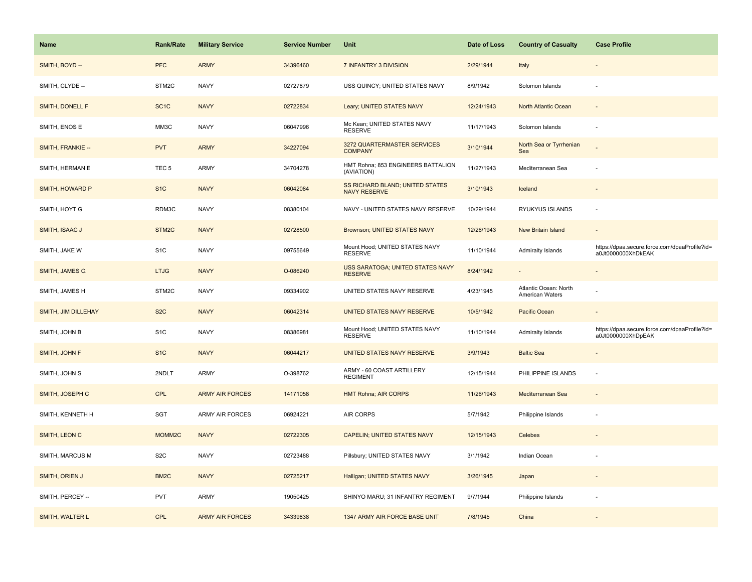| Name | Rank/Rate | Military Service | Service Number | Unit | Date of Loss | Country of Casualty | Case Profile |
| --- | --- | --- | --- | --- | --- | --- | --- |
| SMITH, BOYD -- | PFC | ARMY | 34396460 | 7 INFANTRY 3 DIVISION | 2/29/1944 | Italy | - |
| SMITH, CLYDE -- | STM2C | NAVY | 02727879 | USS QUINCY; UNITED STATES NAVY | 8/9/1942 | Solomon Islands | - |
| SMITH, DONELL F | SC1C | NAVY | 02722834 | Leary; UNITED STATES NAVY | 12/24/1943 | North Atlantic Ocean | - |
| SMITH, ENOS E | MM3C | NAVY | 06047996 | Mc Kean; UNITED STATES NAVY RESERVE | 11/17/1943 | Solomon Islands | - |
| SMITH, FRANKIE -- | PVT | ARMY | 34227094 | 3272 QUARTERMASTER SERVICES COMPANY | 3/10/1944 | North Sea or Tyrrhenian Sea | - |
| SMITH, HERMAN E | TEC 5 | ARMY | 34704278 | HMT Rohna; 853 ENGINEERS BATTALION (AVIATION) | 11/27/1943 | Mediterranean Sea | - |
| SMITH, HOWARD P | S1C | NAVY | 06042084 | SS RICHARD BLAND; UNITED STATES NAVY RESERVE | 3/10/1943 | Iceland | - |
| SMITH, HOYT G | RDM3C | NAVY | 08380104 | NAVY - UNITED STATES NAVY RESERVE | 10/29/1944 | RYUKYUS ISLANDS | - |
| SMITH, ISAAC J | STM2C | NAVY | 02728500 | Brownson; UNITED STATES NAVY | 12/26/1943 | New Britain Island | - |
| SMITH, JAKE W | S1C | NAVY | 09755649 | Mount Hood; UNITED STATES NAVY RESERVE | 11/10/1944 | Admiralty Islands | https://dpaa.secure.force.com/dpaaProfile?id=a0Jt0000000XhDkEAK |
| SMITH, JAMES C. | LTJG | NAVY | O-086240 | USS SARATOGA; UNITED STATES NAVY RESERVE | 8/24/1942 | - | - |
| SMITH, JAMES H | STM2C | NAVY | 09334902 | UNITED STATES NAVY RESERVE | 4/23/1945 | Atlantic Ocean: North American Waters | - |
| SMITH, JIM DILLEHAY | S2C | NAVY | 06042314 | UNITED STATES NAVY RESERVE | 10/5/1942 | Pacific Ocean | - |
| SMITH, JOHN B | S1C | NAVY | 08386981 | Mount Hood; UNITED STATES NAVY RESERVE | 11/10/1944 | Admiralty Islands | https://dpaa.secure.force.com/dpaaProfile?id=a0Jt0000000XhDpEAK |
| SMITH, JOHN F | S1C | NAVY | 06044217 | UNITED STATES NAVY RESERVE | 3/9/1943 | Baltic Sea | - |
| SMITH, JOHN S | 2NDLT | ARMY | O-398762 | ARMY - 60 COAST ARTILLERY REGIMENT | 12/15/1944 | PHILIPPINE ISLANDS | - |
| SMITH, JOSEPH C | CPL | ARMY AIR FORCES | 14171058 | HMT Rohna; AIR CORPS | 11/26/1943 | Mediterranean Sea | - |
| SMITH, KENNETH H | SGT | ARMY AIR FORCES | 06924221 | AIR CORPS | 5/7/1942 | Philippine Islands | - |
| SMITH, LEON C | MOMM2C | NAVY | 02722305 | CAPELIN; UNITED STATES NAVY | 12/15/1943 | Celebes | - |
| SMITH, MARCUS M | S2C | NAVY | 02723488 | Pillsbury; UNITED STATES NAVY | 3/1/1942 | Indian Ocean | - |
| SMITH, ORIEN J | BM2C | NAVY | 02725217 | Halligan; UNITED STATES NAVY | 3/26/1945 | Japan | - |
| SMITH, PERCEY -- | PVT | ARMY | 19050425 | SHINYO MARU; 31 INFANTRY REGIMENT | 9/7/1944 | Philippine Islands | - |
| SMITH, WALTER L | CPL | ARMY AIR FORCES | 34339838 | 1347 ARMY AIR FORCE BASE UNIT | 7/8/1945 | China | - |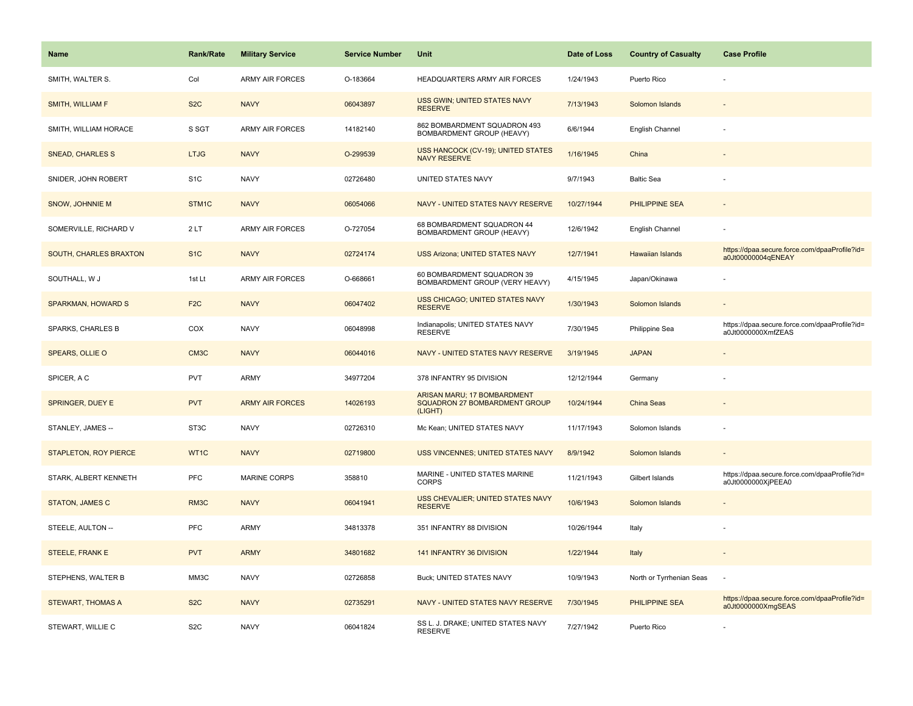| Name | Rank/Rate | Military Service | Service Number | Unit | Date of Loss | Country of Casualty | Case Profile |
|---|---|---|---|---|---|---|---|
| SMITH, WALTER S. | Col | ARMY AIR FORCES | O-183664 | HEADQUARTERS ARMY AIR FORCES | 1/24/1943 | Puerto Rico | - |
| SMITH, WILLIAM F | S2C | NAVY | 06043897 | USS GWIN; UNITED STATES NAVY RESERVE | 7/13/1943 | Solomon Islands | - |
| SMITH, WILLIAM HORACE | S SGT | ARMY AIR FORCES | 14182140 | 862 BOMBARDMENT SQUADRON 493 BOMBARDMENT GROUP (HEAVY) | 6/6/1944 | English Channel | - |
| SNEAD, CHARLES S | LTJG | NAVY | O-299539 | USS HANCOCK (CV-19); UNITED STATES NAVY RESERVE | 1/16/1945 | China | - |
| SNIDER, JOHN ROBERT | S1C | NAVY | 02726480 | UNITED STATES NAVY | 9/7/1943 | Baltic Sea | - |
| SNOW, JOHNNIE M | STM1C | NAVY | 06054066 | NAVY - UNITED STATES NAVY RESERVE | 10/27/1944 | PHILIPPINE SEA | - |
| SOMERVILLE, RICHARD V | 2 LT | ARMY AIR FORCES | O-727054 | 68 BOMBARDMENT SQUADRON 44 BOMBARDMENT GROUP (HEAVY) | 12/6/1942 | English Channel | - |
| SOUTH, CHARLES BRAXTON | S1C | NAVY | 02724174 | USS Arizona; UNITED STATES NAVY | 12/7/1941 | Hawaiian Islands | https://dpaa.secure.force.com/dpaaProfile?id=a0Jt00000004qENEAY |
| SOUTHALL, W J | 1st Lt | ARMY AIR FORCES | O-668661 | 60 BOMBARDMENT SQUADRON 39 BOMBARDMENT GROUP (VERY HEAVY) | 4/15/1945 | Japan/Okinawa | - |
| SPARKMAN, HOWARD S | F2C | NAVY | 06047402 | USS CHICAGO; UNITED STATES NAVY RESERVE | 1/30/1943 | Solomon Islands | - |
| SPARKS, CHARLES B | COX | NAVY | 06048998 | Indianapolis; UNITED STATES NAVY RESERVE | 7/30/1945 | Philippine Sea | https://dpaa.secure.force.com/dpaaProfile?id=a0Jt0000000XmfZEAS |
| SPEARS, OLLIE O | CM3C | NAVY | 06044016 | NAVY - UNITED STATES NAVY RESERVE | 3/19/1945 | JAPAN | - |
| SPICER, A C | PVT | ARMY | 34977204 | 378 INFANTRY 95 DIVISION | 12/12/1944 | Germany | - |
| SPRINGER, DUEY E | PVT | ARMY AIR FORCES | 14026193 | ARISAN MARU; 17 BOMBARDMENT SQUADRON 27 BOMBARDMENT GROUP (LIGHT) | 10/24/1944 | China Seas | - |
| STANLEY, JAMES -- | ST3C | NAVY | 02726310 | Mc Kean; UNITED STATES NAVY | 11/17/1943 | Solomon Islands | - |
| STAPLETON, ROY PIERCE | WT1C | NAVY | 02719800 | USS VINCENNES; UNITED STATES NAVY | 8/9/1942 | Solomon Islands | - |
| STARK, ALBERT KENNETH | PFC | MARINE CORPS | 358810 | MARINE - UNITED STATES MARINE CORPS | 11/21/1943 | Gilbert Islands | https://dpaa.secure.force.com/dpaaProfile?id=a0Jt0000000XjPEEA0 |
| STATON, JAMES C | RM3C | NAVY | 06041941 | USS CHEVALIER; UNITED STATES NAVY RESERVE | 10/6/1943 | Solomon Islands | - |
| STEELE, AULTON -- | PFC | ARMY | 34813378 | 351 INFANTRY 88 DIVISION | 10/26/1944 | Italy | - |
| STEELE, FRANK E | PVT | ARMY | 34801682 | 141 INFANTRY 36 DIVISION | 1/22/1944 | Italy | - |
| STEPHENS, WALTER B | MM3C | NAVY | 02726858 | Buck; UNITED STATES NAVY | 10/9/1943 | North or Tyrrhenian Seas | - |
| STEWART, THOMAS A | S2C | NAVY | 02735291 | NAVY - UNITED STATES NAVY RESERVE | 7/30/1945 | PHILIPPINE SEA | https://dpaa.secure.force.com/dpaaProfile?id=a0Jt0000000XmgSEAS |
| STEWART, WILLIE C | S2C | NAVY | 06041824 | SS L. J. DRAKE; UNITED STATES NAVY RESERVE | 7/27/1942 | Puerto Rico | - |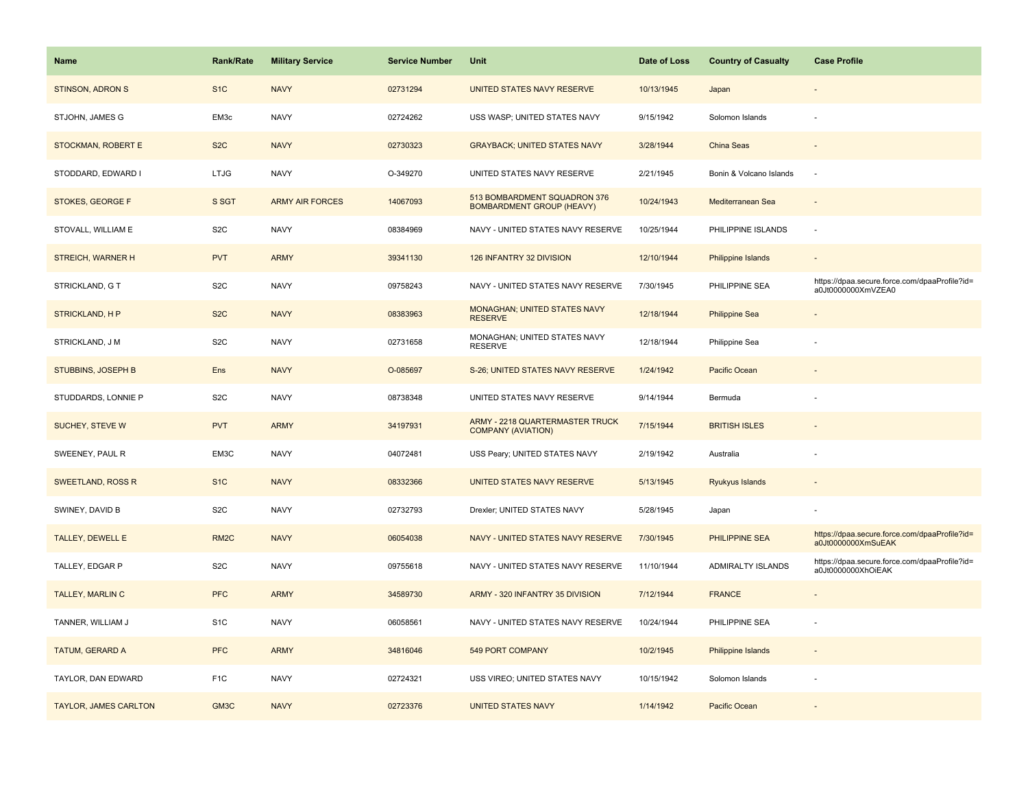| Name | Rank/Rate | Military Service | Service Number | Unit | Date of Loss | Country of Casualty | Case Profile |
| --- | --- | --- | --- | --- | --- | --- | --- |
| STINSON, ADRON S | S1C | NAVY | 02731294 | UNITED STATES NAVY RESERVE | 10/13/1945 | Japan | - |
| STJOHN, JAMES G | EM3c | NAVY | 02724262 | USS WASP; UNITED STATES NAVY | 9/15/1942 | Solomon Islands | - |
| STOCKMAN, ROBERT E | S2C | NAVY | 02730323 | GRAYBACK; UNITED STATES NAVY | 3/28/1944 | China Seas | - |
| STODDARD, EDWARD I | LTJG | NAVY | O-349270 | UNITED STATES NAVY RESERVE | 2/21/1945 | Bonin & Volcano Islands | - |
| STOKES, GEORGE F | S SGT | ARMY AIR FORCES | 14067093 | 513 BOMBARDMENT SQUADRON 376 BOMBARDMENT GROUP (HEAVY) | 10/24/1943 | Mediterranean Sea | - |
| STOVALL, WILLIAM E | S2C | NAVY | 08384969 | NAVY - UNITED STATES NAVY RESERVE | 10/25/1944 | PHILIPPINE ISLANDS | - |
| STREICH, WARNER H | PVT | ARMY | 39341130 | 126 INFANTRY 32 DIVISION | 12/10/1944 | Philippine Islands | - |
| STRICKLAND, G T | S2C | NAVY | 09758243 | NAVY - UNITED STATES NAVY RESERVE | 7/30/1945 | PHILIPPINE SEA | https://dpaa.secure.force.com/dpaaProfile?id=a0Jt0000000XmVZEA0 |
| STRICKLAND, H P | S2C | NAVY | 08383963 | MONAGHAN; UNITED STATES NAVY RESERVE | 12/18/1944 | Philippine Sea | - |
| STRICKLAND, J M | S2C | NAVY | 02731658 | MONAGHAN; UNITED STATES NAVY RESERVE | 12/18/1944 | Philippine Sea | - |
| STUBBINS, JOSEPH B | Ens | NAVY | O-085697 | S-26; UNITED STATES NAVY RESERVE | 1/24/1942 | Pacific Ocean | - |
| STUDDARDS, LONNIE P | S2C | NAVY | 08738348 | UNITED STATES NAVY RESERVE | 9/14/1944 | Bermuda | - |
| SUCHEY, STEVE W | PVT | ARMY | 34197931 | ARMY - 2218 QUARTERMASTER TRUCK COMPANY (AVIATION) | 7/15/1944 | BRITISH ISLES | - |
| SWEENEY, PAUL R | EM3C | NAVY | 04072481 | USS Peary; UNITED STATES NAVY | 2/19/1942 | Australia | - |
| SWEETLAND, ROSS R | S1C | NAVY | 08332366 | UNITED STATES NAVY RESERVE | 5/13/1945 | Ryukyus Islands | - |
| SWINEY, DAVID B | S2C | NAVY | 02732793 | Drexler; UNITED STATES NAVY | 5/28/1945 | Japan | - |
| TALLEY, DEWELL E | RM2C | NAVY | 06054038 | NAVY - UNITED STATES NAVY RESERVE | 7/30/1945 | PHILIPPINE SEA | https://dpaa.secure.force.com/dpaaProfile?id=a0Jt0000000XmSuEAK |
| TALLEY, EDGAR P | S2C | NAVY | 09755618 | NAVY - UNITED STATES NAVY RESERVE | 11/10/1944 | ADMIRALTY ISLANDS | https://dpaa.secure.force.com/dpaaProfile?id=a0Jt0000000XhOiEAK |
| TALLEY, MARLIN C | PFC | ARMY | 34589730 | ARMY - 320 INFANTRY 35 DIVISION | 7/12/1944 | FRANCE | - |
| TANNER, WILLIAM J | S1C | NAVY | 06058561 | NAVY - UNITED STATES NAVY RESERVE | 10/24/1944 | PHILIPPINE SEA | - |
| TATUM, GERARD A | PFC | ARMY | 34816046 | 549 PORT COMPANY | 10/2/1945 | Philippine Islands | - |
| TAYLOR, DAN EDWARD | F1C | NAVY | 02724321 | USS VIREO; UNITED STATES NAVY | 10/15/1942 | Solomon Islands | - |
| TAYLOR, JAMES CARLTON | GM3C | NAVY | 02723376 | UNITED STATES NAVY | 1/14/1942 | Pacific Ocean | - |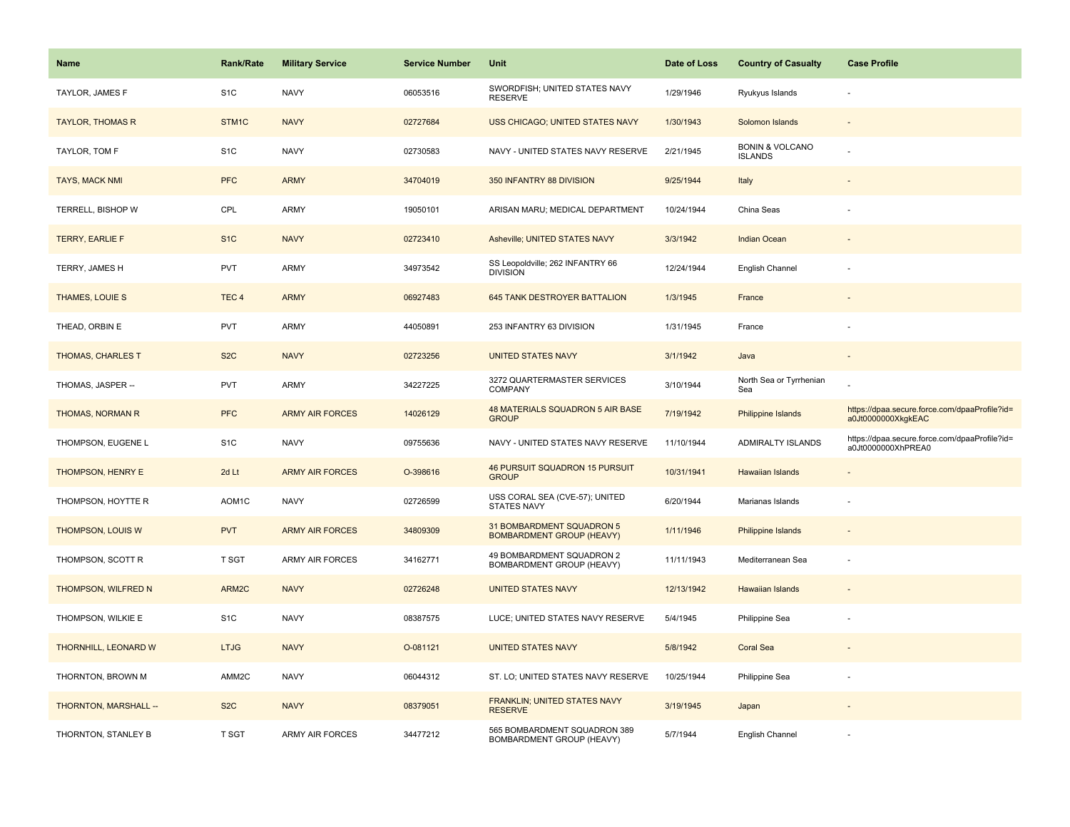| Name | Rank/Rate | Military Service | Service Number | Unit | Date of Loss | Country of Casualty | Case Profile |
|---|---|---|---|---|---|---|---|
| TAYLOR, JAMES F | S1C | NAVY | 06053516 | SWORDFISH; UNITED STATES NAVY RESERVE | 1/29/1946 | Ryukyus Islands | - |
| TAYLOR, THOMAS R | STM1C | NAVY | 02727684 | USS CHICAGO; UNITED STATES NAVY | 1/30/1943 | Solomon Islands | - |
| TAYLOR, TOM F | S1C | NAVY | 02730583 | NAVY - UNITED STATES NAVY RESERVE | 2/21/1945 | BONIN & VOLCANO ISLANDS | - |
| TAYS, MACK NMI | PFC | ARMY | 34704019 | 350 INFANTRY 88 DIVISION | 9/25/1944 | Italy | - |
| TERRELL, BISHOP W | CPL | ARMY | 19050101 | ARISAN MARU; MEDICAL DEPARTMENT | 10/24/1944 | China Seas | - |
| TERRY, EARLIE F | S1C | NAVY | 02723410 | Asheville; UNITED STATES NAVY | 3/3/1942 | Indian Ocean | - |
| TERRY, JAMES H | PVT | ARMY | 34973542 | SS Leopoldville; 262 INFANTRY 66 DIVISION | 12/24/1944 | English Channel | - |
| THAMES, LOUIE S | TEC 4 | ARMY | 06927483 | 645 TANK DESTROYER BATTALION | 1/3/1945 | France | - |
| THEAD, ORBIN E | PVT | ARMY | 44050891 | 253 INFANTRY 63 DIVISION | 1/31/1945 | France | - |
| THOMAS, CHARLES T | S2C | NAVY | 02723256 | UNITED STATES NAVY | 3/1/1942 | Java | - |
| THOMAS, JASPER -- | PVT | ARMY | 34227225 | 3272 QUARTERMASTER SERVICES COMPANY | 3/10/1944 | North Sea or Tyrrhenian Sea | - |
| THOMAS, NORMAN R | PFC | ARMY AIR FORCES | 14026129 | 48 MATERIALS SQUADRON 5 AIR BASE GROUP | 7/19/1942 | Philippine Islands | https://dpaa.secure.force.com/dpaaProfile?id=a0Jt0000000XkgkEAC |
| THOMPSON, EUGENE L | S1C | NAVY | 09755636 | NAVY - UNITED STATES NAVY RESERVE | 11/10/1944 | ADMIRALTY ISLANDS | https://dpaa.secure.force.com/dpaaProfile?id=a0Jt0000000XhPREA0 |
| THOMPSON, HENRY E | 2d Lt | ARMY AIR FORCES | O-398616 | 46 PURSUIT SQUADRON 15 PURSUIT GROUP | 10/31/1941 | Hawaiian Islands | - |
| THOMPSON, HOYTTE R | AOM1C | NAVY | 02726599 | USS CORAL SEA (CVE-57); UNITED STATES NAVY | 6/20/1944 | Marianas Islands | - |
| THOMPSON, LOUIS W | PVT | ARMY AIR FORCES | 34809309 | 31 BOMBARDMENT SQUADRON 5 BOMBARDMENT GROUP (HEAVY) | 1/11/1946 | Philippine Islands | - |
| THOMPSON, SCOTT R | T SGT | ARMY AIR FORCES | 34162771 | 49 BOMBARDMENT SQUADRON 2 BOMBARDMENT GROUP (HEAVY) | 11/11/1943 | Mediterranean Sea | - |
| THOMPSON, WILFRED N | ARM2C | NAVY | 02726248 | UNITED STATES NAVY | 12/13/1942 | Hawaiian Islands | - |
| THOMPSON, WILKIE E | S1C | NAVY | 08387575 | LUCE; UNITED STATES NAVY RESERVE | 5/4/1945 | Philippine Sea | - |
| THORNHILL, LEONARD W | LTJG | NAVY | O-081121 | UNITED STATES NAVY | 5/8/1942 | Coral Sea | - |
| THORNTON, BROWN M | AMM2C | NAVY | 06044312 | ST. LO; UNITED STATES NAVY RESERVE | 10/25/1944 | Philippine Sea | - |
| THORNTON, MARSHALL -- | S2C | NAVY | 08379051 | FRANKLIN; UNITED STATES NAVY RESERVE | 3/19/1945 | Japan | - |
| THORNTON, STANLEY B | T SGT | ARMY AIR FORCES | 34477212 | 565 BOMBARDMENT SQUADRON 389 BOMBARDMENT GROUP (HEAVY) | 5/7/1944 | English Channel | - |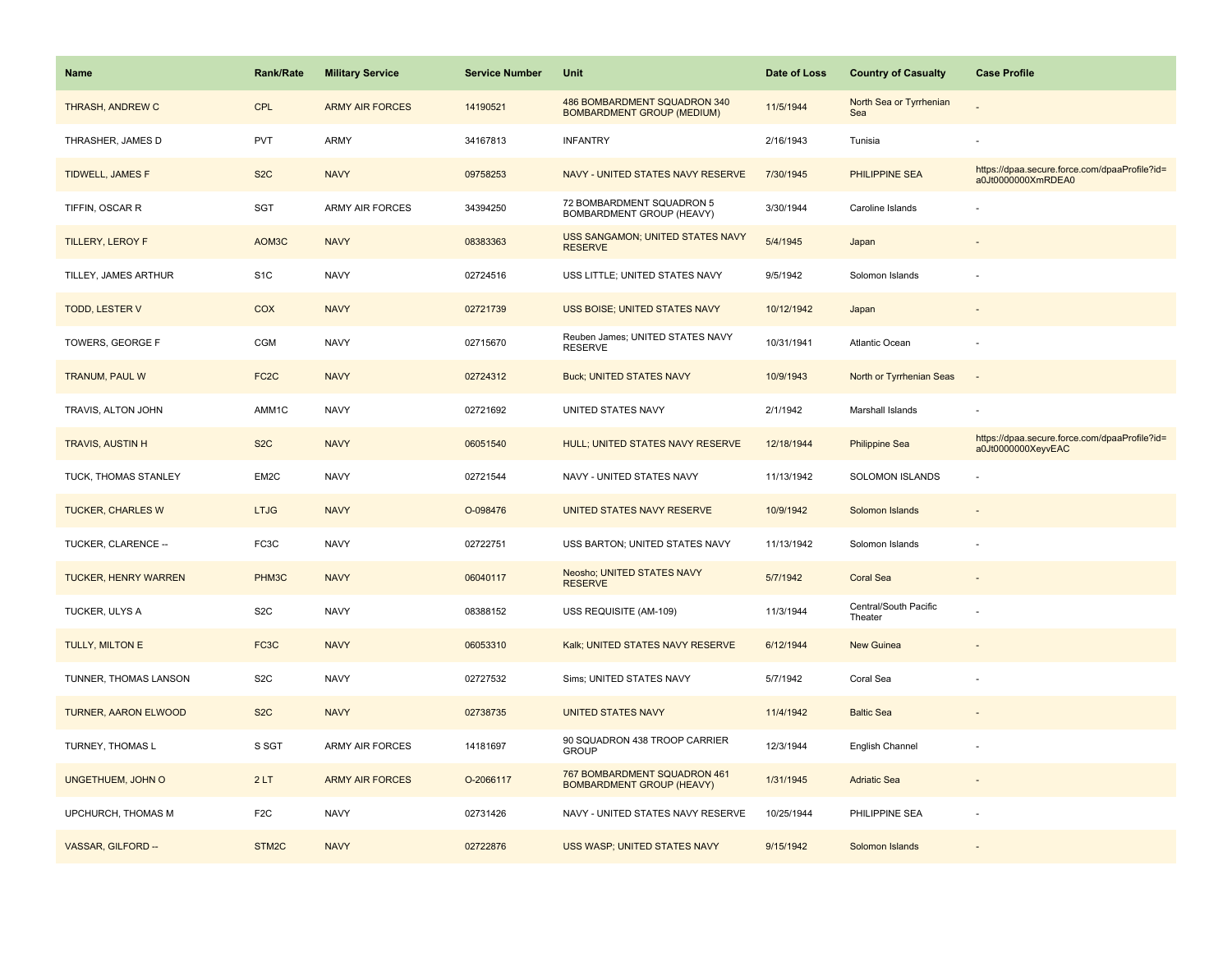| Name | Rank/Rate | Military Service | Service Number | Unit | Date of Loss | Country of Casualty | Case Profile |
|---|---|---|---|---|---|---|---|
| THRASH, ANDREW C | CPL | ARMY AIR FORCES | 14190521 | 486 BOMBARDMENT SQUADRON 340 BOMBARDMENT GROUP (MEDIUM) | 11/5/1944 | North Sea or Tyrrhenian Sea | - |
| THRASHER, JAMES D | PVT | ARMY | 34167813 | INFANTRY | 2/16/1943 | Tunisia | - |
| TIDWELL, JAMES F | S2C | NAVY | 09758253 | NAVY - UNITED STATES NAVY RESERVE | 7/30/1945 | PHILIPPINE SEA | https://dpaa.secure.force.com/dpaaProfile?id=a0Jt0000000XmRDEA0 |
| TIFFIN, OSCAR R | SGT | ARMY AIR FORCES | 34394250 | 72 BOMBARDMENT SQUADRON 5 BOMBARDMENT GROUP (HEAVY) | 3/30/1944 | Caroline Islands | - |
| TILLERY, LEROY F | AOM3C | NAVY | 08383363 | USS SANGAMON; UNITED STATES NAVY RESERVE | 5/4/1945 | Japan | - |
| TILLEY, JAMES ARTHUR | S1C | NAVY | 02724516 | USS LITTLE; UNITED STATES NAVY | 9/5/1942 | Solomon Islands | - |
| TODD, LESTER V | COX | NAVY | 02721739 | USS BOISE; UNITED STATES NAVY | 10/12/1942 | Japan | - |
| TOWERS, GEORGE F | CGM | NAVY | 02715670 | Reuben James; UNITED STATES NAVY RESERVE | 10/31/1941 | Atlantic Ocean | - |
| TRANUM, PAUL W | FC2C | NAVY | 02724312 | Buck; UNITED STATES NAVY | 10/9/1943 | North or Tyrrhenian Seas | - |
| TRAVIS, ALTON JOHN | AMM1C | NAVY | 02721692 | UNITED STATES NAVY | 2/1/1942 | Marshall Islands | - |
| TRAVIS, AUSTIN H | S2C | NAVY | 06051540 | HULL; UNITED STATES NAVY RESERVE | 12/18/1944 | Philippine Sea | https://dpaa.secure.force.com/dpaaProfile?id=a0Jt0000000XeyvEAC |
| TUCK, THOMAS STANLEY | EM2C | NAVY | 02721544 | NAVY - UNITED STATES NAVY | 11/13/1942 | SOLOMON ISLANDS | - |
| TUCKER, CHARLES W | LTJG | NAVY | O-098476 | UNITED STATES NAVY RESERVE | 10/9/1942 | Solomon Islands | - |
| TUCKER, CLARENCE -- | FC3C | NAVY | 02722751 | USS BARTON; UNITED STATES NAVY | 11/13/1942 | Solomon Islands | - |
| TUCKER, HENRY WARREN | PHM3C | NAVY | 06040117 | Neosho; UNITED STATES NAVY RESERVE | 5/7/1942 | Coral Sea | - |
| TUCKER, ULYS A | S2C | NAVY | 08388152 | USS REQUISITE (AM-109) | 11/3/1944 | Central/South Pacific Theater | - |
| TULLY, MILTON E | FC3C | NAVY | 06053310 | Kalk; UNITED STATES NAVY RESERVE | 6/12/1944 | New Guinea | - |
| TUNNER, THOMAS LANSON | S2C | NAVY | 02727532 | Sims; UNITED STATES NAVY | 5/7/1942 | Coral Sea | - |
| TURNER, AARON ELWOOD | S2C | NAVY | 02738735 | UNITED STATES NAVY | 11/4/1942 | Baltic Sea | - |
| TURNEY, THOMAS L | S SGT | ARMY AIR FORCES | 14181697 | 90 SQUADRON 438 TROOP CARRIER GROUP | 12/3/1944 | English Channel | - |
| UNGETHUEM, JOHN O | 2 LT | ARMY AIR FORCES | O-2066117 | 767 BOMBARDMENT SQUADRON 461 BOMBARDMENT GROUP (HEAVY) | 1/31/1945 | Adriatic Sea | - |
| UPCHURCH, THOMAS M | F2C | NAVY | 02731426 | NAVY - UNITED STATES NAVY RESERVE | 10/25/1944 | PHILIPPINE SEA | - |
| VASSAR, GILFORD -- | STM2C | NAVY | 02722876 | USS WASP; UNITED STATES NAVY | 9/15/1942 | Solomon Islands | - |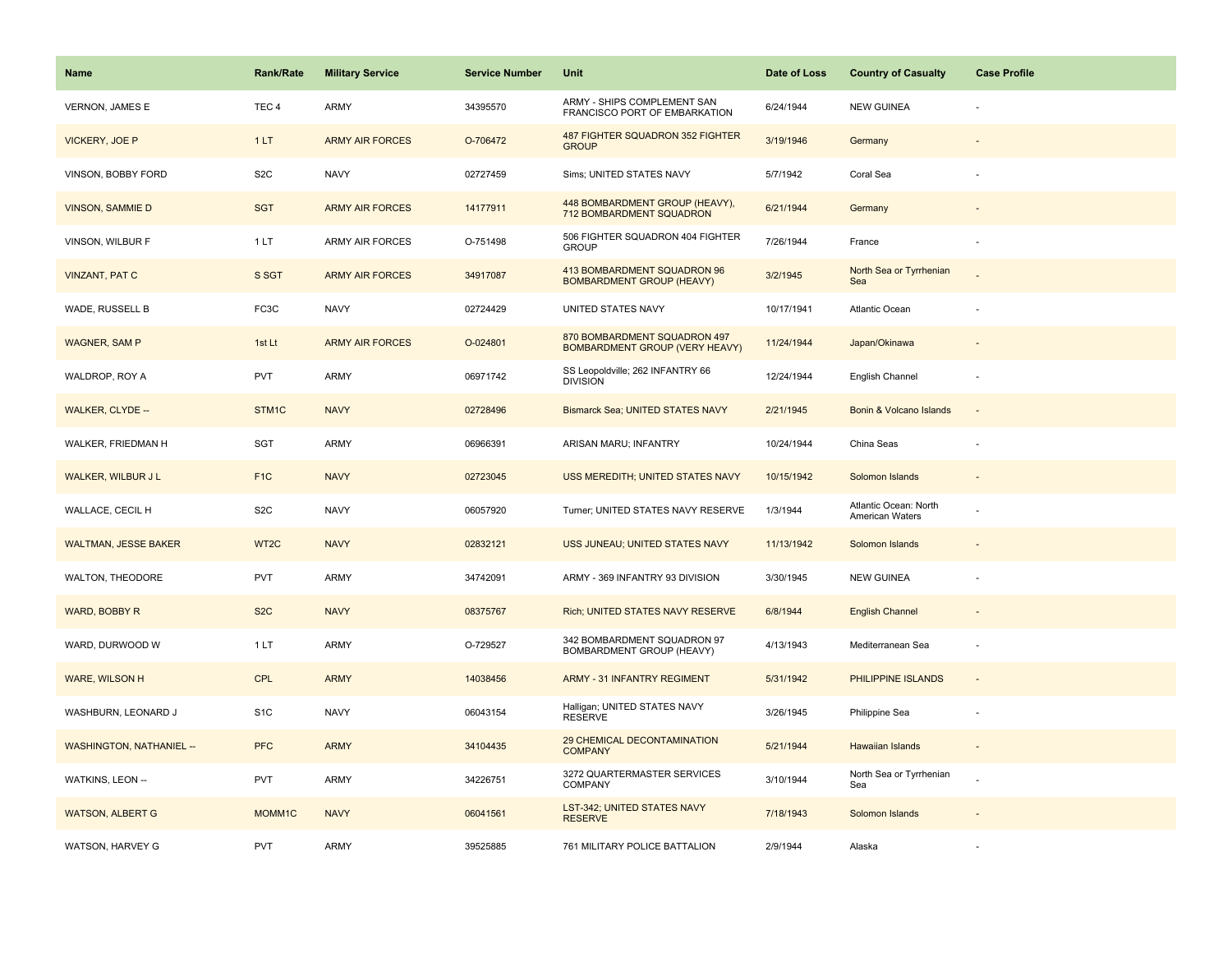| Name | Rank/Rate | Military Service | Service Number | Unit | Date of Loss | Country of Casualty | Case Profile |
|---|---|---|---|---|---|---|---|
| VERNON, JAMES E | TEC 4 | ARMY | 34395570 | ARMY - SHIPS COMPLEMENT SAN FRANCISCO PORT OF EMBARKATION | 6/24/1944 | NEW GUINEA | - |
| VICKERY, JOE P | 1 LT | ARMY AIR FORCES | O-706472 | 487 FIGHTER SQUADRON 352 FIGHTER GROUP | 3/19/1946 | Germany | - |
| VINSON, BOBBY FORD | S2C | NAVY | 02727459 | Sims; UNITED STATES NAVY | 5/7/1942 | Coral Sea | - |
| VINSON, SAMMIE D | SGT | ARMY AIR FORCES | 14177911 | 448 BOMBARDMENT GROUP (HEAVY), 712 BOMBARDMENT SQUADRON | 6/21/1944 | Germany | - |
| VINSON, WILBUR F | 1 LT | ARMY AIR FORCES | O-751498 | 506 FIGHTER SQUADRON 404 FIGHTER GROUP | 7/26/1944 | France | - |
| VINZANT, PAT C | S SGT | ARMY AIR FORCES | 34917087 | 413 BOMBARDMENT SQUADRON 96 BOMBARDMENT GROUP (HEAVY) | 3/2/1945 | North Sea or Tyrrhenian Sea | - |
| WADE, RUSSELL B | FC3C | NAVY | 02724429 | UNITED STATES NAVY | 10/17/1941 | Atlantic Ocean | - |
| WAGNER, SAM P | 1st Lt | ARMY AIR FORCES | O-024801 | 870 BOMBARDMENT SQUADRON 497 BOMBARDMENT GROUP (VERY HEAVY) | 11/24/1944 | Japan/Okinawa | - |
| WALDROP, ROY A | PVT | ARMY | 06971742 | SS Leopoldville; 262 INFANTRY 66 DIVISION | 12/24/1944 | English Channel | - |
| WALKER, CLYDE -- | STM1C | NAVY | 02728496 | Bismarck Sea; UNITED STATES NAVY | 2/21/1945 | Bonin & Volcano Islands | - |
| WALKER, FRIEDMAN H | SGT | ARMY | 06966391 | ARISAN MARU; INFANTRY | 10/24/1944 | China Seas | - |
| WALKER, WILBUR J L | F1C | NAVY | 02723045 | USS MEREDITH; UNITED STATES NAVY | 10/15/1942 | Solomon Islands | - |
| WALLACE, CECIL H | S2C | NAVY | 06057920 | Turner; UNITED STATES NAVY RESERVE | 1/3/1944 | Atlantic Ocean: North American Waters | - |
| WALTMAN, JESSE BAKER | WT2C | NAVY | 02832121 | USS JUNEAU; UNITED STATES NAVY | 11/13/1942 | Solomon Islands | - |
| WALTON, THEODORE | PVT | ARMY | 34742091 | ARMY - 369 INFANTRY 93 DIVISION | 3/30/1945 | NEW GUINEA | - |
| WARD, BOBBY R | S2C | NAVY | 08375767 | Rich; UNITED STATES NAVY RESERVE | 6/8/1944 | English Channel | - |
| WARD, DURWOOD W | 1 LT | ARMY | O-729527 | 342 BOMBARDMENT SQUADRON 97 BOMBARDMENT GROUP (HEAVY) | 4/13/1943 | Mediterranean Sea | - |
| WARE, WILSON H | CPL | ARMY | 14038456 | ARMY - 31 INFANTRY REGIMENT | 5/31/1942 | PHILIPPINE ISLANDS | - |
| WASHBURN, LEONARD J | S1C | NAVY | 06043154 | Halligan; UNITED STATES NAVY RESERVE | 3/26/1945 | Philippine Sea | - |
| WASHINGTON, NATHANIEL -- | PFC | ARMY | 34104435 | 29 CHEMICAL DECONTAMINATION COMPANY | 5/21/1944 | Hawaiian Islands | - |
| WATKINS, LEON -- | PVT | ARMY | 34226751 | 3272 QUARTERMASTER SERVICES COMPANY | 3/10/1944 | North Sea or Tyrrhenian Sea | - |
| WATSON, ALBERT G | MOMM1C | NAVY | 06041561 | LST-342; UNITED STATES NAVY RESERVE | 7/18/1943 | Solomon Islands | - |
| WATSON, HARVEY G | PVT | ARMY | 39525885 | 761 MILITARY POLICE BATTALION | 2/9/1944 | Alaska | - |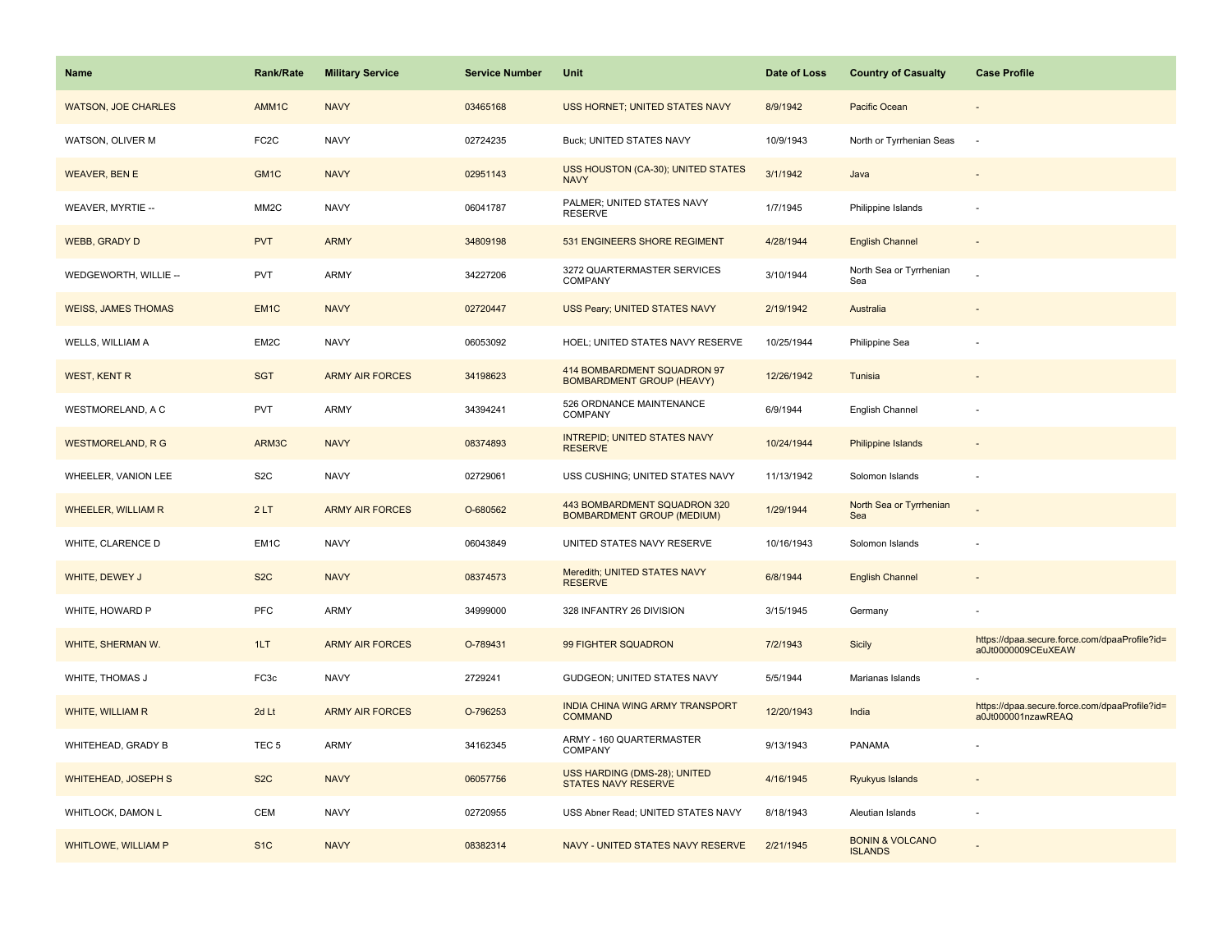| Name | Rank/Rate | Military Service | Service Number | Unit | Date of Loss | Country of Casualty | Case Profile |
|---|---|---|---|---|---|---|---|
| WATSON, JOE CHARLES | AMM1C | NAVY | 03465168 | USS HORNET; UNITED STATES NAVY | 8/9/1942 | Pacific Ocean | - |
| WATSON, OLIVER M | FC2C | NAVY | 02724235 | Buck; UNITED STATES NAVY | 10/9/1943 | North or Tyrrhenian Seas | - |
| WEAVER, BEN E | GM1C | NAVY | 02951143 | USS HOUSTON (CA-30); UNITED STATES NAVY | 3/1/1942 | Java | - |
| WEAVER, MYRTIE -- | MM2C | NAVY | 06041787 | PALMER; UNITED STATES NAVY RESERVE | 1/7/1945 | Philippine Islands | - |
| WEBB, GRADY D | PVT | ARMY | 34809198 | 531 ENGINEERS SHORE REGIMENT | 4/28/1944 | English Channel | - |
| WEDGEWORTH, WILLIE -- | PVT | ARMY | 34227206 | 3272 QUARTERMASTER SERVICES COMPANY | 3/10/1944 | North Sea or Tyrrhenian Sea | - |
| WEISS, JAMES THOMAS | EM1C | NAVY | 02720447 | USS Peary; UNITED STATES NAVY | 2/19/1942 | Australia | - |
| WELLS, WILLIAM A | EM2C | NAVY | 06053092 | HOEL; UNITED STATES NAVY RESERVE | 10/25/1944 | Philippine Sea | - |
| WEST, KENT R | SGT | ARMY AIR FORCES | 34198623 | 414 BOMBARDMENT SQUADRON 97 BOMBARDMENT GROUP (HEAVY) | 12/26/1942 | Tunisia | - |
| WESTMORELAND, A C | PVT | ARMY | 34394241 | 526 ORDNANCE MAINTENANCE COMPANY | 6/9/1944 | English Channel | - |
| WESTMORELAND, R G | ARM3C | NAVY | 08374893 | INTREPID; UNITED STATES NAVY RESERVE | 10/24/1944 | Philippine Islands | - |
| WHEELER, VANION LEE | S2C | NAVY | 02729061 | USS CUSHING; UNITED STATES NAVY | 11/13/1942 | Solomon Islands | - |
| WHEELER, WILLIAM R | 2 LT | ARMY AIR FORCES | O-680562 | 443 BOMBARDMENT SQUADRON 320 BOMBARDMENT GROUP (MEDIUM) | 1/29/1944 | North Sea or Tyrrhenian Sea | - |
| WHITE, CLARENCE D | EM1C | NAVY | 06043849 | UNITED STATES NAVY RESERVE | 10/16/1943 | Solomon Islands | - |
| WHITE, DEWEY J | S2C | NAVY | 08374573 | Meredith; UNITED STATES NAVY RESERVE | 6/8/1944 | English Channel | - |
| WHITE, HOWARD P | PFC | ARMY | 34999000 | 328 INFANTRY 26 DIVISION | 3/15/1945 | Germany | - |
| WHITE, SHERMAN W. | 1LT | ARMY AIR FORCES | O-789431 | 99 FIGHTER SQUADRON | 7/2/1943 | Sicily | https://dpaa.secure.force.com/dpaaProfile?id=a0Jt0000009CEuXEAW |
| WHITE, THOMAS J | FC3c | NAVY | 2729241 | GUDGEON; UNITED STATES NAVY | 5/5/1944 | Marianas Islands | - |
| WHITE, WILLIAM R | 2d Lt | ARMY AIR FORCES | O-796253 | INDIA CHINA WING ARMY TRANSPORT COMMAND | 12/20/1943 | India | https://dpaa.secure.force.com/dpaaProfile?id=a0Jt000001nzawREAQ |
| WHITEHEAD, GRADY B | TEC 5 | ARMY | 34162345 | ARMY - 160 QUARTERMASTER COMPANY | 9/13/1943 | PANAMA | - |
| WHITEHEAD, JOSEPH S | S2C | NAVY | 06057756 | USS HARDING (DMS-28); UNITED STATES NAVY RESERVE | 4/16/1945 | Ryukyus Islands | - |
| WHITLOCK, DAMON L | CEM | NAVY | 02720955 | USS Abner Read; UNITED STATES NAVY | 8/18/1943 | Aleutian Islands | - |
| WHITLOWE, WILLIAM P | S1C | NAVY | 08382314 | NAVY - UNITED STATES NAVY RESERVE | 2/21/1945 | BONIN & VOLCANO ISLANDS | - |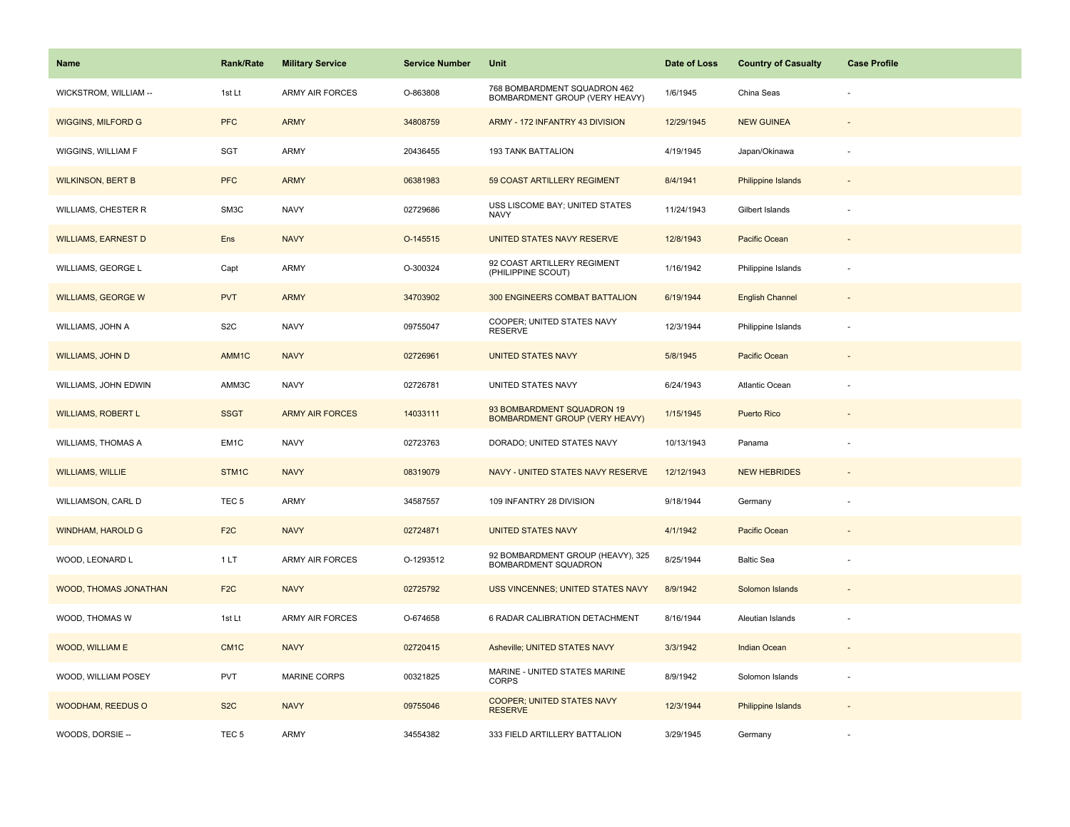| Name | Rank/Rate | Military Service | Service Number | Unit | Date of Loss | Country of Casualty | Case Profile |
| --- | --- | --- | --- | --- | --- | --- | --- |
| WICKSTROM, WILLIAM -- | 1st Lt | ARMY AIR FORCES | O-863808 | 768 BOMBARDMENT SQUADRON 462 BOMBARDMENT GROUP (VERY HEAVY) | 1/6/1945 | China Seas | - |
| WIGGINS, MILFORD G | PFC | ARMY | 34808759 | ARMY - 172 INFANTRY 43 DIVISION | 12/29/1945 | NEW GUINEA | - |
| WIGGINS, WILLIAM F | SGT | ARMY | 20436455 | 193 TANK BATTALION | 4/19/1945 | Japan/Okinawa | - |
| WILKINSON, BERT B | PFC | ARMY | 06381983 | 59 COAST ARTILLERY REGIMENT | 8/4/1941 | Philippine Islands | - |
| WILLIAMS, CHESTER R | SM3C | NAVY | 02729686 | USS LISCOME BAY; UNITED STATES NAVY | 11/24/1943 | Gilbert Islands | - |
| WILLIAMS, EARNEST D | Ens | NAVY | O-145515 | UNITED STATES NAVY RESERVE | 12/8/1943 | Pacific Ocean | - |
| WILLIAMS, GEORGE L | Capt | ARMY | O-300324 | 92 COAST ARTILLERY REGIMENT (PHILIPPINE SCOUT) | 1/16/1942 | Philippine Islands | - |
| WILLIAMS, GEORGE W | PVT | ARMY | 34703902 | 300 ENGINEERS COMBAT BATTALION | 6/19/1944 | English Channel | - |
| WILLIAMS, JOHN A | S2C | NAVY | 09755047 | COOPER; UNITED STATES NAVY RESERVE | 12/3/1944 | Philippine Islands | - |
| WILLIAMS, JOHN D | AMM1C | NAVY | 02726961 | UNITED STATES NAVY | 5/8/1945 | Pacific Ocean | - |
| WILLIAMS, JOHN EDWIN | AMM3C | NAVY | 02726781 | UNITED STATES NAVY | 6/24/1943 | Atlantic Ocean | - |
| WILLIAMS, ROBERT L | SSGT | ARMY AIR FORCES | 14033111 | 93 BOMBARDMENT SQUADRON 19 BOMBARDMENT GROUP (VERY HEAVY) | 1/15/1945 | Puerto Rico | - |
| WILLIAMS, THOMAS A | EM1C | NAVY | 02723763 | DORADO; UNITED STATES NAVY | 10/13/1943 | Panama | - |
| WILLIAMS, WILLIE | STM1C | NAVY | 08319079 | NAVY - UNITED STATES NAVY RESERVE | 12/12/1943 | NEW HEBRIDES | - |
| WILLIAMSON, CARL D | TEC 5 | ARMY | 34587557 | 109 INFANTRY 28 DIVISION | 9/18/1944 | Germany | - |
| WINDHAM, HAROLD G | F2C | NAVY | 02724871 | UNITED STATES NAVY | 4/1/1942 | Pacific Ocean | - |
| WOOD, LEONARD L | 1 LT | ARMY AIR FORCES | O-1293512 | 92 BOMBARDMENT GROUP (HEAVY), 325 BOMBARDMENT SQUADRON | 8/25/1944 | Baltic Sea | - |
| WOOD, THOMAS JONATHAN | F2C | NAVY | 02725792 | USS VINCENNES; UNITED STATES NAVY | 8/9/1942 | Solomon Islands | - |
| WOOD, THOMAS W | 1st Lt | ARMY AIR FORCES | O-674658 | 6 RADAR CALIBRATION DETACHMENT | 8/16/1944 | Aleutian Islands | - |
| WOOD, WILLIAM E | CM1C | NAVY | 02720415 | Asheville; UNITED STATES NAVY | 3/3/1942 | Indian Ocean | - |
| WOOD, WILLIAM POSEY | PVT | MARINE CORPS | 00321825 | MARINE - UNITED STATES MARINE CORPS | 8/9/1942 | Solomon Islands | - |
| WOODHAM, REEDUS O | S2C | NAVY | 09755046 | COOPER; UNITED STATES NAVY RESERVE | 12/3/1944 | Philippine Islands | - |
| WOODS, DORSIE -- | TEC 5 | ARMY | 34554382 | 333 FIELD ARTILLERY BATTALION | 3/29/1945 | Germany | - |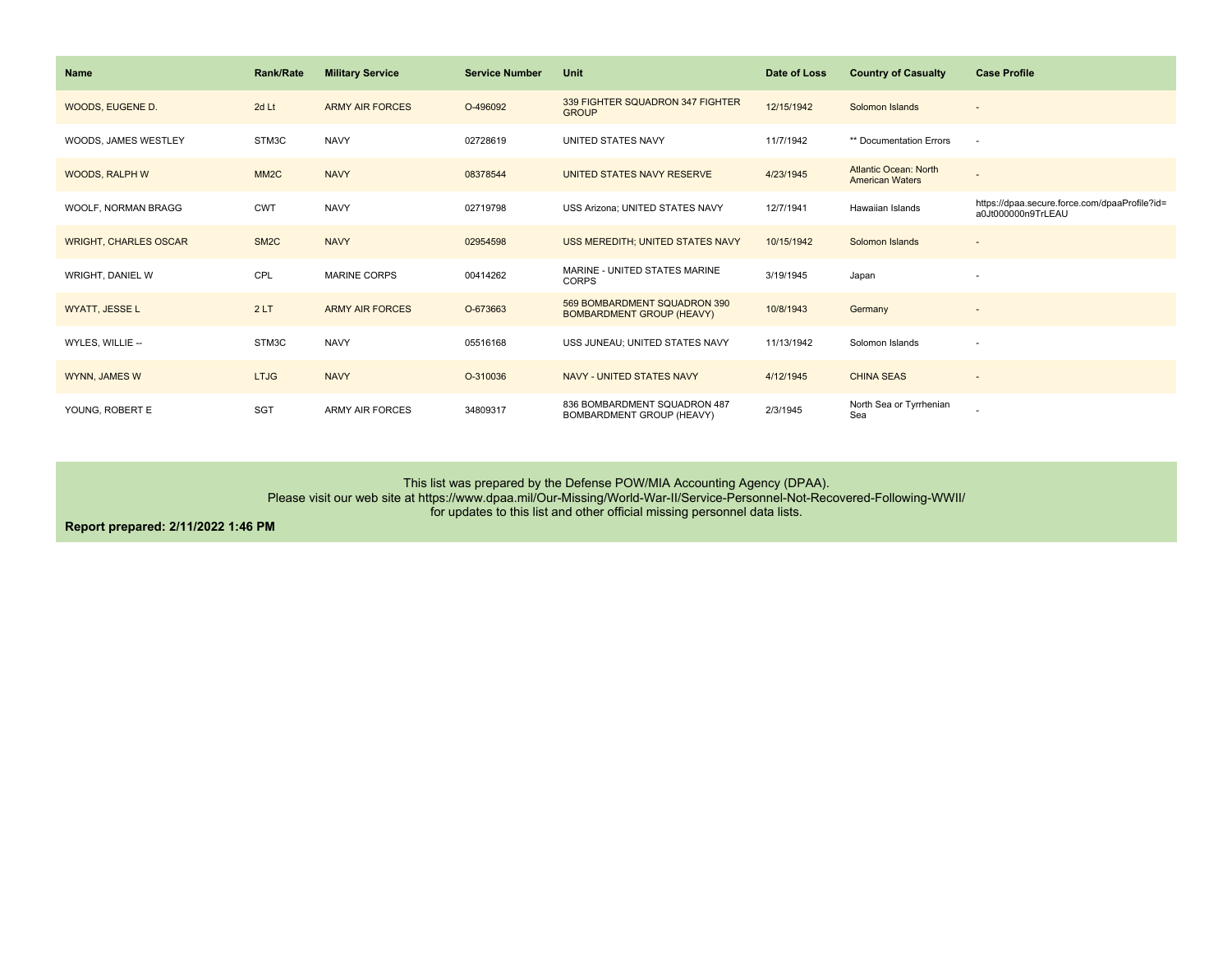| Name | Rank/Rate | Military Service | Service Number | Unit | Date of Loss | Country of Casualty | Case Profile |
| --- | --- | --- | --- | --- | --- | --- | --- |
| WOODS, EUGENE D. | 2d Lt | ARMY AIR FORCES | O-496092 | 339 FIGHTER SQUADRON 347 FIGHTER GROUP | 12/15/1942 | Solomon Islands | - |
| WOODS, JAMES WESTLEY | STM3C | NAVY | 02728619 | UNITED STATES NAVY | 11/7/1942 | ** Documentation Errors | - |
| WOODS, RALPH W | MM2C | NAVY | 08378544 | UNITED STATES NAVY RESERVE | 4/23/1945 | Atlantic Ocean: North American Waters | - |
| WOOLF, NORMAN BRAGG | CWT | NAVY | 02719798 | USS Arizona; UNITED STATES NAVY | 12/7/1941 | Hawaiian Islands | https://dpaa.secure.force.com/dpaaProfile?id=a0Jt000000n9TrLEAU |
| WRIGHT, CHARLES OSCAR | SM2C | NAVY | 02954598 | USS MEREDITH; UNITED STATES NAVY | 10/15/1942 | Solomon Islands | - |
| WRIGHT, DANIEL W | CPL | MARINE CORPS | 00414262 | MARINE - UNITED STATES MARINE CORPS | 3/19/1945 | Japan | - |
| WYATT, JESSE L | 2 LT | ARMY AIR FORCES | O-673663 | 569 BOMBARDMENT SQUADRON 390 BOMBARDMENT GROUP (HEAVY) | 10/8/1943 | Germany | - |
| WYLES, WILLIE -- | STM3C | NAVY | 05516168 | USS JUNEAU; UNITED STATES NAVY | 11/13/1942 | Solomon Islands | - |
| WYNN, JAMES W | LTJG | NAVY | O-310036 | NAVY - UNITED STATES NAVY | 4/12/1945 | CHINA SEAS | - |
| YOUNG, ROBERT E | SGT | ARMY AIR FORCES | 34809317 | 836 BOMBARDMENT SQUADRON 487 BOMBARDMENT GROUP (HEAVY) | 2/3/1945 | North Sea or Tyrrhenian Sea | - |

This list was prepared by the Defense POW/MIA Accounting Agency (DPAA).
Please visit our web site at https://www.dpaa.mil/Our-Missing/World-War-II/Service-Personnel-Not-Recovered-Following-WWII/ for updates to this list and other official missing personnel data lists.

**Report prepared: 2/11/2022 1:46 PM**